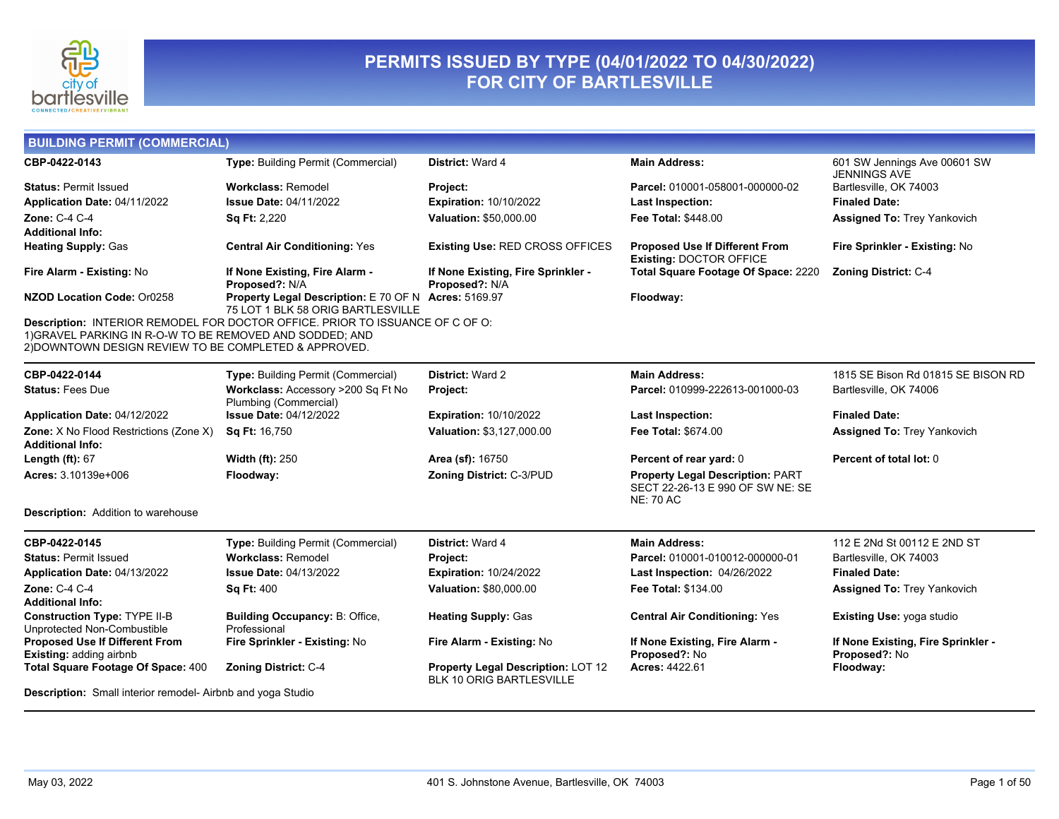# PERMITS ISSUED BY TYPE (04/01/2022 TO 04/30/2022) FOR CITY OF BARTLESVILLE

## BUILDING PERMIT (COMMERCIAL)

**CBP-0422-0143**
**Type:** Building Permit (Commercial)
**District:** Ward 4
**Main Address:** 601 SW Jennings Ave 00601 SW JENNINGS AVE Bartlesville, OK 74003
**Status:** Permit Issued
**Workclass:** Remodel
**Project:**
**Parcel:** 010001-058001-000000-02
**Application Date:** 04/11/2022
**Issue Date:** 04/11/2022
**Expiration:** 10/10/2022
**Last Inspection:**
**Finaled Date:**
**Zone:** C-4 C-4
**Sq Ft:** 2,220
**Valuation:** $50,000.00
**Fee Total:** $448.00
**Assigned To:** Trey Yankovich
**Additional Info:**
**Heating Supply:** Gas
**Central Air Conditioning:** Yes
**Existing Use:** RED CROSS OFFICES
**Proposed Use If Different From Existing:** DOCTOR OFFICE
**Fire Sprinkler - Existing:** No
**Fire Alarm - Existing:** No
**If None Existing, Fire Alarm - Proposed?:** N/A
**If None Existing, Fire Sprinkler - Proposed?:** N/A
**Total Square Footage Of Space:** 2220
**Zoning District:** C-4
**NZOD Location Code:** Or0258
**Property Legal Description:** E 70 OF N 75 LOT 1 BLK 58 ORIG BARTLESVILLE
**Acres:** 5169.97
**Floodway:**

**Description:** INTERIOR REMODEL FOR DOCTOR OFFICE. PRIOR TO ISSUANCE OF C OF O: 1)GRAVEL PARKING IN R-O-W TO BE REMOVED AND SODDED; AND 2)DOWNTOWN DESIGN REVIEW TO BE COMPLETED & APPROVED.

---

**CBP-0422-0144**
**Type:** Building Permit (Commercial)
**District:** Ward 2
**Main Address:** 1815 SE Bison Rd 01815 SE BISON RD Bartlesville, OK 74006
**Status:** Fees Due
**Workclass:** Accessory >200 Sq Ft No Plumbing (Commercial)
**Project:**
**Parcel:** 010999-222613-001000-03
**Application Date:** 04/12/2022
**Issue Date:** 04/12/2022
**Expiration:** 10/10/2022
**Last Inspection:**
**Finaled Date:**
**Zone:** X No Flood Restrictions (Zone X)
**Sq Ft:** 16,750
**Valuation:** $3,127,000.00
**Fee Total:** $674.00
**Assigned To:** Trey Yankovich
**Additional Info:**
**Length (ft):** 67
**Width (ft):** 250
**Area (sf):** 16750
**Percent of rear yard:** 0
**Percent of total lot:** 0
**Acres:** 3.10139e+006
**Floodway:**
**Zoning District:** C-3/PUD
**Property Legal Description:** PART SECT 22-26-13 E 990 OF SW NE: SE NE: 70 AC

**Description:** Addition to warehouse

---

**CBP-0422-0145**
**Type:** Building Permit (Commercial)
**District:** Ward 4
**Main Address:** 112 E 2Nd St 00112 E 2ND ST Bartlesville, OK 74003
**Status:** Permit Issued
**Workclass:** Remodel
**Project:**
**Parcel:** 010001-010012-000000-01
**Application Date:** 04/13/2022
**Issue Date:** 04/13/2022
**Expiration:** 10/24/2022
**Last Inspection:** 04/26/2022
**Finaled Date:**
**Zone:** C-4 C-4
**Sq Ft:** 400
**Valuation:** $80,000.00
**Fee Total:** $134.00
**Assigned To:** Trey Yankovich
**Additional Info:**
**Construction Type:** TYPE II-B Unprotected Non-Combustible
**Building Occupancy:** B: Office, Professional
**Heating Supply:** Gas
**Central Air Conditioning:** Yes
**Existing Use:** yoga studio
**Proposed Use If Different From Existing:** adding airbnb
**Fire Sprinkler - Existing:** No
**Fire Alarm - Existing:** No
**If None Existing, Fire Alarm - Proposed?:** No
**If None Existing, Fire Sprinkler - Proposed?:** No
**Total Square Footage Of Space:** 400
**Zoning District:** C-4
**Property Legal Description:** LOT 12 BLK 10 ORIG BARTLESVILLE
**Acres:** 4422.61
**Floodway:**

**Description:** Small interior remodel- Airbnb and yoga Studio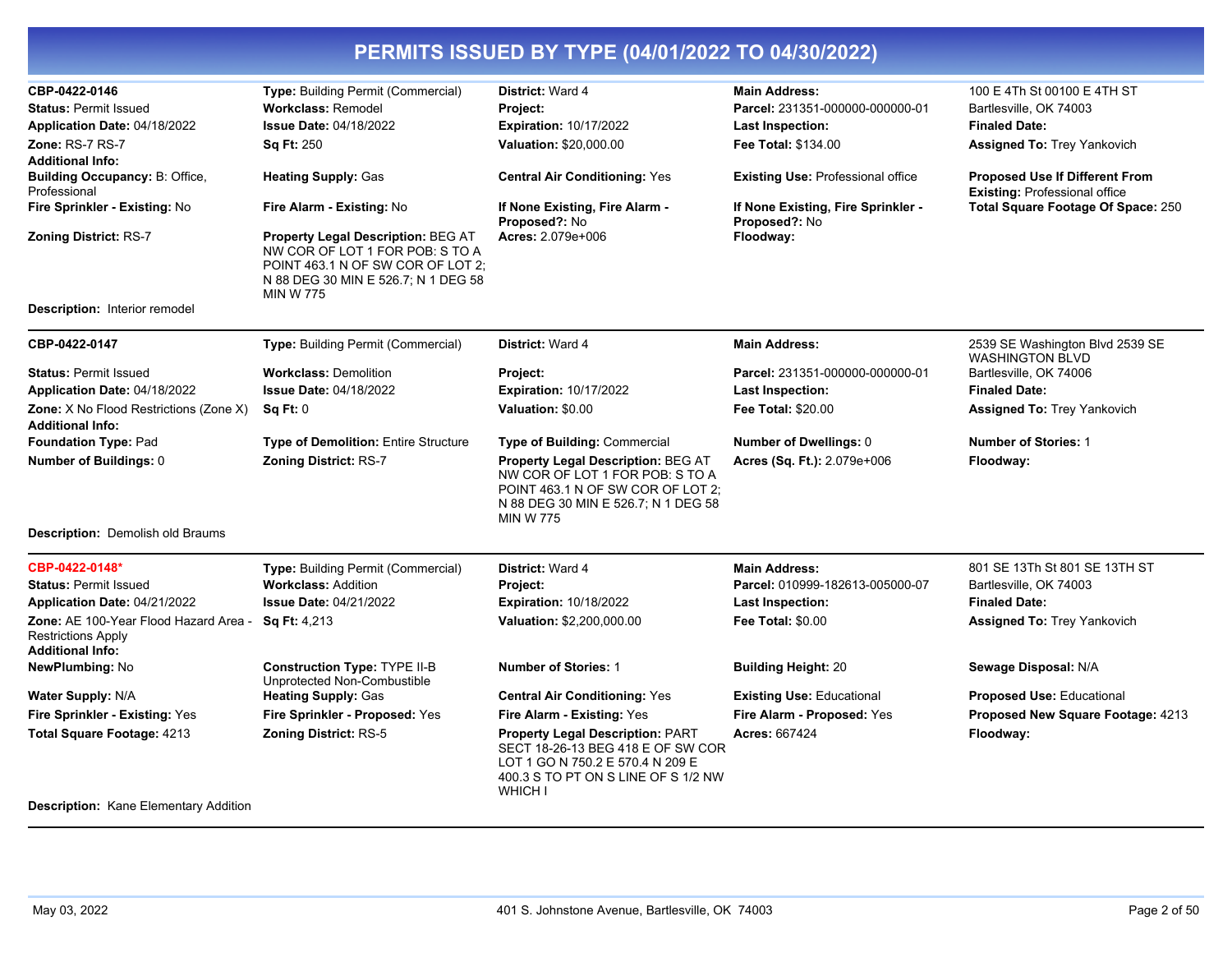# PERMITS ISSUED BY TYPE (04/01/2022 TO 04/30/2022)

**CBP-0422-0146**
**Type:** Building Permit (Commercial)
**District:** Ward 4
**Main Address:** 100 E 4Th St 00100 E 4TH ST Bartlesville, OK 74003
**Status:** Permit Issued
**Workclass:** Remodel
**Project:**
**Parcel:** 231351-000000-000000-01
**Application Date:** 04/18/2022
**Issue Date:** 04/18/2022
**Expiration:** 10/17/2022
**Last Inspection:**
**Finaled Date:**
**Zone:** RS-7 RS-7
**Sq Ft:** 250
**Valuation:** $20,000.00
**Fee Total:** $134.00
**Assigned To:** Trey Yankovich
**Additional Info:**
**Building Occupancy:** B: Office, Professional
**Heating Supply:** Gas
**Central Air Conditioning:** Yes
**Existing Use:** Professional office
**Proposed Use If Different From Existing:** Professional office
**Fire Sprinkler - Existing:** No
**Fire Alarm - Existing:** No
**If None Existing, Fire Alarm - Proposed?:** No
**If None Existing, Fire Sprinkler - Proposed?:** No
**Total Square Footage Of Space:** 250
**Zoning District:** RS-7
**Property Legal Description:** BEG AT NW COR OF LOT 1 FOR POB: S TO A POINT 463.1 N OF SW COR OF LOT 2; N 88 DEG 30 MIN E 526.7; N 1 DEG 58 MIN W 775
**Acres:** 2.079e+006
**Floodway:**

**Description:** Interior remodel

---

**CBP-0422-0147**
**Type:** Building Permit (Commercial)
**District:** Ward 4
**Main Address:** 2539 SE Washington Blvd 2539 SE WASHINGTON BLVD Bartlesville, OK 74006
**Status:** Permit Issued
**Workclass:** Demolition
**Project:**
**Parcel:** 231351-000000-000000-01
**Application Date:** 04/18/2022
**Issue Date:** 04/18/2022
**Expiration:** 10/17/2022
**Last Inspection:**
**Finaled Date:**
**Zone:** X No Flood Restrictions (Zone X)
**Sq Ft:** 0
**Valuation:** $0.00
**Fee Total:** $20.00
**Assigned To:** Trey Yankovich
**Additional Info:**
**Foundation Type:** Pad
**Type of Demolition:** Entire Structure
**Type of Building:** Commercial
**Number of Dwellings:** 0
**Number of Stories:** 1
**Number of Buildings:** 0
**Zoning District:** RS-7
**Property Legal Description:** BEG AT NW COR OF LOT 1 FOR POB: S TO A POINT 463.1 N OF SW COR OF LOT 2; N 88 DEG 30 MIN E 526.7; N 1 DEG 58 MIN W 775
**Acres (Sq. Ft.):** 2.079e+006
**Floodway:**

**Description:** Demolish old Braums

---

**CBP-0422-0148***
**Type:** Building Permit (Commercial)
**District:** Ward 4
**Main Address:** 801 SE 13Th St 801 SE 13TH ST Bartlesville, OK 74003
**Status:** Permit Issued
**Workclass:** Addition
**Project:**
**Parcel:** 010999-182613-005000-07
**Application Date:** 04/21/2022
**Issue Date:** 04/21/2022
**Expiration:** 10/18/2022
**Last Inspection:**
**Finaled Date:**
**Zone:** AE 100-Year Flood Hazard Area - Restrictions Apply
**Sq Ft:** 4,213
**Valuation:** $2,200,000.00
**Fee Total:** $0.00
**Assigned To:** Trey Yankovich
**Additional Info:**
**NewPlumbing:** No
**Construction Type:** TYPE II-B Unprotected Non-Combustible
**Number of Stories:** 1
**Building Height:** 20
**Sewage Disposal:** N/A
**Water Supply:** N/A
**Heating Supply:** Gas
**Central Air Conditioning:** Yes
**Existing Use:** Educational
**Proposed Use:** Educational
**Fire Sprinkler - Existing:** Yes
**Fire Sprinkler - Proposed:** Yes
**Fire Alarm - Existing:** Yes
**Fire Alarm - Proposed:** Yes
**Proposed New Square Footage:** 4213
**Total Square Footage:** 4213
**Zoning District:** RS-5
**Property Legal Description:** PART SECT 18-26-13 BEG 418 E OF SW COR LOT 1 GO N 750.2 E 570.4 N 209 E 400.3 S TO PT ON S LINE OF S 1/2 NW WHICH I
**Acres:** 667424
**Floodway:**

**Description:** Kane Elementary Addition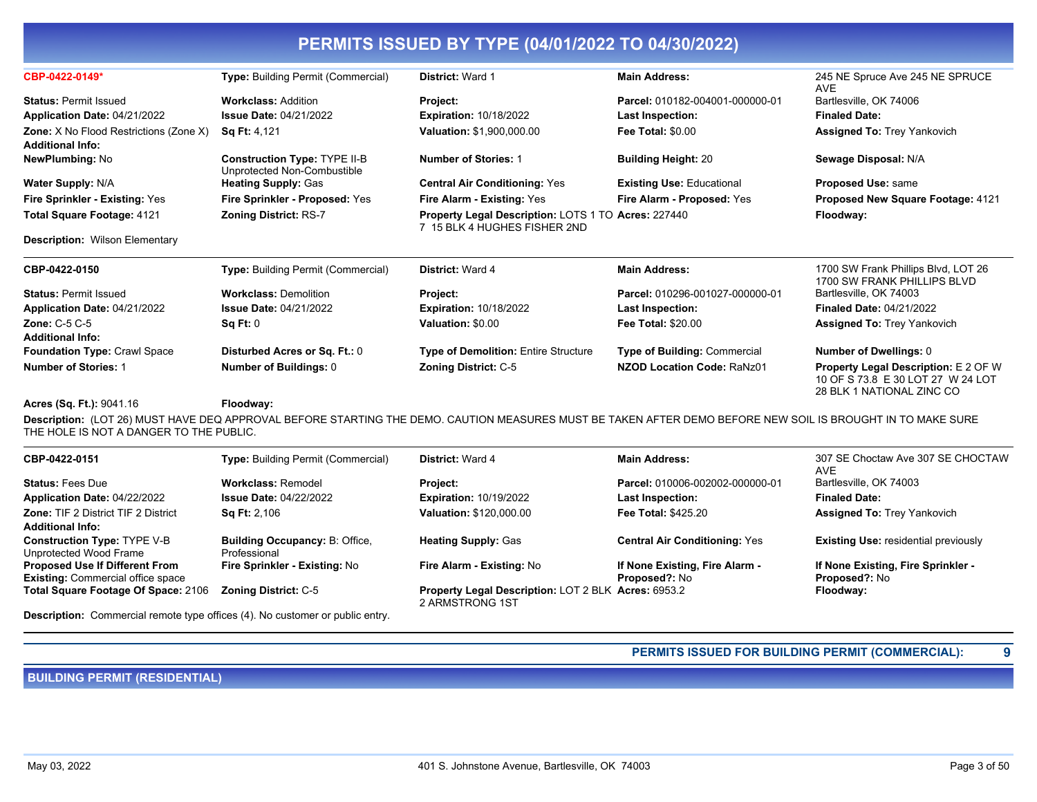# PERMITS ISSUED BY TYPE (04/01/2022 TO 04/30/2022)

| | | | | |
|---|---|---|---|---|
| **CBP-0422-0149*** | **Type:** Building Permit (Commercial) | **District:** Ward 1 | **Main Address:** | 245 NE Spruce Ave 245 NE SPRUCE AVE |
| **Status:** Permit Issued | **Workclass:** Addition | **Project:** | **Parcel:** 010182-004001-000000-01 | Bartlesville, OK 74006 |
| **Application Date:** 04/21/2022 | **Issue Date:** 04/21/2022 | **Expiration:** 10/18/2022 | **Last Inspection:** | **Finaled Date:** |
| **Zone:** X No Flood Restrictions (Zone X) | **Sq Ft:** 4,121 | **Valuation:** $1,900,000.00 | **Fee Total:** $0.00 | **Assigned To:** Trey Yankovich |
| **Additional Info:** | | | | |
| **NewPlumbing:** No | **Construction Type:** TYPE II-B Unprotected Non-Combustible | **Number of Stories:** 1 | **Building Height:** 20 | **Sewage Disposal:** N/A |
| **Water Supply:** N/A | **Heating Supply:** Gas | **Central Air Conditioning:** Yes | **Existing Use:** Educational | **Proposed Use:** same |
| **Fire Sprinkler - Existing:** Yes | **Fire Sprinkler - Proposed:** Yes | **Fire Alarm - Existing:** Yes | **Fire Alarm - Proposed:** Yes | **Proposed New Square Footage:** 4121 |
| **Total Square Footage:** 4121 | **Zoning District:** RS-7 | **Property Legal Description:** LOTS 1 TO 7 15 BLK 4 HUGHES FISHER 2ND | **Acres:** 227440 | **Floodway:** |

**Description:** Wilson Elementary

| | | | | |
|---|---|---|---|---|
| **CBP-0422-0150** | **Type:** Building Permit (Commercial) | **District:** Ward 4 | **Main Address:** | 1700 SW Frank Phillips Blvd, LOT 26 1700 SW FRANK PHILLIPS BLVD |
| **Status:** Permit Issued | **Workclass:** Demolition | **Project:** | **Parcel:** 010296-001027-000000-01 | Bartlesville, OK 74003 |
| **Application Date:** 04/21/2022 | **Issue Date:** 04/21/2022 | **Expiration:** 10/18/2022 | **Last Inspection:** | **Finaled Date:** 04/21/2022 |
| **Zone:** C-5 C-5 | **Sq Ft:** 0 | **Valuation:** $0.00 | **Fee Total:** $20.00 | **Assigned To:** Trey Yankovich |
| **Additional Info:** | | | | |
| **Foundation Type:** Crawl Space | **Disturbed Acres or Sq. Ft.:** 0 | **Type of Demolition:** Entire Structure | **Type of Building:** Commercial | **Number of Dwellings:** 0 |
| **Number of Stories:** 1 | **Number of Buildings:** 0 | **Zoning District:** C-5 | **NZOD Location Code:** RaNz01 | **Property Legal Description:** E 2 OF W 10 OF S 73.8 E 30 LOT 27 W 24 LOT 28 BLK 1 NATIONAL ZINC CO |
| **Acres (Sq. Ft.):** 9041.16 | **Floodway:** | | | |

**Description:** (LOT 26) MUST HAVE DEQ APPROVAL BEFORE STARTING THE DEMO. CAUTION MEASURES MUST BE TAKEN AFTER DEMO BEFORE NEW SOIL IS BROUGHT IN TO MAKE SURE THE HOLE IS NOT A DANGER TO THE PUBLIC.

| | | | | |
|---|---|---|---|---|
| **CBP-0422-0151** | **Type:** Building Permit (Commercial) | **District:** Ward 4 | **Main Address:** | 307 SE Choctaw Ave 307 SE CHOCTAW AVE |
| **Status:** Fees Due | **Workclass:** Remodel | **Project:** | **Parcel:** 010006-002002-000000-01 | Bartlesville, OK 74003 |
| **Application Date:** 04/22/2022 | **Issue Date:** 04/22/2022 | **Expiration:** 10/19/2022 | **Last Inspection:** | **Finaled Date:** |
| **Zone:** TIF 2 District TIF 2 District | **Sq Ft:** 2,106 | **Valuation:** $120,000.00 | **Fee Total:** $425.20 | **Assigned To:** Trey Yankovich |
| **Additional Info:** | | | | |
| **Construction Type:** TYPE V-B Unprotected Wood Frame | **Building Occupancy:** B: Office, Professional | **Heating Supply:** Gas | **Central Air Conditioning:** Yes | **Existing Use:** residential previously |
| **Proposed Use If Different From Existing:** Commercial office space | **Fire Sprinkler - Existing:** No | **Fire Alarm - Existing:** No | **If None Existing, Fire Alarm - Proposed?:** No | **If None Existing, Fire Sprinkler - Proposed?:** No |
| **Total Square Footage Of Space:** 2106 | **Zoning District:** C-5 | **Property Legal Description:** LOT 2 BLK 2 ARMSTRONG 1ST | **Acres:** 6953.2 | **Floodway:** |

**Description:** Commercial remote type offices (4). No customer or public entry.

**PERMITS ISSUED FOR BUILDING PERMIT (COMMERCIAL): 9**

## BUILDING PERMIT (RESIDENTIAL)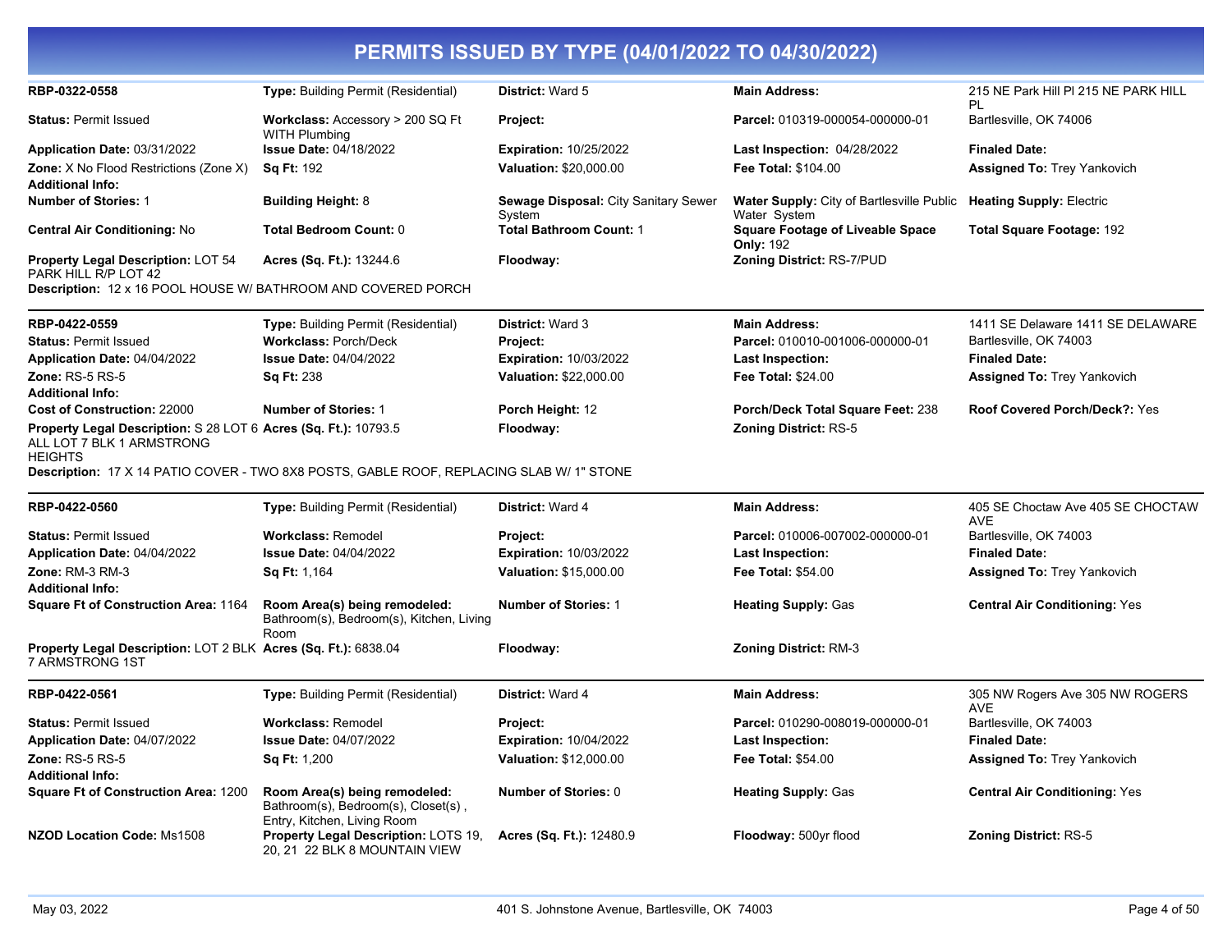# PERMITS ISSUED BY TYPE (04/01/2022 TO 04/30/2022)

| | | | | |
|---|---|---|---|---|
| **RBP-0322-0558** | **Type:** Building Permit (Residential) | **District:** Ward 5 | **Main Address:** | 215 NE Park Hill Pl 215 NE PARK HILL PL |
| **Status:** Permit Issued | **Workclass:** Accessory > 200 SQ Ft WITH Plumbing | **Project:** | **Parcel:** 010319-000054-000000-01 | Bartlesville, OK 74006 |
| **Application Date:** 03/31/2022 | **Issue Date:** 04/18/2022 | **Expiration:** 10/25/2022 | **Last Inspection:** 04/28/2022 | **Finaled Date:** |
| **Zone:** X No Flood Restrictions (Zone X) | **Sq Ft:** 192 | **Valuation:** $20,000.00 | **Fee Total:** $104.00 | **Assigned To:** Trey Yankovich |
| **Additional Info:** | | | | |
| **Number of Stories:** 1 | **Building Height:** 8 | **Sewage Disposal:** City Sanitary Sewer System | **Water Supply:** City of Bartlesville Public Water System | **Heating Supply:** Electric |
| **Central Air Conditioning:** No | **Total Bedroom Count:** 0 | **Total Bathroom Count:** 1 | **Square Footage of Liveable Space Only:** 192 | **Total Square Footage:** 192 |
| **Property Legal Description:** LOT 54 PARK HILL R/P LOT 42 | **Acres (Sq. Ft.):** 13244.6 | **Floodway:** | **Zoning District:** RS-7/PUD | |

**Description:** 12 x 16 POOL HOUSE W/ BATHROOM AND COVERED PORCH

| | | | | |
|---|---|---|---|---|
| **RBP-0422-0559** | **Type:** Building Permit (Residential) | **District:** Ward 3 | **Main Address:** | 1411 SE Delaware 1411 SE DELAWARE |
| **Status:** Permit Issued | **Workclass:** Porch/Deck | **Project:** | **Parcel:** 010010-001006-000000-01 | Bartlesville, OK 74003 |
| **Application Date:** 04/04/2022 | **Issue Date:** 04/04/2022 | **Expiration:** 10/03/2022 | **Last Inspection:** | **Finaled Date:** |
| **Zone:** RS-5 RS-5 | **Sq Ft:** 238 | **Valuation:** $22,000.00 | **Fee Total:** $24.00 | **Assigned To:** Trey Yankovich |
| **Additional Info:** | | | | |
| **Cost of Construction:** 22000 | **Number of Stories:** 1 | **Porch Height:** 12 | **Porch/Deck Total Square Feet:** 238 | **Roof Covered Porch/Deck?:** Yes |
| **Property Legal Description:** S 28 LOT 6 ALL LOT 7 BLK 1 ARMSTRONG HEIGHTS | **Acres (Sq. Ft.):** 10793.5 | **Floodway:** | **Zoning District:** RS-5 | |

**Description:** 17 X 14 PATIO COVER - TWO 8X8 POSTS, GABLE ROOF, REPLACING SLAB W/ 1" STONE

| | | | | |
|---|---|---|---|---|
| **RBP-0422-0560** | **Type:** Building Permit (Residential) | **District:** Ward 4 | **Main Address:** | 405 SE Choctaw Ave 405 SE CHOCTAW AVE |
| **Status:** Permit Issued | **Workclass:** Remodel | **Project:** | **Parcel:** 010006-007002-000000-01 | Bartlesville, OK 74003 |
| **Application Date:** 04/04/2022 | **Issue Date:** 04/04/2022 | **Expiration:** 10/03/2022 | **Last Inspection:** | **Finaled Date:** |
| **Zone:** RM-3 RM-3 | **Sq Ft:** 1,164 | **Valuation:** $15,000.00 | **Fee Total:** $54.00 | **Assigned To:** Trey Yankovich |
| **Additional Info:** | | | | |
| **Square Ft of Construction Area:** 1164 | **Room Area(s) being remodeled:** Bathroom(s), Bedroom(s), Kitchen, Living Room | **Number of Stories:** 1 | **Heating Supply:** Gas | **Central Air Conditioning:** Yes |
| **Property Legal Description:** LOT 2 BLK 7 ARMSTRONG 1ST | **Acres (Sq. Ft.):** 6838.04 | **Floodway:** | **Zoning District:** RM-3 | |

| | | | | |
|---|---|---|---|---|
| **RBP-0422-0561** | **Type:** Building Permit (Residential) | **District:** Ward 4 | **Main Address:** | 305 NW Rogers Ave 305 NW ROGERS AVE |
| **Status:** Permit Issued | **Workclass:** Remodel | **Project:** | **Parcel:** 010290-008019-000000-01 | Bartlesville, OK 74003 |
| **Application Date:** 04/07/2022 | **Issue Date:** 04/07/2022 | **Expiration:** 10/04/2022 | **Last Inspection:** | **Finaled Date:** |
| **Zone:** RS-5 RS-5 | **Sq Ft:** 1,200 | **Valuation:** $12,000.00 | **Fee Total:** $54.00 | **Assigned To:** Trey Yankovich |
| **Additional Info:** | | | | |
| **Square Ft of Construction Area:** 1200 | **Room Area(s) being remodeled:** Bathroom(s), Bedroom(s), Closet(s) , Entry, Kitchen, Living Room | **Number of Stories:** 0 | **Heating Supply:** Gas | **Central Air Conditioning:** Yes |
| **NZOD Location Code:** Ms1508 | **Property Legal Description:** LOTS 19, 20, 21 22 BLK 8 MOUNTAIN VIEW | **Acres (Sq. Ft.):** 12480.9 | **Floodway:** 500yr flood | **Zoning District:** RS-5 |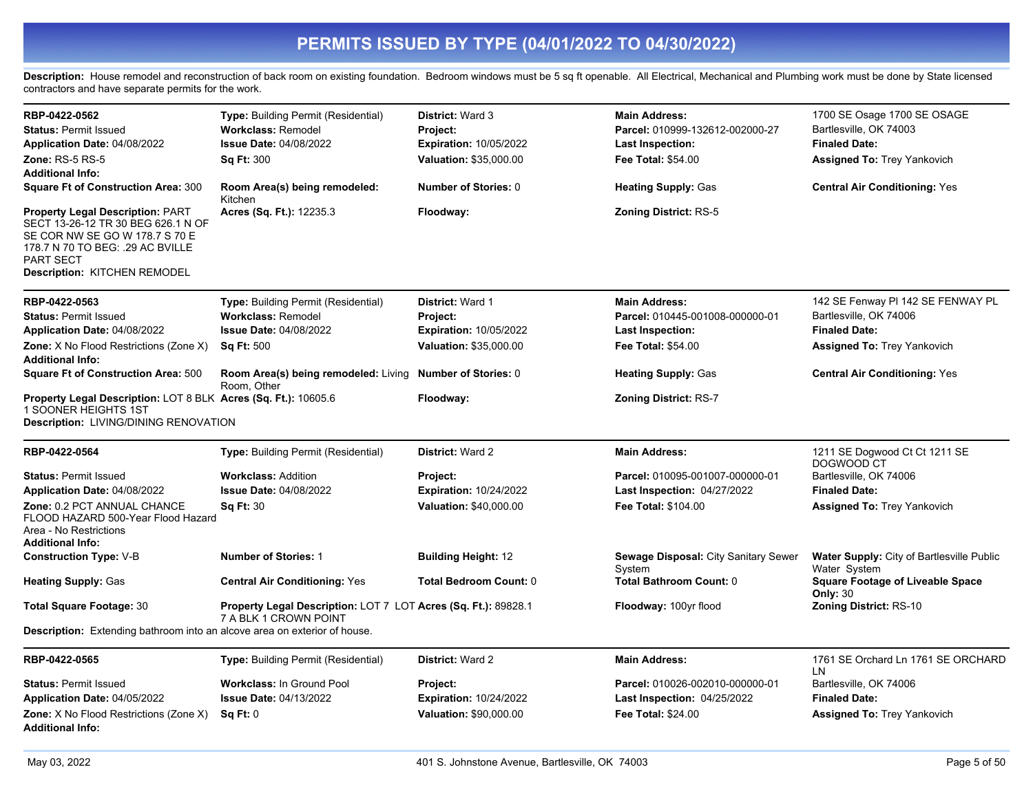# PERMITS ISSUED BY TYPE (04/01/2022 TO 04/30/2022)

**Description:** House remodel and reconstruction of back room on existing foundation. Bedroom windows must be 5 sq ft openable. All Electrical, Mechanical and Plumbing work must be done by State licensed contractors and have separate permits for the work.

---

| RBP-0422-0562 | **Type:** Building Permit (Residential) | **District:** Ward 3 | **Main Address:** | 1700 SE Osage 1700 SE OSAGE |
|---|---|---|---|---|
| **Status:** Permit Issued | **Workclass:** Remodel | **Project:** | **Parcel:** 010999-132612-002000-27 | Bartlesville, OK 74003 |
| **Application Date:** 04/08/2022 | **Issue Date:** 04/08/2022 | **Expiration:** 10/05/2022 | **Last Inspection:** | **Finaled Date:** |
| **Zone:** RS-5 RS-5 | **Sq Ft:** 300 | **Valuation:** $35,000.00 | **Fee Total:** $54.00 | **Assigned To:** Trey Yankovich |
| **Additional Info:** | | | | |
| **Square Ft of Construction Area:** 300 | **Room Area(s) being remodeled:** Kitchen | **Number of Stories:** 0 | **Heating Supply:** Gas | **Central Air Conditioning:** Yes |
| **Property Legal Description:** PART SECT 13-26-12 TR 30 BEG 626.1 N OF SE COR NW SE GO W 178.7 S 70 E 178.7 N 70 TO BEG: .29 AC BVILLE PART SECT | **Acres (Sq. Ft.):** 12235.3 | **Floodway:** | **Zoning District:** RS-5 | |

**Description:** KITCHEN REMODEL

---

| RBP-0422-0563 | **Type:** Building Permit (Residential) | **District:** Ward 1 | **Main Address:** | 142 SE Fenway Pl 142 SE FENWAY PL |
|---|---|---|---|---|
| **Status:** Permit Issued | **Workclass:** Remodel | **Project:** | **Parcel:** 010445-001008-000000-01 | Bartlesville, OK 74006 |
| **Application Date:** 04/08/2022 | **Issue Date:** 04/08/2022 | **Expiration:** 10/05/2022 | **Last Inspection:** | **Finaled Date:** |
| **Zone:** X No Flood Restrictions (Zone X) | **Sq Ft:** 500 | **Valuation:** $35,000.00 | **Fee Total:** $54.00 | **Assigned To:** Trey Yankovich |
| **Additional Info:** | | | | |
| **Square Ft of Construction Area:** 500 | **Room Area(s) being remodeled:** Living Room, Other | **Number of Stories:** 0 | **Heating Supply:** Gas | **Central Air Conditioning:** Yes |
| **Property Legal Description:** LOT 8 BLK 1 SOONER HEIGHTS 1ST | **Acres (Sq. Ft.):** 10605.6 | **Floodway:** | **Zoning District:** RS-7 | |

**Description:** LIVING/DINING RENOVATION

---

| RBP-0422-0564 | **Type:** Building Permit (Residential) | **District:** Ward 2 | **Main Address:** | 1211 SE Dogwood Ct Ct 1211 SE DOGWOOD CT |
|---|---|---|---|---|
| **Status:** Permit Issued | **Workclass:** Addition | **Project:** | **Parcel:** 010095-001007-000000-01 | Bartlesville, OK 74006 |
| **Application Date:** 04/08/2022 | **Issue Date:** 04/08/2022 | **Expiration:** 10/24/2022 | **Last Inspection:** 04/27/2022 | **Finaled Date:** |
| **Zone:** 0.2 PCT ANNUAL CHANCE FLOOD HAZARD 500-Year Flood Hazard Area - No Restrictions | **Sq Ft:** 30 | **Valuation:** $40,000.00 | **Fee Total:** $104.00 | **Assigned To:** Trey Yankovich |
| **Additional Info:** | | | | |
| **Construction Type:** V-B | **Number of Stories:** 1 | **Building Height:** 12 | **Sewage Disposal:** City Sanitary Sewer System | **Water Supply:** City of Bartlesville Public Water System |
| **Heating Supply:** Gas | **Central Air Conditioning:** Yes | **Total Bedroom Count:** 0 | **Total Bathroom Count:** 0 | **Square Footage of Liveable Space Only:** 30 |
| **Total Square Footage:** 30 | **Property Legal Description:** LOT 7 LOT 7 A BLK 1 CROWN POINT | **Acres (Sq. Ft.):** 89828.1 | **Floodway:** 100yr flood | **Zoning District:** RS-10 |

**Description:** Extending bathroom into an alcove area on exterior of house.

---

| RBP-0422-0565 | **Type:** Building Permit (Residential) | **District:** Ward 2 | **Main Address:** | 1761 SE Orchard Ln 1761 SE ORCHARD LN |
|---|---|---|---|---|
| **Status:** Permit Issued | **Workclass:** In Ground Pool | **Project:** | **Parcel:** 010026-002010-000000-01 | Bartlesville, OK 74006 |
| **Application Date:** 04/05/2022 | **Issue Date:** 04/13/2022 | **Expiration:** 10/24/2022 | **Last Inspection:** 04/25/2022 | **Finaled Date:** |
| **Zone:** X No Flood Restrictions (Zone X) | **Sq Ft:** 0 | **Valuation:** $90,000.00 | **Fee Total:** $24.00 | **Assigned To:** Trey Yankovich |
| **Additional Info:** | | | | |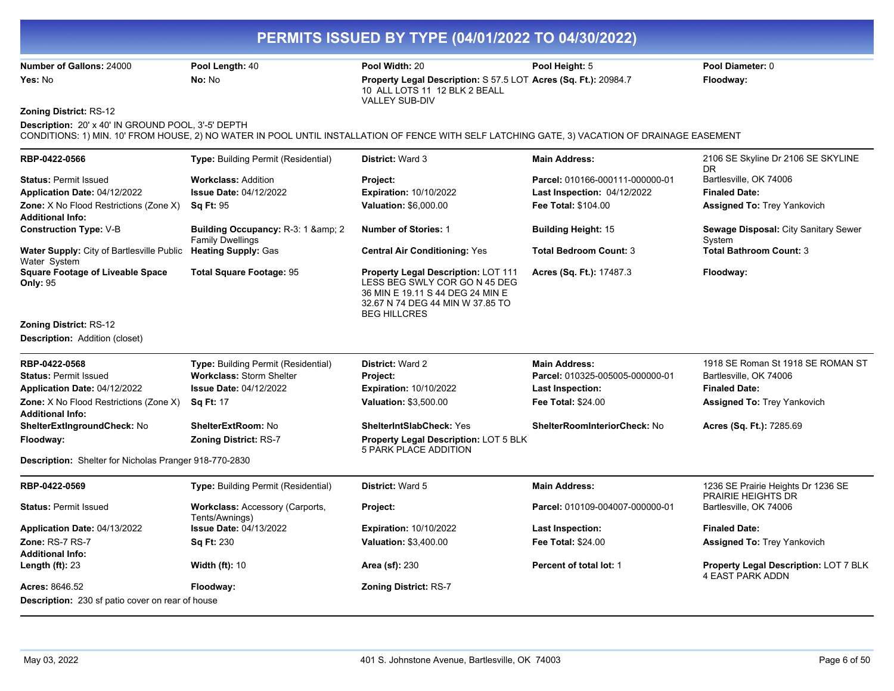# PERMITS ISSUED BY TYPE (04/01/2022 TO 04/30/2022)

| | | | | |
|---|---|---|---|---|
| **Number of Gallons:** 24000 | **Pool Length:** 40 | **Pool Width:** 20 | **Pool Height:** 5 | **Pool Diameter:** 0 |
| **Yes:** No | **No:** No | **Property Legal Description:** S 57.5 LOT 10 ALL LOTS 11 12 BLK 2 BEALL VALLEY SUB-DIV | **Acres (Sq. Ft.):** 20984.7 | **Floodway:** |

**Zoning District:** RS-12

**Description:** 20' x 40' IN GROUND POOL, 3'-5' DEPTH
CONDITIONS: 1) MIN. 10' FROM HOUSE, 2) NO WATER IN POOL UNTIL INSTALLATION OF FENCE WITH SELF LATCHING GATE, 3) VACATION OF DRAINAGE EASEMENT

---

| | | | | |
|---|---|---|---|---|
| **RBP-0422-0566** | **Type:** Building Permit (Residential) | **District:** Ward 3 | **Main Address:** | 2106 SE Skyline Dr 2106 SE SKYLINE DR |
| **Status:** Permit Issued | **Workclass:** Addition | **Project:** | **Parcel:** 010166-000111-000000-01 | Bartlesville, OK 74006 |
| **Application Date:** 04/12/2022 | **Issue Date:** 04/12/2022 | **Expiration:** 10/10/2022 | **Last Inspection:** 04/12/2022 | **Finaled Date:** |
| **Zone:** X No Flood Restrictions (Zone X) | **Sq Ft:** 95 | **Valuation:** $6,000.00 | **Fee Total:** $104.00 | **Assigned To:** Trey Yankovich |
| **Additional Info:** | | | | |
| **Construction Type:** V-B | **Building Occupancy:** R-3: 1 &amp; 2 Family Dwellings | **Number of Stories:** 1 | **Building Height:** 15 | **Sewage Disposal:** City Sanitary Sewer System |
| **Water Supply:** City of Bartlesville Public Water System | **Heating Supply:** Gas | **Central Air Conditioning:** Yes | **Total Bedroom Count:** 3 | **Total Bathroom Count:** 3 |
| **Square Footage of Liveable Space Only:** 95 | **Total Square Footage:** 95 | **Property Legal Description:** LOT 111 LESS BEG SWLY COR GO N 45 DEG 36 MIN E 19.11 S 44 DEG 24 MIN E 32.67 N 74 DEG 44 MIN W 37.85 TO BEG HILLCRES | **Acres (Sq. Ft.):** 17487.3 | **Floodway:** |

**Zoning District:** RS-12

**Description:** Addition (closet)

---

| | | | | |
|---|---|---|---|---|
| **RBP-0422-0568** | **Type:** Building Permit (Residential) | **District:** Ward 2 | **Main Address:** | 1918 SE Roman St 1918 SE ROMAN ST |
| **Status:** Permit Issued | **Workclass:** Storm Shelter | **Project:** | **Parcel:** 010325-005005-000000-01 | Bartlesville, OK 74006 |
| **Application Date:** 04/12/2022 | **Issue Date:** 04/12/2022 | **Expiration:** 10/10/2022 | **Last Inspection:** | **Finaled Date:** |
| **Zone:** X No Flood Restrictions (Zone X) | **Sq Ft:** 17 | **Valuation:** $3,500.00 | **Fee Total:** $24.00 | **Assigned To:** Trey Yankovich |
| **Additional Info:** | | | | |
| **ShelterExtIngroundCheck:** No | **ShelterExtRoom:** No | **ShelterIntSlabCheck:** Yes | **ShelterRoomInteriorCheck:** No | **Acres (Sq. Ft.):** 7285.69 |
| **Floodway:** | **Zoning District:** RS-7 | **Property Legal Description:** LOT 5 BLK 5 PARK PLACE ADDITION | | |

**Description:** Shelter for Nicholas Pranger 918-770-2830

---

| | | | | |
|---|---|---|---|---|
| **RBP-0422-0569** | **Type:** Building Permit (Residential) | **District:** Ward 5 | **Main Address:** | 1236 SE Prairie Heights Dr 1236 SE PRAIRIE HEIGHTS DR |
| **Status:** Permit Issued | **Workclass:** Accessory (Carports, Tents/Awnings) | **Project:** | **Parcel:** 010109-004007-000000-01 | Bartlesville, OK 74006 |
| **Application Date:** 04/13/2022 | **Issue Date:** 04/13/2022 | **Expiration:** 10/10/2022 | **Last Inspection:** | **Finaled Date:** |
| **Zone:** RS-7 RS-7 | **Sq Ft:** 230 | **Valuation:** $3,400.00 | **Fee Total:** $24.00 | **Assigned To:** Trey Yankovich |
| **Additional Info:** | | | | |
| **Length (ft):** 23 | **Width (ft):** 10 | **Area (sf):** 230 | **Percent of total lot:** 1 | **Property Legal Description:** LOT 7 BLK 4 EAST PARK ADDN |
| **Acres:** 8646.52 | **Floodway:** | **Zoning District:** RS-7 | | |

**Description:** 230 sf patio cover on rear of house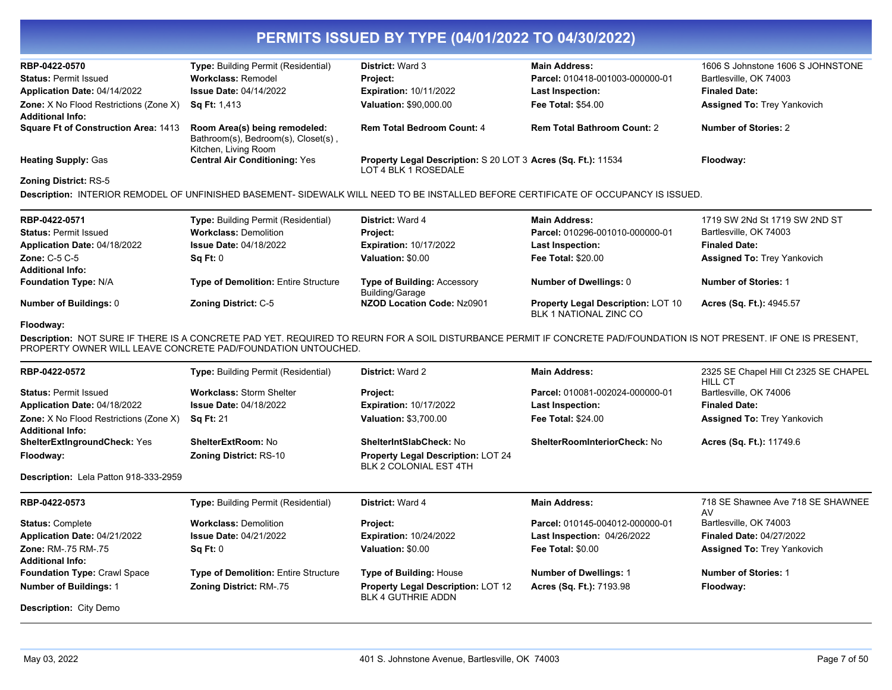# PERMITS ISSUED BY TYPE (04/01/2022 TO 04/30/2022)

| | | | | |
|---|---|---|---|---|
| **RBP-0422-0570** | **Type:** Building Permit (Residential) | **District:** Ward 3 | **Main Address:** | 1606 S Johnstone 1606 S JOHNSTONE |
| **Status:** Permit Issued | **Workclass:** Remodel | **Project:** | **Parcel:** 010418-001003-000000-01 | Bartlesville, OK 74003 |
| **Application Date:** 04/14/2022 | **Issue Date:** 04/14/2022 | **Expiration:** 10/11/2022 | **Last Inspection:** | **Finaled Date:** |
| **Zone:** X No Flood Restrictions (Zone X) | **Sq Ft:** 1,413 | **Valuation:** $90,000.00 | **Fee Total:** $54.00 | **Assigned To:** Trey Yankovich |
| **Additional Info:** | | | | |
| **Square Ft of Construction Area:** 1413 | **Room Area(s) being remodeled:** Bathroom(s), Bedroom(s), Closet(s) , Kitchen, Living Room | **Rem Total Bedroom Count:** 4 | **Rem Total Bathroom Count:** 2 | **Number of Stories:** 2 |
| **Heating Supply:** Gas | **Central Air Conditioning:** Yes | **Property Legal Description:** S 20 LOT 3 LOT 4 BLK 1 ROSEDALE | **Acres (Sq. Ft.):** 11534 | **Floodway:** |
| **Zoning District:** RS-5 | | | | |

**Description:** INTERIOR REMODEL OF UNFINISHED BASEMENT- SIDEWALK WILL NEED TO BE INSTALLED BEFORE CERTIFICATE OF OCCUPANCY IS ISSUED.

---

| | | | | |
|---|---|---|---|---|
| **RBP-0422-0571** | **Type:** Building Permit (Residential) | **District:** Ward 4 | **Main Address:** | 1719 SW 2Nd St 1719 SW 2ND ST |
| **Status:** Permit Issued | **Workclass:** Demolition | **Project:** | **Parcel:** 010296-001010-000000-01 | Bartlesville, OK 74003 |
| **Application Date:** 04/18/2022 | **Issue Date:** 04/18/2022 | **Expiration:** 10/17/2022 | **Last Inspection:** | **Finaled Date:** |
| **Zone:** C-5 C-5 | **Sq Ft:** 0 | **Valuation:** $0.00 | **Fee Total:** $20.00 | **Assigned To:** Trey Yankovich |
| **Additional Info:** | | | | |
| **Foundation Type:** N/A | **Type of Demolition:** Entire Structure | **Type of Building:** Accessory Building/Garage | **Number of Dwellings:** 0 | **Number of Stories:** 1 |
| **Number of Buildings:** 0 | **Zoning District:** C-5 | **NZOD Location Code:** Nz0901 | **Property Legal Description:** LOT 10 BLK 1 NATIONAL ZINC CO | **Acres (Sq. Ft.):** 4945.57 |
| **Floodway:** | | | | |

**Description:** NOT SURE IF THERE IS A CONCRETE PAD YET. REQUIRED TO REURN FOR A SOIL DISTURBANCE PERMIT IF CONCRETE PAD/FOUNDATION IS NOT PRESENT. IF ONE IS PRESENT, PROPERTY OWNER WILL LEAVE CONCRETE PAD/FOUNDATION UNTOUCHED.

---

| | | | | |
|---|---|---|---|---|
| **RBP-0422-0572** | **Type:** Building Permit (Residential) | **District:** Ward 2 | **Main Address:** | 2325 SE Chapel Hill Ct 2325 SE CHAPEL HILL CT |
| **Status:** Permit Issued | **Workclass:** Storm Shelter | **Project:** | **Parcel:** 010081-002024-000000-01 | Bartlesville, OK 74006 |
| **Application Date:** 04/18/2022 | **Issue Date:** 04/18/2022 | **Expiration:** 10/17/2022 | **Last Inspection:** | **Finaled Date:** |
| **Zone:** X No Flood Restrictions (Zone X) | **Sq Ft:** 21 | **Valuation:** $3,700.00 | **Fee Total:** $24.00 | **Assigned To:** Trey Yankovich |
| **Additional Info:** | | | | |
| **ShelterExtIngroundCheck:** Yes | **ShelterExtRoom:** No | **ShelterIntSlabCheck:** No | **ShelterRoomInteriorCheck:** No | **Acres (Sq. Ft.):** 11749.6 |
| **Floodway:** | **Zoning District:** RS-10 | **Property Legal Description:** LOT 24 BLK 2 COLONIAL EST 4TH | | |

**Description:** Lela Patton 918-333-2959

---

| | | | | |
|---|---|---|---|---|
| **RBP-0422-0573** | **Type:** Building Permit (Residential) | **District:** Ward 4 | **Main Address:** | 718 SE Shawnee Ave 718 SE SHAWNEE AV |
| **Status:** Complete | **Workclass:** Demolition | **Project:** | **Parcel:** 010145-004012-000000-01 | Bartlesville, OK 74003 |
| **Application Date:** 04/21/2022 | **Issue Date:** 04/21/2022 | **Expiration:** 10/24/2022 | **Last Inspection:** 04/26/2022 | **Finaled Date:** 04/27/2022 |
| **Zone:** RM-.75 RM-.75 | **Sq Ft:** 0 | **Valuation:** $0.00 | **Fee Total:** $0.00 | **Assigned To:** Trey Yankovich |
| **Additional Info:** | | | | |
| **Foundation Type:** Crawl Space | **Type of Demolition:** Entire Structure | **Type of Building:** House | **Number of Dwellings:** 1 | **Number of Stories:** 1 |
| **Number of Buildings:** 1 | **Zoning District:** RM-.75 | **Property Legal Description:** LOT 12 BLK 4 GUTHRIE ADDN | **Acres (Sq. Ft.):** 7193.98 | **Floodway:** |

**Description:** City Demo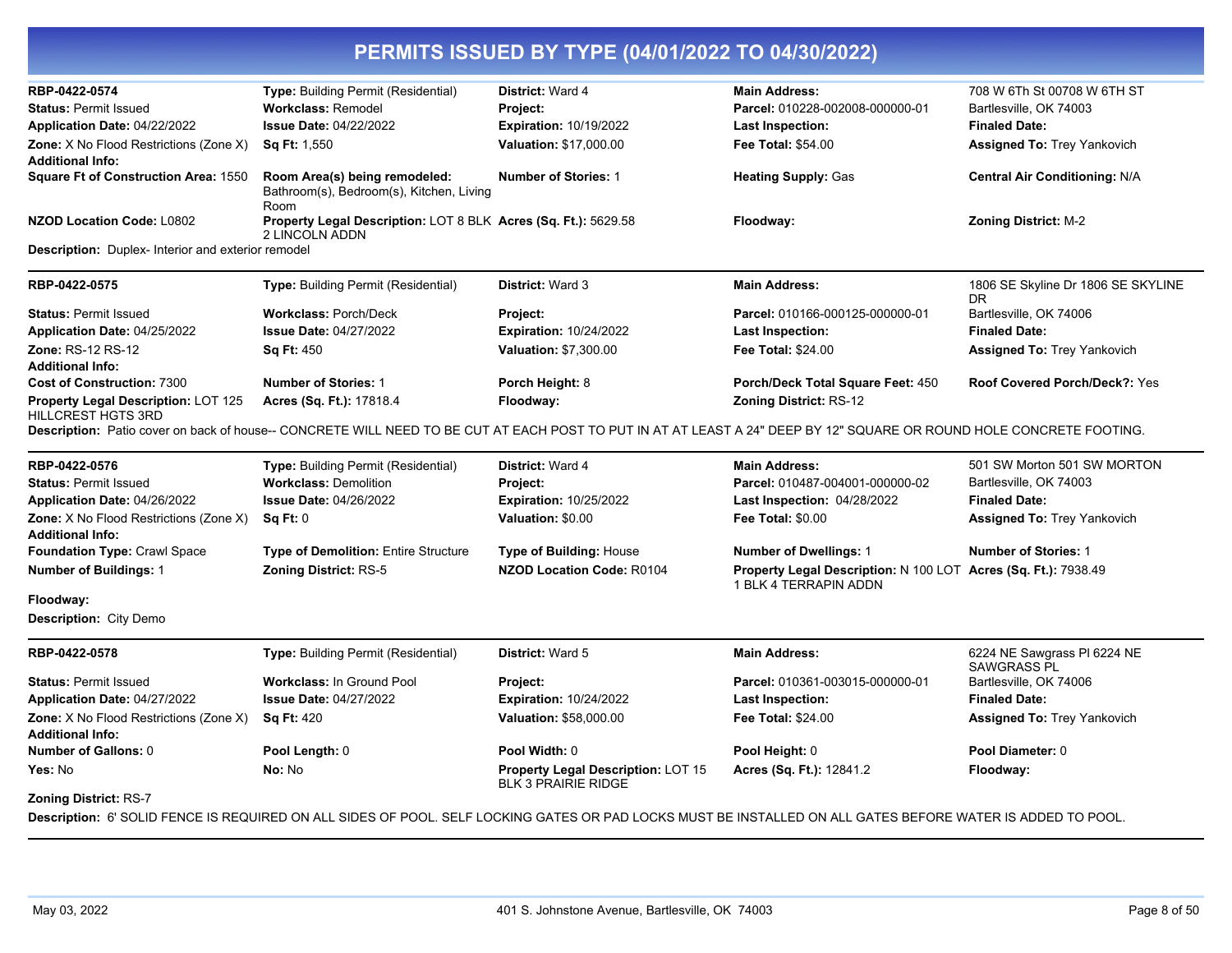# PERMITS ISSUED BY TYPE (04/01/2022 TO 04/30/2022)

| | | | | |
|---|---|---|---|---|
| **RBP-0422-0574** | **Type:** Building Permit (Residential) | **District:** Ward 4 | **Main Address:** | 708 W 6Th St 00708 W 6TH ST |
| **Status:** Permit Issued | **Workclass:** Remodel | **Project:** | **Parcel:** 010228-002008-000000-01 | Bartlesville, OK 74003 |
| **Application Date:** 04/22/2022 | **Issue Date:** 04/22/2022 | **Expiration:** 10/19/2022 | **Last Inspection:** | **Finaled Date:** |
| **Zone:** X No Flood Restrictions (Zone X) | **Sq Ft:** 1,550 | **Valuation:** $17,000.00 | **Fee Total:** $54.00 | **Assigned To:** Trey Yankovich |
| **Additional Info:** | | | | |
| **Square Ft of Construction Area:** 1550 | **Room Area(s) being remodeled:** Bathroom(s), Bedroom(s), Kitchen, Living Room | **Number of Stories:** 1 | **Heating Supply:** Gas | **Central Air Conditioning:** N/A |
| **NZOD Location Code:** L0802 | **Property Legal Description:** LOT 8 BLK 2 LINCOLN ADDN | **Acres (Sq. Ft.):** 5629.58 | **Floodway:** | **Zoning District:** M-2 |

**Description:** Duplex- Interior and exterior remodel

---

| | | | | |
|---|---|---|---|---|
| **RBP-0422-0575** | **Type:** Building Permit (Residential) | **District:** Ward 3 | **Main Address:** | 1806 SE Skyline Dr 1806 SE SKYLINE DR |
| **Status:** Permit Issued | **Workclass:** Porch/Deck | **Project:** | **Parcel:** 010166-000125-000000-01 | Bartlesville, OK 74006 |
| **Application Date:** 04/25/2022 | **Issue Date:** 04/27/2022 | **Expiration:** 10/24/2022 | **Last Inspection:** | **Finaled Date:** |
| **Zone:** RS-12 RS-12 | **Sq Ft:** 450 | **Valuation:** $7,300.00 | **Fee Total:** $24.00 | **Assigned To:** Trey Yankovich |
| **Additional Info:** | | | | |
| **Cost of Construction:** 7300 | **Number of Stories:** 1 | **Porch Height:** 8 | **Porch/Deck Total Square Feet:** 450 | **Roof Covered Porch/Deck?:** Yes |
| **Property Legal Description:** LOT 125 HILLCREST HGTS 3RD | **Acres (Sq. Ft.):** 17818.4 | **Floodway:** | **Zoning District:** RS-12 | |

**Description:** Patio cover on back of house-- CONCRETE WILL NEED TO BE CUT AT EACH POST TO PUT IN AT AT LEAST A 24" DEEP BY 12" SQUARE OR ROUND HOLE CONCRETE FOOTING.

---

| | | | | |
|---|---|---|---|---|
| **RBP-0422-0576** | **Type:** Building Permit (Residential) | **District:** Ward 4 | **Main Address:** | 501 SW Morton 501 SW MORTON |
| **Status:** Permit Issued | **Workclass:** Demolition | **Project:** | **Parcel:** 010487-004001-000000-02 | Bartlesville, OK 74003 |
| **Application Date:** 04/26/2022 | **Issue Date:** 04/26/2022 | **Expiration:** 10/25/2022 | **Last Inspection:** 04/28/2022 | **Finaled Date:** |
| **Zone:** X No Flood Restrictions (Zone X) | **Sq Ft:** 0 | **Valuation:** $0.00 | **Fee Total:** $0.00 | **Assigned To:** Trey Yankovich |
| **Additional Info:** | | | | |
| **Foundation Type:** Crawl Space | **Type of Demolition:** Entire Structure | **Type of Building:** House | **Number of Dwellings:** 1 | **Number of Stories:** 1 |
| **Number of Buildings:** 1 | **Zoning District:** RS-5 | **NZOD Location Code:** R0104 | **Property Legal Description:** N 100 LOT 1 BLK 4 TERRAPIN ADDN | **Acres (Sq. Ft.):** 7938.49 |
| **Floodway:** | | | | |

**Description:** City Demo

---

| | | | | |
|---|---|---|---|---|
| **RBP-0422-0578** | **Type:** Building Permit (Residential) | **District:** Ward 5 | **Main Address:** | 6224 NE Sawgrass Pl 6224 NE SAWGRASS PL |
| **Status:** Permit Issued | **Workclass:** In Ground Pool | **Project:** | **Parcel:** 010361-003015-000000-01 | Bartlesville, OK 74006 |
| **Application Date:** 04/27/2022 | **Issue Date:** 04/27/2022 | **Expiration:** 10/24/2022 | **Last Inspection:** | **Finaled Date:** |
| **Zone:** X No Flood Restrictions (Zone X) | **Sq Ft:** 420 | **Valuation:** $58,000.00 | **Fee Total:** $24.00 | **Assigned To:** Trey Yankovich |
| **Additional Info:** | | | | |
| **Number of Gallons:** 0 | **Pool Length:** 0 | **Pool Width:** 0 | **Pool Height:** 0 | **Pool Diameter:** 0 |
| **Yes:** No | **No:** No | **Property Legal Description:** LOT 15 BLK 3 PRAIRIE RIDGE | **Acres (Sq. Ft.):** 12841.2 | **Floodway:** |
| **Zoning District:** RS-7 | | | | |

**Description:** 6' SOLID FENCE IS REQUIRED ON ALL SIDES OF POOL. SELF LOCKING GATES OR PAD LOCKS MUST BE INSTALLED ON ALL GATES BEFORE WATER IS ADDED TO POOL.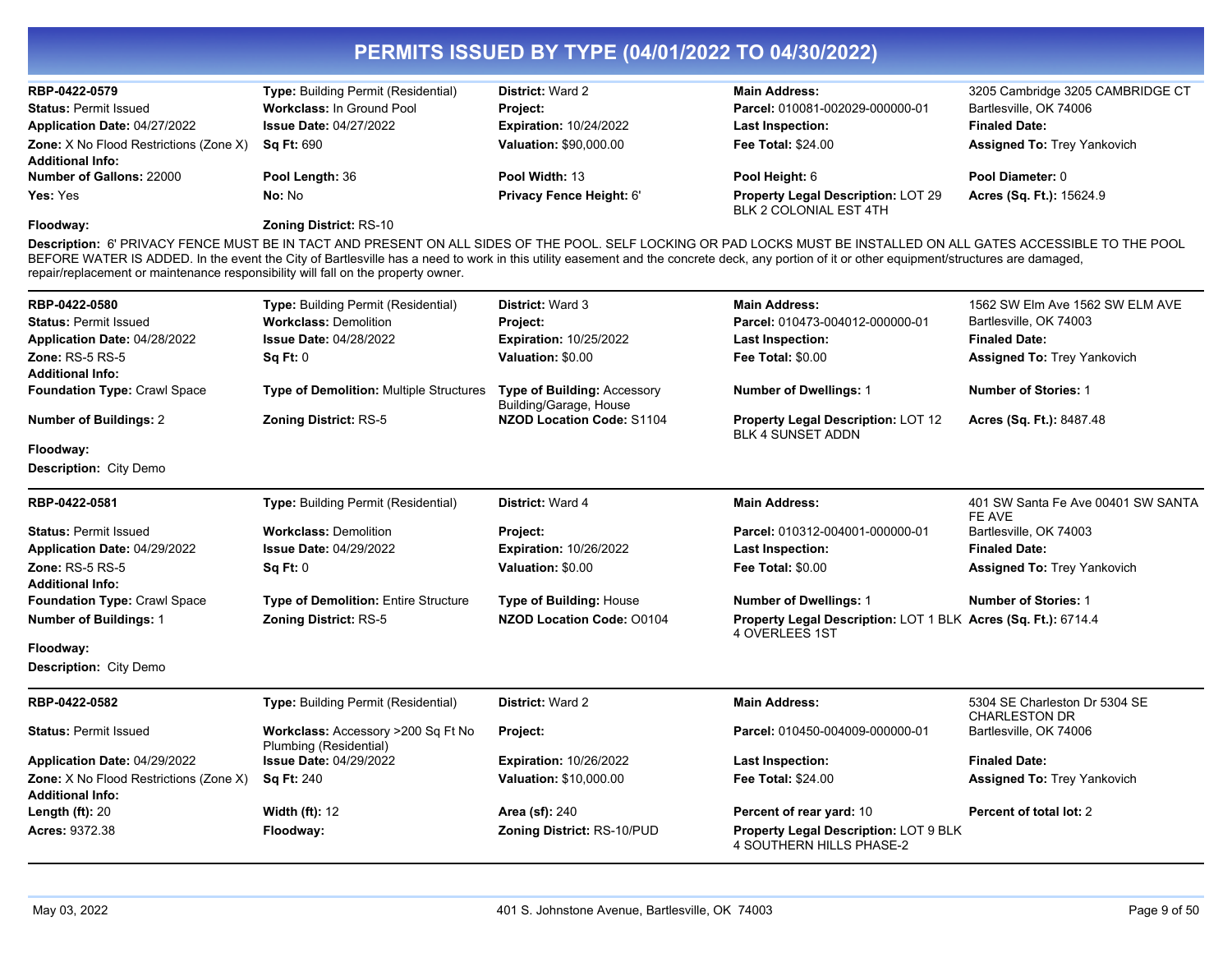# PERMITS ISSUED BY TYPE (04/01/2022 TO 04/30/2022)

| | | | | |
|---|---|---|---|---|
| **RBP-0422-0579** | **Type:** Building Permit (Residential) | **District:** Ward 2 | **Main Address:** | 3205 Cambridge 3205 CAMBRIDGE CT |
| **Status:** Permit Issued | **Workclass:** In Ground Pool | **Project:** | **Parcel:** 010081-002029-000000-01 | Bartlesville, OK 74006 |
| **Application Date:** 04/27/2022 | **Issue Date:** 04/27/2022 | **Expiration:** 10/24/2022 | **Last Inspection:** | **Finaled Date:** |
| **Zone:** X No Flood Restrictions (Zone X) | **Sq Ft:** 690 | **Valuation:** $90,000.00 | **Fee Total:** $24.00 | **Assigned To:** Trey Yankovich |
| **Additional Info:** | | | | |
| **Number of Gallons:** 22000 | **Pool Length:** 36 | **Pool Width:** 13 | **Pool Height:** 6 | **Pool Diameter:** 0 |
| **Yes:** Yes | **No:** No | **Privacy Fence Height:** 6' | **Property Legal Description:** LOT 29 BLK 2 COLONIAL EST 4TH | **Acres (Sq. Ft.):** 15624.9 |
| **Floodway:** | **Zoning District:** RS-10 | | | |

**Description:** 6' PRIVACY FENCE MUST BE IN TACT AND PRESENT ON ALL SIDES OF THE POOL. SELF LOCKING OR PAD LOCKS MUST BE INSTALLED ON ALL GATES ACCESSIBLE TO THE POOL BEFORE WATER IS ADDED. In the event the City of Bartlesville has a need to work in this utility easement and the concrete deck, any portion of it or other equipment/structures are damaged, repair/replacement or maintenance responsibility will fall on the property owner.

---

| | | | | |
|---|---|---|---|---|
| **RBP-0422-0580** | **Type:** Building Permit (Residential) | **District:** Ward 3 | **Main Address:** | 1562 SW Elm Ave 1562 SW ELM AVE |
| **Status:** Permit Issued | **Workclass:** Demolition | **Project:** | **Parcel:** 010473-004012-000000-01 | Bartlesville, OK 74003 |
| **Application Date:** 04/28/2022 | **Issue Date:** 04/28/2022 | **Expiration:** 10/25/2022 | **Last Inspection:** | **Finaled Date:** |
| **Zone:** RS-5 RS-5 | **Sq Ft:** 0 | **Valuation:** $0.00 | **Fee Total:** $0.00 | **Assigned To:** Trey Yankovich |
| **Additional Info:** | | | | |
| **Foundation Type:** Crawl Space | **Type of Demolition:** Multiple Structures | **Type of Building:** Accessory Building/Garage, House | **Number of Dwellings:** 1 | **Number of Stories:** 1 |
| **Number of Buildings:** 2 | **Zoning District:** RS-5 | **NZOD Location Code:** S1104 | **Property Legal Description:** LOT 12 BLK 4 SUNSET ADDN | **Acres (Sq. Ft.):** 8487.48 |
| **Floodway:** | | | | |

**Description:** City Demo

---

| | | | | |
|---|---|---|---|---|
| **RBP-0422-0581** | **Type:** Building Permit (Residential) | **District:** Ward 4 | **Main Address:** | 401 SW Santa Fe Ave 00401 SW SANTA FE AVE |
| **Status:** Permit Issued | **Workclass:** Demolition | **Project:** | **Parcel:** 010312-004001-000000-01 | Bartlesville, OK 74003 |
| **Application Date:** 04/29/2022 | **Issue Date:** 04/29/2022 | **Expiration:** 10/26/2022 | **Last Inspection:** | **Finaled Date:** |
| **Zone:** RS-5 RS-5 | **Sq Ft:** 0 | **Valuation:** $0.00 | **Fee Total:** $0.00 | **Assigned To:** Trey Yankovich |
| **Additional Info:** | | | | |
| **Foundation Type:** Crawl Space | **Type of Demolition:** Entire Structure | **Type of Building:** House | **Number of Dwellings:** 1 | **Number of Stories:** 1 |
| **Number of Buildings:** 1 | **Zoning District:** RS-5 | **NZOD Location Code:** O0104 | **Property Legal Description:** LOT 1 BLK 4 OVERLEES 1ST | **Acres (Sq. Ft.):** 6714.4 |
| **Floodway:** | | | | |

**Description:** City Demo

---

| | | | | |
|---|---|---|---|---|
| **RBP-0422-0582** | **Type:** Building Permit (Residential) | **District:** Ward 2 | **Main Address:** | 5304 SE Charleston Dr 5304 SE CHARLESTON DR |
| **Status:** Permit Issued | **Workclass:** Accessory >200 Sq Ft No Plumbing (Residential) | **Project:** | **Parcel:** 010450-004009-000000-01 | Bartlesville, OK 74006 |
| **Application Date:** 04/29/2022 | **Issue Date:** 04/29/2022 | **Expiration:** 10/26/2022 | **Last Inspection:** | **Finaled Date:** |
| **Zone:** X No Flood Restrictions (Zone X) | **Sq Ft:** 240 | **Valuation:** $10,000.00 | **Fee Total:** $24.00 | **Assigned To:** Trey Yankovich |
| **Additional Info:** | | | | |
| **Length (ft):** 20 | **Width (ft):** 12 | **Area (sf):** 240 | **Percent of rear yard:** 10 | **Percent of total lot:** 2 |
| **Acres:** 9372.38 | **Floodway:** | **Zoning District:** RS-10/PUD | **Property Legal Description:** LOT 9 BLK 4 SOUTHERN HILLS PHASE-2 | |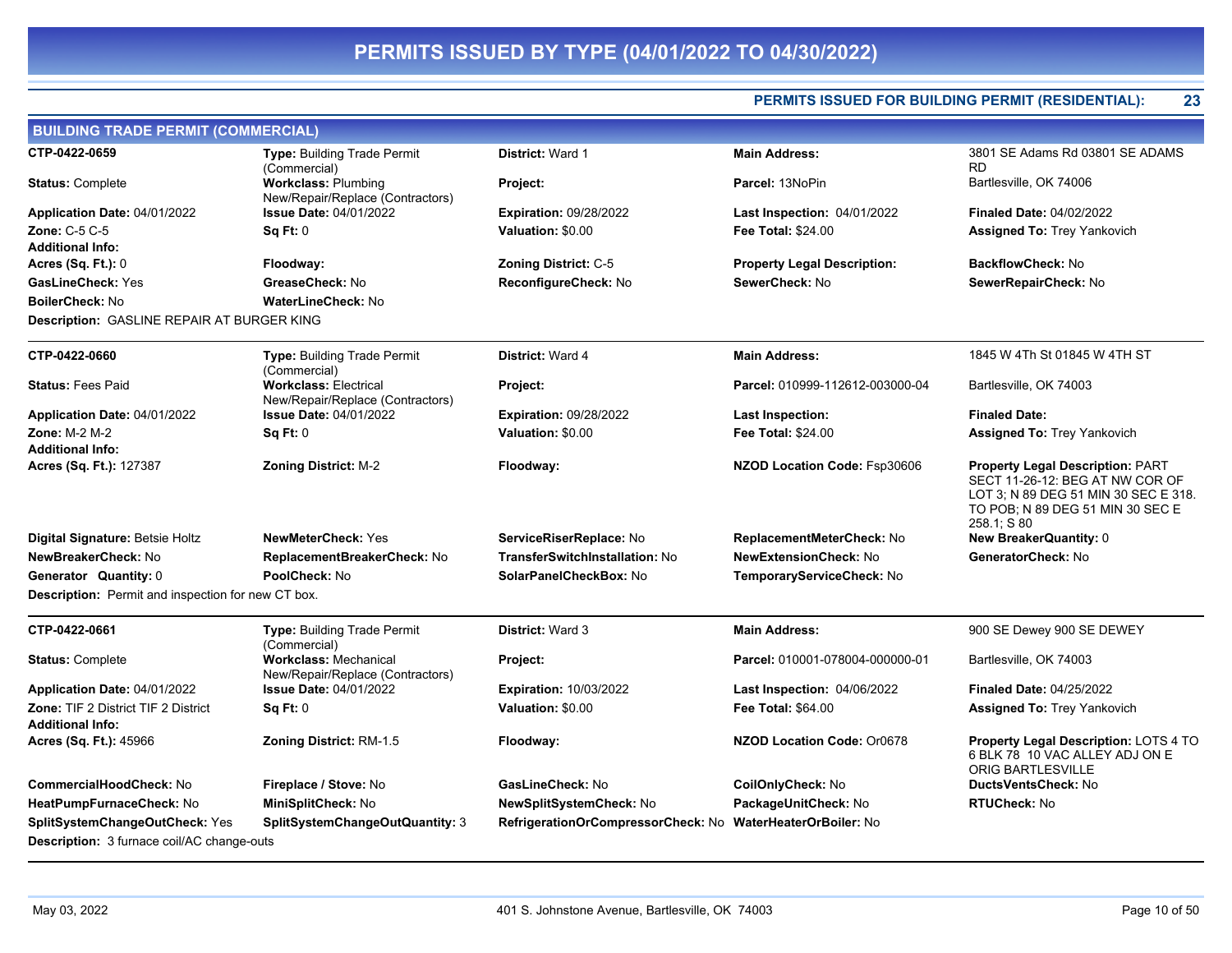# PERMITS ISSUED BY TYPE (04/01/2022 TO 04/30/2022)

**PERMITS ISSUED FOR BUILDING PERMIT (RESIDENTIAL): 23**

## BUILDING TRADE PERMIT (COMMERCIAL)

| | | | | |
|---|---|---|---|---|
| **CTP-0422-0659** | **Type:** Building Trade Permit (Commercial) | **District:** Ward 1 | **Main Address:** | 3801 SE Adams Rd 03801 SE ADAMS RD |
| **Status:** Complete | **Workclass:** Plumbing New/Repair/Replace (Contractors) | **Project:** | **Parcel:** 13NoPin | Bartlesville, OK 74006 |
| **Application Date:** 04/01/2022 | **Issue Date:** 04/01/2022 | **Expiration:** 09/28/2022 | **Last Inspection:** 04/01/2022 | **Finaled Date:** 04/02/2022 |
| **Zone:** C-5 C-5 | **Sq Ft:** 0 | **Valuation:** $0.00 | **Fee Total:** $24.00 | **Assigned To:** Trey Yankovich |
| **Additional Info:** | | | | |
| **Acres (Sq. Ft.):** 0 | **Floodway:** | **Zoning District:** C-5 | **Property Legal Description:** | **BackflowCheck:** No |
| **GasLineCheck:** Yes | **GreaseCheck:** No | **ReconfigureCheck:** No | **SewerCheck:** No | **SewerRepairCheck:** No |
| **BoilerCheck:** No | **WaterLineCheck:** No | | | |

**Description:** GASLINE REPAIR AT BURGER KING

| | | | | |
|---|---|---|---|---|
| **CTP-0422-0660** | **Type:** Building Trade Permit (Commercial) | **District:** Ward 4 | **Main Address:** | 1845 W 4Th St 01845 W 4TH ST |
| **Status:** Fees Paid | **Workclass:** Electrical New/Repair/Replace (Contractors) | **Project:** | **Parcel:** 010999-112612-003000-04 | Bartlesville, OK 74003 |
| **Application Date:** 04/01/2022 | **Issue Date:** 04/01/2022 | **Expiration:** 09/28/2022 | **Last Inspection:** | **Finaled Date:** |
| **Zone:** M-2 M-2 | **Sq Ft:** 0 | **Valuation:** $0.00 | **Fee Total:** $24.00 | **Assigned To:** Trey Yankovich |
| **Additional Info:** | | | | |
| **Acres (Sq. Ft.):** 127387 | **Zoning District:** M-2 | **Floodway:** | **NZOD Location Code:** Fsp30606 | **Property Legal Description:** PART SECT 11-26-12: BEG AT NW COR OF LOT 3; N 89 DEG 51 MIN 30 SEC E 318. TO POB; N 89 DEG 51 MIN 30 SEC E 258.1; S 80 |
| **Digital Signature:** Betsie Holtz | **NewMeterCheck:** Yes | **ServiceRiserReplace:** No | **ReplacementMeterCheck:** No | **New BreakerQuantity:** 0 |
| **NewBreakerCheck:** No | **ReplacementBreakerCheck:** No | **TransferSwitchInstallation:** No | **NewExtensionCheck:** No | **GeneratorCheck:** No |
| **Generator Quantity:** 0 | **PoolCheck:** No | **SolarPanelCheckBox:** No | **TemporaryServiceCheck:** No | |

**Description:** Permit and inspection for new CT box.

| | | | | |
|---|---|---|---|---|
| **CTP-0422-0661** | **Type:** Building Trade Permit (Commercial) | **District:** Ward 3 | **Main Address:** | 900 SE Dewey 900 SE DEWEY |
| **Status:** Complete | **Workclass:** Mechanical New/Repair/Replace (Contractors) | **Project:** | **Parcel:** 010001-078004-000000-01 | Bartlesville, OK 74003 |
| **Application Date:** 04/01/2022 | **Issue Date:** 04/01/2022 | **Expiration:** 10/03/2022 | **Last Inspection:** 04/06/2022 | **Finaled Date:** 04/25/2022 |
| **Zone:** TIF 2 District TIF 2 District | **Sq Ft:** 0 | **Valuation:** $0.00 | **Fee Total:** $64.00 | **Assigned To:** Trey Yankovich |
| **Additional Info:** | | | | |
| **Acres (Sq. Ft.):** 45966 | **Zoning District:** RM-1.5 | **Floodway:** | **NZOD Location Code:** Or0678 | **Property Legal Description:** LOTS 4 TO 6 BLK 78 10 VAC ALLEY ADJ ON E ORIG BARTLESVILLE |
| **CommercialHoodCheck:** No | **Fireplace / Stove:** No | **GasLineCheck:** No | **CoilOnlyCheck:** No | **DuctsVentsCheck:** No |
| **HeatPumpFurnaceCheck:** No | **MiniSplitCheck:** No | **NewSplitSystemCheck:** No | **PackageUnitCheck:** No | **RTUCheck:** No |
| **SplitSystemChangeOutCheck:** Yes | **SplitSystemChangeOutQuantity:** 3 | **RefrigerationOrCompressorCheck:** No | **WaterHeaterOrBoiler:** No | |

**Description:** 3 furnace coil/AC change-outs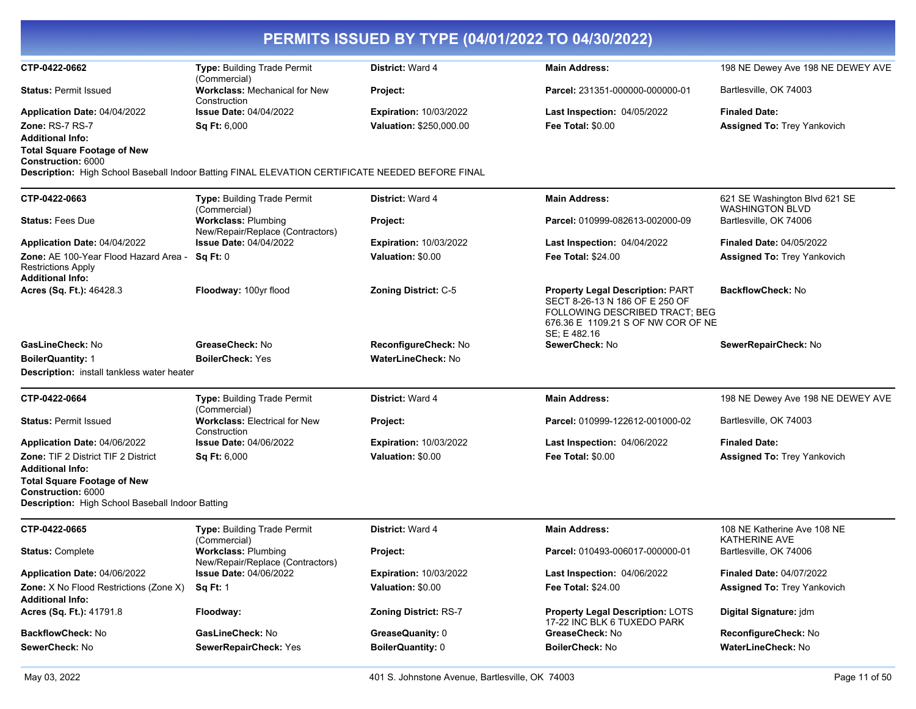# PERMITS ISSUED BY TYPE (04/01/2022 TO 04/30/2022)

| **CTP-0422-0662** | **Type:** Building Trade Permit (Commercial) | **District:** Ward 4 | **Main Address:** | 198 NE Dewey Ave 198 NE DEWEY AVE |
|---|---|---|---|---|
| **Status:** Permit Issued | **Workclass:** Mechanical for New Construction | **Project:** | **Parcel:** 231351-000000-000000-01 | Bartlesville, OK 74003 |
| **Application Date:** 04/04/2022 | **Issue Date:** 04/04/2022 | **Expiration:** 10/03/2022 | **Last Inspection:** 04/05/2022 | **Finaled Date:** |
| **Zone:** RS-7 RS-7 | **Sq Ft:** 6,000 | **Valuation:** $250,000.00 | **Fee Total:** $0.00 | **Assigned To:** Trey Yankovich |

**Additional Info:**

**Total Square Footage of New Construction:** 6000

**Description:** High School Baseball Indoor Batting FINAL ELEVATION CERTIFICATE NEEDED BEFORE FINAL

---

| **CTP-0422-0663** | **Type:** Building Trade Permit (Commercial) | **District:** Ward 4 | **Main Address:** | 621 SE Washington Blvd 621 SE WASHINGTON BLVD |
|---|---|---|---|---|
| **Status:** Fees Due | **Workclass:** Plumbing New/Repair/Replace (Contractors) | **Project:** | **Parcel:** 010999-082613-002000-09 | Bartlesville, OK 74006 |
| **Application Date:** 04/04/2022 | **Issue Date:** 04/04/2022 | **Expiration:** 10/03/2022 | **Last Inspection:** 04/04/2022 | **Finaled Date:** 04/05/2022 |
| **Zone:** AE 100-Year Flood Hazard Area - Restrictions Apply | **Sq Ft:** 0 | **Valuation:** $0.00 | **Fee Total:** $24.00 | **Assigned To:** Trey Yankovich |

**Additional Info:**

| **Acres (Sq. Ft.):** 46428.3 | **Floodway:** 100yr flood | **Zoning District:** C-5 | **Property Legal Description:** PART SECT 8-26-13 N 186 OF E 250 OF FOLLOWING DESCRIBED TRACT; BEG 676.36 E 1109.21 S OF NW COR OF NE SE; E 482.16 | **BackflowCheck:** No |
|---|---|---|---|---|
| **GasLineCheck:** No | **GreaseCheck:** No | **ReconfigureCheck:** No | **SewerCheck:** No | **SewerRepairCheck:** No |
| **BoilerQuantity:** 1 | **BoilerCheck:** Yes | **WaterLineCheck:** No | | |

**Description:** install tankless water heater

---

| **CTP-0422-0664** | **Type:** Building Trade Permit (Commercial) | **District:** Ward 4 | **Main Address:** | 198 NE Dewey Ave 198 NE DEWEY AVE |
|---|---|---|---|---|
| **Status:** Permit Issued | **Workclass:** Electrical for New Construction | **Project:** | **Parcel:** 010999-122612-001000-02 | Bartlesville, OK 74003 |
| **Application Date:** 04/06/2022 | **Issue Date:** 04/06/2022 | **Expiration:** 10/03/2022 | **Last Inspection:** 04/06/2022 | **Finaled Date:** |
| **Zone:** TIF 2 District TIF 2 District | **Sq Ft:** 6,000 | **Valuation:** $0.00 | **Fee Total:** $0.00 | **Assigned To:** Trey Yankovich |

**Additional Info:**

**Total Square Footage of New Construction:** 6000

**Description:** High School Baseball Indoor Batting

---

| **CTP-0422-0665** | **Type:** Building Trade Permit (Commercial) | **District:** Ward 4 | **Main Address:** | 108 NE Katherine Ave 108 NE KATHERINE AVE |
|---|---|---|---|---|
| **Status:** Complete | **Workclass:** Plumbing New/Repair/Replace (Contractors) | **Project:** | **Parcel:** 010493-006017-000000-01 | Bartlesville, OK 74006 |
| **Application Date:** 04/06/2022 | **Issue Date:** 04/06/2022 | **Expiration:** 10/03/2022 | **Last Inspection:** 04/06/2022 | **Finaled Date:** 04/07/2022 |
| **Zone:** X No Flood Restrictions (Zone X) | **Sq Ft:** 1 | **Valuation:** $0.00 | **Fee Total:** $24.00 | **Assigned To:** Trey Yankovich |

**Additional Info:**

| **Acres (Sq. Ft.):** 41791.8 | **Floodway:** | **Zoning District:** RS-7 | **Property Legal Description:** LOTS 17-22 INC BLK 6 TUXEDO PARK | **Digital Signature:** jdm |
|---|---|---|---|---|
| **BackflowCheck:** No | **GasLineCheck:** No | **GreaseQuanity:** 0 | **GreaseCheck:** No | **ReconfigureCheck:** No |
| **SewerCheck:** No | **SewerRepairCheck:** Yes | **BoilerQuantity:** 0 | **BoilerCheck:** No | **WaterLineCheck:** No |

May 03, 2022 — 401 S. Johnstone Avenue, Bartlesville, OK 74003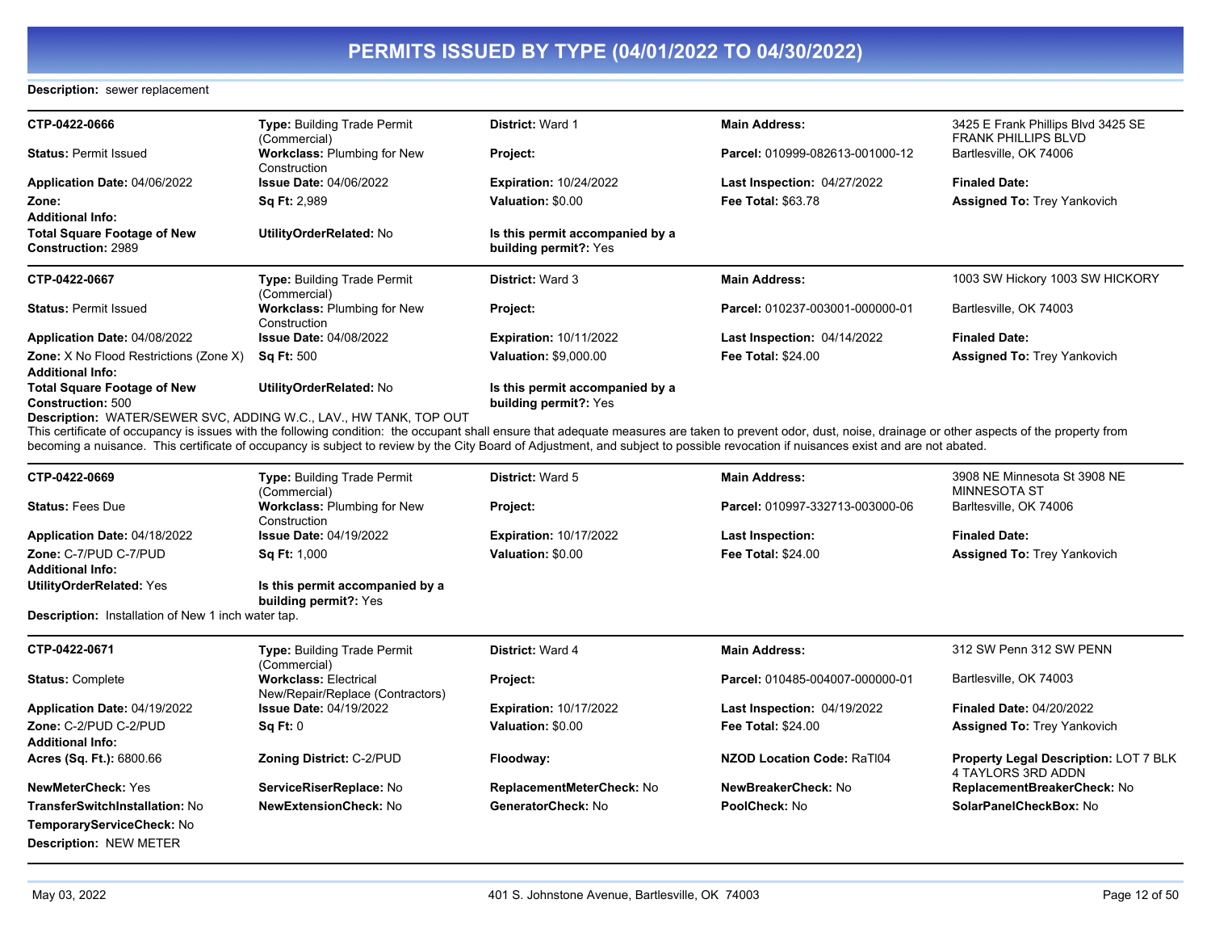# PERMITS ISSUED BY TYPE (04/01/2022 TO 04/30/2022)

**Description:** sewer replacement

---

| **CTP-0422-0666** | **Type:** Building Trade Permit (Commercial) | **District:** Ward 1 | **Main Address:** | 3425 E Frank Phillips Blvd 3425 SE FRANK PHILLIPS BLVD |
|---|---|---|---|---|
| **Status:** Permit Issued | **Workclass:** Plumbing for New Construction | **Project:** | **Parcel:** 010999-082613-001000-12 | Bartlesville, OK 74006 |
| **Application Date:** 04/06/2022 | **Issue Date:** 04/06/2022 | **Expiration:** 10/24/2022 | **Last Inspection:** 04/27/2022 | **Finaled Date:** |
| **Zone:** | **Sq Ft:** 2,989 | **Valuation:** $0.00 | **Fee Total:** $63.78 | **Assigned To:** Trey Yankovich |
| **Additional Info:** | | | | |
| **Total Square Footage of New Construction:** 2989 | **UtilityOrderRelated:** No | **Is this permit accompanied by a building permit?:** Yes | | |

---

| **CTP-0422-0667** | **Type:** Building Trade Permit (Commercial) | **District:** Ward 3 | **Main Address:** | 1003 SW Hickory 1003 SW HICKORY |
|---|---|---|---|---|
| **Status:** Permit Issued | **Workclass:** Plumbing for New Construction | **Project:** | **Parcel:** 010237-003001-000000-01 | Bartlesville, OK 74003 |
| **Application Date:** 04/08/2022 | **Issue Date:** 04/08/2022 | **Expiration:** 10/11/2022 | **Last Inspection:** 04/14/2022 | **Finaled Date:** |
| **Zone:** X No Flood Restrictions (Zone X) | **Sq Ft:** 500 | **Valuation:** $9,000.00 | **Fee Total:** $24.00 | **Assigned To:** Trey Yankovich |
| **Additional Info:** | | | | |
| **Total Square Footage of New Construction:** 500 | **UtilityOrderRelated:** No | **Is this permit accompanied by a building permit?:** Yes | | |

**Description:** WATER/SEWER SVC, ADDING W.C., LAV., HW TANK, TOP OUT
This certificate of occupancy is issues with the following condition: the occupant shall ensure that adequate measures are taken to prevent odor, dust, noise, drainage or other aspects of the property from becoming a nuisance. This certificate of occupancy is subject to review by the City Board of Adjustment, and subject to possible revocation if nuisances exist and are not abated.

---

| **CTP-0422-0669** | **Type:** Building Trade Permit (Commercial) | **District:** Ward 5 | **Main Address:** | 3908 NE Minnesota St 3908 NE MINNESOTA ST |
|---|---|---|---|---|
| **Status:** Fees Due | **Workclass:** Plumbing for New Construction | **Project:** | **Parcel:** 010997-332713-003000-06 | Bartlesville, OK 74006 |
| **Application Date:** 04/18/2022 | **Issue Date:** 04/19/2022 | **Expiration:** 10/17/2022 | **Last Inspection:** | **Finaled Date:** |
| **Zone:** C-7/PUD C-7/PUD | **Sq Ft:** 1,000 | **Valuation:** $0.00 | **Fee Total:** $24.00 | **Assigned To:** Trey Yankovich |
| **Additional Info:** | | | | |
| **UtilityOrderRelated:** Yes | **Is this permit accompanied by a building permit?:** Yes | | | |

**Description:** Installation of New 1 inch water tap.

---

| **CTP-0422-0671** | **Type:** Building Trade Permit (Commercial) | **District:** Ward 4 | **Main Address:** | 312 SW Penn 312 SW PENN |
|---|---|---|---|---|
| **Status:** Complete | **Workclass:** Electrical New/Repair/Replace (Contractors) | **Project:** | **Parcel:** 010485-004007-000000-01 | Bartlesville, OK 74003 |
| **Application Date:** 04/19/2022 | **Issue Date:** 04/19/2022 | **Expiration:** 10/17/2022 | **Last Inspection:** 04/19/2022 | **Finaled Date:** 04/20/2022 |
| **Zone:** C-2/PUD C-2/PUD | **Sq Ft:** 0 | **Valuation:** $0.00 | **Fee Total:** $24.00 | **Assigned To:** Trey Yankovich |
| **Additional Info:** | | | | |
| **Acres (Sq. Ft.):** 6800.66 | **Zoning District:** C-2/PUD | **Floodway:** | **NZOD Location Code:** RaTl04 | **Property Legal Description:** LOT 7 BLK 4 TAYLORS 3RD ADDN |
| **NewMeterCheck:** Yes | **ServiceRiserReplace:** No | **ReplacementMeterCheck:** No | **NewBreakerCheck:** No | **ReplacementBreakerCheck:** No |
| **TransferSwitchInstallation:** No | **NewExtensionCheck:** No | **GeneratorCheck:** No | **PoolCheck:** No | **SolarPanelCheckBox:** No |
| **TemporaryServiceCheck:** No | | | | |

**Description:** NEW METER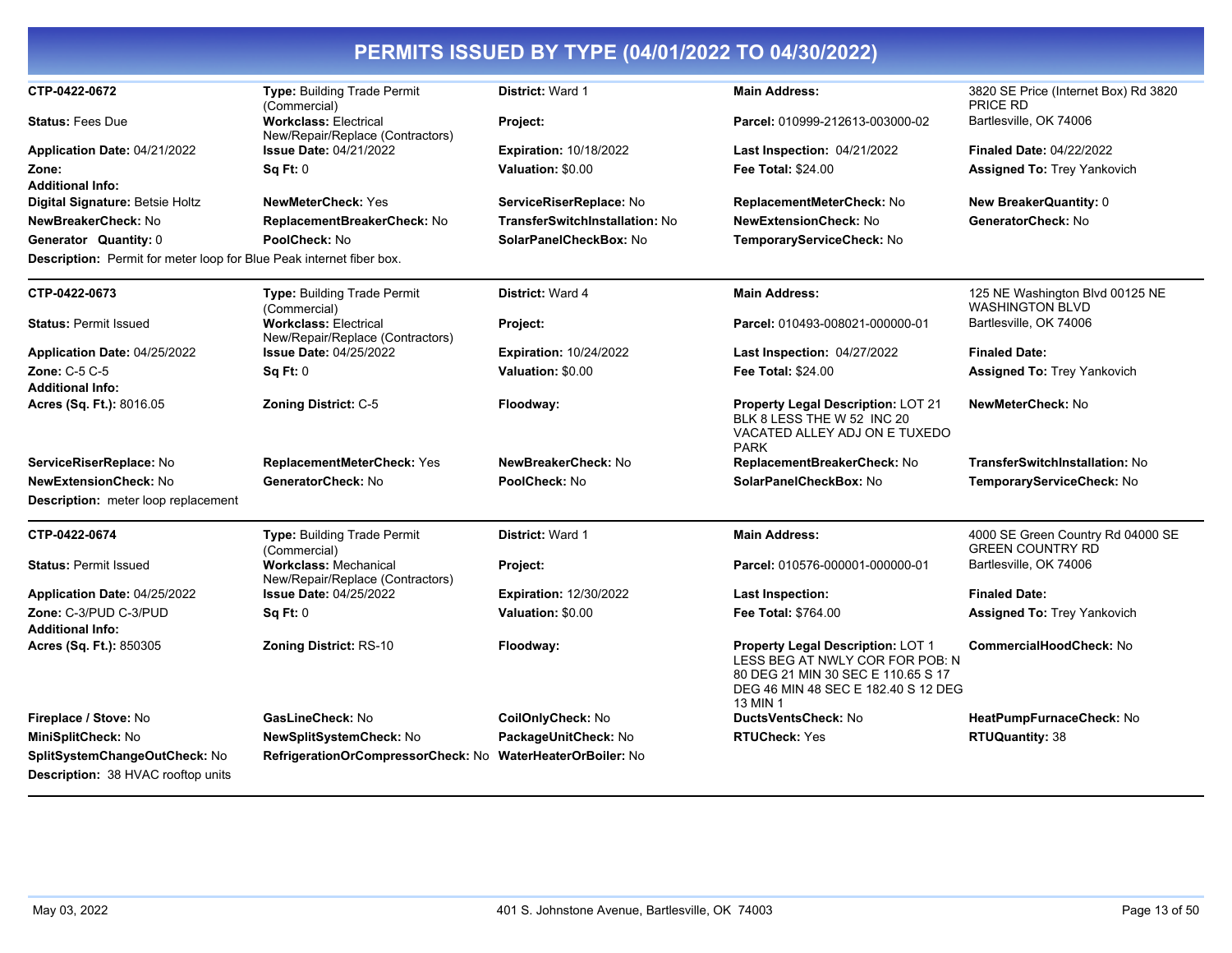# PERMITS ISSUED BY TYPE (04/01/2022 TO 04/30/2022)

| | | | | |
|---|---|---|---|---|
| **CTP-0422-0672** | **Type:** Building Trade Permit (Commercial) | **District:** Ward 1 | **Main Address:** | 3820 SE Price (Internet Box) Rd 3820 PRICE RD |
| **Status:** Fees Due | **Workclass:** Electrical New/Repair/Replace (Contractors) | **Project:** | **Parcel:** 010999-212613-003000-02 | Bartlesville, OK 74006 |
| **Application Date:** 04/21/2022 | **Issue Date:** 04/21/2022 | **Expiration:** 10/18/2022 | **Last Inspection:** 04/21/2022 | **Finaled Date:** 04/22/2022 |
| **Zone:** | **Sq Ft:** 0 | **Valuation:** $0.00 | **Fee Total:** $24.00 | **Assigned To:** Trey Yankovich |
| **Additional Info:** | | | | |
| **Digital Signature:** Betsie Holtz | **NewMeterCheck:** Yes | **ServiceRiserReplace:** No | **ReplacementMeterCheck:** No | **New BreakerQuantity:** 0 |
| **NewBreakerCheck:** No | **ReplacementBreakerCheck:** No | **TransferSwitchInstallation:** No | **NewExtensionCheck:** No | **GeneratorCheck:** No |
| **Generator Quantity:** 0 | **PoolCheck:** No | **SolarPanelCheckBox:** No | **TemporaryServiceCheck:** No | |

**Description:** Permit for meter loop for Blue Peak internet fiber box.

---

| | | | | |
|---|---|---|---|---|
| **CTP-0422-0673** | **Type:** Building Trade Permit (Commercial) | **District:** Ward 4 | **Main Address:** | 125 NE Washington Blvd 00125 NE WASHINGTON BLVD |
| **Status:** Permit Issued | **Workclass:** Electrical New/Repair/Replace (Contractors) | **Project:** | **Parcel:** 010493-008021-000000-01 | Bartlesville, OK 74006 |
| **Application Date:** 04/25/2022 | **Issue Date:** 04/25/2022 | **Expiration:** 10/24/2022 | **Last Inspection:** 04/27/2022 | **Finaled Date:** |
| **Zone:** C-5 C-5 | **Sq Ft:** 0 | **Valuation:** $0.00 | **Fee Total:** $24.00 | **Assigned To:** Trey Yankovich |
| **Additional Info:** | | | | |
| **Acres (Sq. Ft.):** 8016.05 | **Zoning District:** C-5 | **Floodway:** | **Property Legal Description:** LOT 21 BLK 8 LESS THE W 52 INC 20 VACATED ALLEY ADJ ON E TUXEDO PARK | **NewMeterCheck:** No |
| **ServiceRiserReplace:** No | **ReplacementMeterCheck:** Yes | **NewBreakerCheck:** No | **ReplacementBreakerCheck:** No | **TransferSwitchInstallation:** No |
| **NewExtensionCheck:** No | **GeneratorCheck:** No | **PoolCheck:** No | **SolarPanelCheckBox:** No | **TemporaryServiceCheck:** No |

**Description:** meter loop replacement

---

| | | | | |
|---|---|---|---|---|
| **CTP-0422-0674** | **Type:** Building Trade Permit (Commercial) | **District:** Ward 1 | **Main Address:** | 4000 SE Green Country Rd 04000 SE GREEN COUNTRY RD |
| **Status:** Permit Issued | **Workclass:** Mechanical New/Repair/Replace (Contractors) | **Project:** | **Parcel:** 010576-000001-000000-01 | Bartlesville, OK 74006 |
| **Application Date:** 04/25/2022 | **Issue Date:** 04/25/2022 | **Expiration:** 12/30/2022 | **Last Inspection:** | **Finaled Date:** |
| **Zone:** C-3/PUD C-3/PUD | **Sq Ft:** 0 | **Valuation:** $0.00 | **Fee Total:** $764.00 | **Assigned To:** Trey Yankovich |
| **Additional Info:** | | | | |
| **Acres (Sq. Ft.):** 850305 | **Zoning District:** RS-10 | **Floodway:** | **Property Legal Description:** LOT 1 LESS BEG AT NWLY COR FOR POB: N 80 DEG 21 MIN 30 SEC E 110.65 S 17 DEG 46 MIN 48 SEC E 182.40 S 12 DEG 13 MIN 1 | **CommercialHoodCheck:** No |
| **Fireplace / Stove:** No | **GasLineCheck:** No | **CoilOnlyCheck:** No | **DuctsVentsCheck:** No | **HeatPumpFurnaceCheck:** No |
| **MiniSplitCheck:** No | **NewSplitSystemCheck:** No | **PackageUnitCheck:** No | **RTUCheck:** Yes | **RTUQuantity:** 38 |
| **SplitSystemChangeOutCheck:** No | **RefrigerationOrCompressorCheck:** No | **WaterHeaterOrBoiler:** No | | |

**Description:** 38 HVAC rooftop units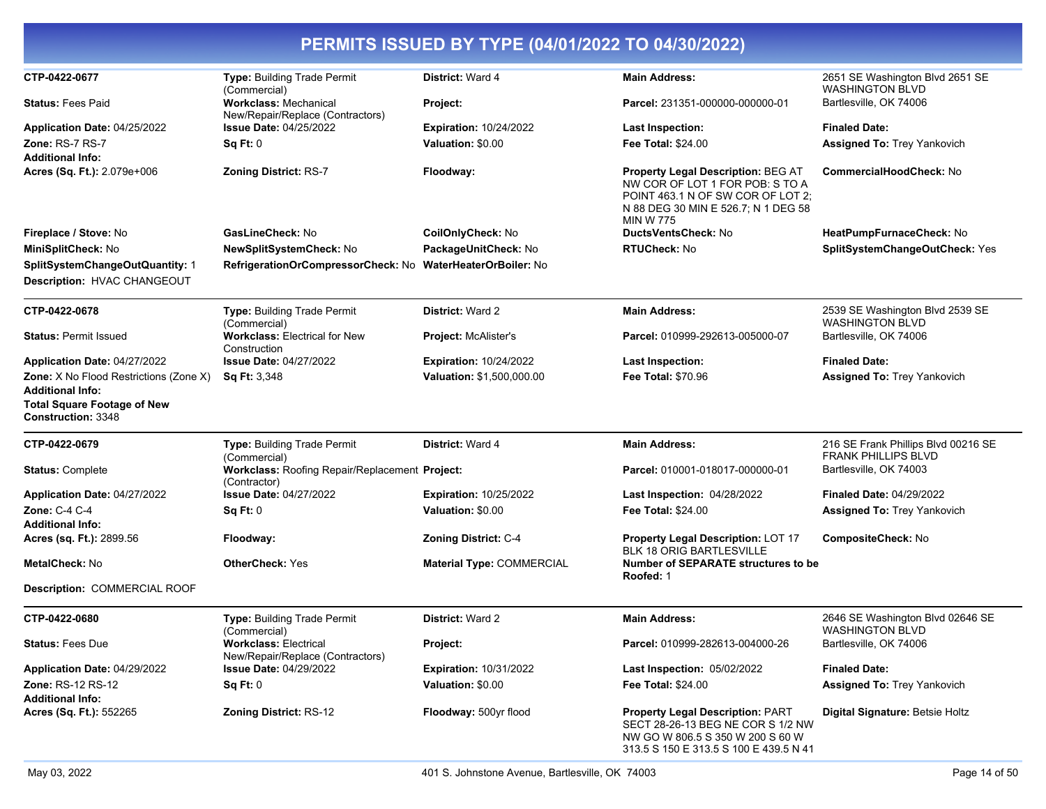# PERMITS ISSUED BY TYPE (04/01/2022 TO 04/30/2022)

| | | | | |
|---|---|---|---|---|
| **CTP-0422-0677** | **Type:** Building Trade Permit (Commercial) | **District:** Ward 4 | **Main Address:** | 2651 SE Washington Blvd 2651 SE WASHINGTON BLVD |
| **Status:** Fees Paid | **Workclass:** Mechanical New/Repair/Replace (Contractors) | **Project:** | **Parcel:** 231351-000000-000000-01 | Bartlesville, OK 74006 |
| **Application Date:** 04/25/2022 | **Issue Date:** 04/25/2022 | **Expiration:** 10/24/2022 | **Last Inspection:** | **Finaled Date:** |
| **Zone:** RS-7 RS-7 | **Sq Ft:** 0 | **Valuation:** $0.00 | **Fee Total:** $24.00 | **Assigned To:** Trey Yankovich |
| **Additional Info:** | | | | |
| **Acres (Sq. Ft.):** 2.079e+006 | **Zoning District:** RS-7 | **Floodway:** | **Property Legal Description:** BEG AT NW COR OF LOT 1 FOR POB: S TO A POINT 463.1 N OF SW COR OF LOT 2; N 88 DEG 30 MIN E 526.7; N 1 DEG 58 MIN W 775 | **CommercialHoodCheck:** No |
| **Fireplace / Stove:** No | **GasLineCheck:** No | **CoilOnlyCheck:** No | **DuctsVentsCheck:** No | **HeatPumpFurnaceCheck:** No |
| **MiniSplitCheck:** No | **NewSplitSystemCheck:** No | **PackageUnitCheck:** No | **RTUCheck:** No | **SplitSystemChangeOutCheck:** Yes |
| **SplitSystemChangeOutQuantity:** 1 | **RefrigerationOrCompressorCheck:** No | **WaterHeaterOrBoiler:** No | | |
| **Description:** HVAC CHANGEOUT | | | | |

| | | | | |
|---|---|---|---|---|
| **CTP-0422-0678** | **Type:** Building Trade Permit (Commercial) | **District:** Ward 2 | **Main Address:** | 2539 SE Washington Blvd 2539 SE WASHINGTON BLVD |
| **Status:** Permit Issued | **Workclass:** Electrical for New Construction | **Project:** McAlister's | **Parcel:** 010999-292613-005000-07 | Bartlesville, OK 74006 |
| **Application Date:** 04/27/2022 | **Issue Date:** 04/27/2022 | **Expiration:** 10/24/2022 | **Last Inspection:** | **Finaled Date:** |
| **Zone:** X No Flood Restrictions (Zone X) | **Sq Ft:** 3,348 | **Valuation:** $1,500,000.00 | **Fee Total:** $70.96 | **Assigned To:** Trey Yankovich |
| **Additional Info:** | | | | |
| **Total Square Footage of New Construction:** 3348 | | | | |

| | | | | |
|---|---|---|---|---|
| **CTP-0422-0679** | **Type:** Building Trade Permit (Commercial) | **District:** Ward 4 | **Main Address:** | 216 SE Frank Phillips Blvd 00216 SE FRANK PHILLIPS BLVD |
| **Status:** Complete | **Workclass:** Roofing Repair/Replacement (Contractor) | **Project:** | **Parcel:** 010001-018017-000000-01 | Bartlesville, OK 74003 |
| **Application Date:** 04/27/2022 | **Issue Date:** 04/27/2022 | **Expiration:** 10/25/2022 | **Last Inspection:** 04/28/2022 | **Finaled Date:** 04/29/2022 |
| **Zone:** C-4 C-4 | **Sq Ft:** 0 | **Valuation:** $0.00 | **Fee Total:** $24.00 | **Assigned To:** Trey Yankovich |
| **Additional Info:** | | | | |
| **Acres (sq. Ft.):** 2899.56 | **Floodway:** | **Zoning District:** C-4 | **Property Legal Description:** LOT 17 BLK 18 ORIG BARTLESVILLE | **CompositeCheck:** No |
| **MetalCheck:** No | **OtherCheck:** Yes | **Material Type:** COMMERCIAL | **Number of SEPARATE structures to be Roofed:** 1 | |
| **Description:** COMMERCIAL ROOF | | | | |

| | | | | |
|---|---|---|---|---|
| **CTP-0422-0680** | **Type:** Building Trade Permit (Commercial) | **District:** Ward 2 | **Main Address:** | 2646 SE Washington Blvd 02646 SE WASHINGTON BLVD |
| **Status:** Fees Due | **Workclass:** Electrical New/Repair/Replace (Contractors) | **Project:** | **Parcel:** 010999-282613-004000-26 | Bartlesville, OK 74006 |
| **Application Date:** 04/29/2022 | **Issue Date:** 04/29/2022 | **Expiration:** 10/31/2022 | **Last Inspection:** 05/02/2022 | **Finaled Date:** |
| **Zone:** RS-12 RS-12 | **Sq Ft:** 0 | **Valuation:** $0.00 | **Fee Total:** $24.00 | **Assigned To:** Trey Yankovich |
| **Additional Info:** | | | | |
| **Acres (Sq. Ft.):** 552265 | **Zoning District:** RS-12 | **Floodway:** 500yr flood | **Property Legal Description:** PART SECT 28-26-13 BEG NE COR S 1/2 NW NW GO W 806.5 S 350 W 200 S 60 W 313.5 S 150 E 313.5 S 100 E 439.5 N 41 | **Digital Signature:** Betsie Holtz |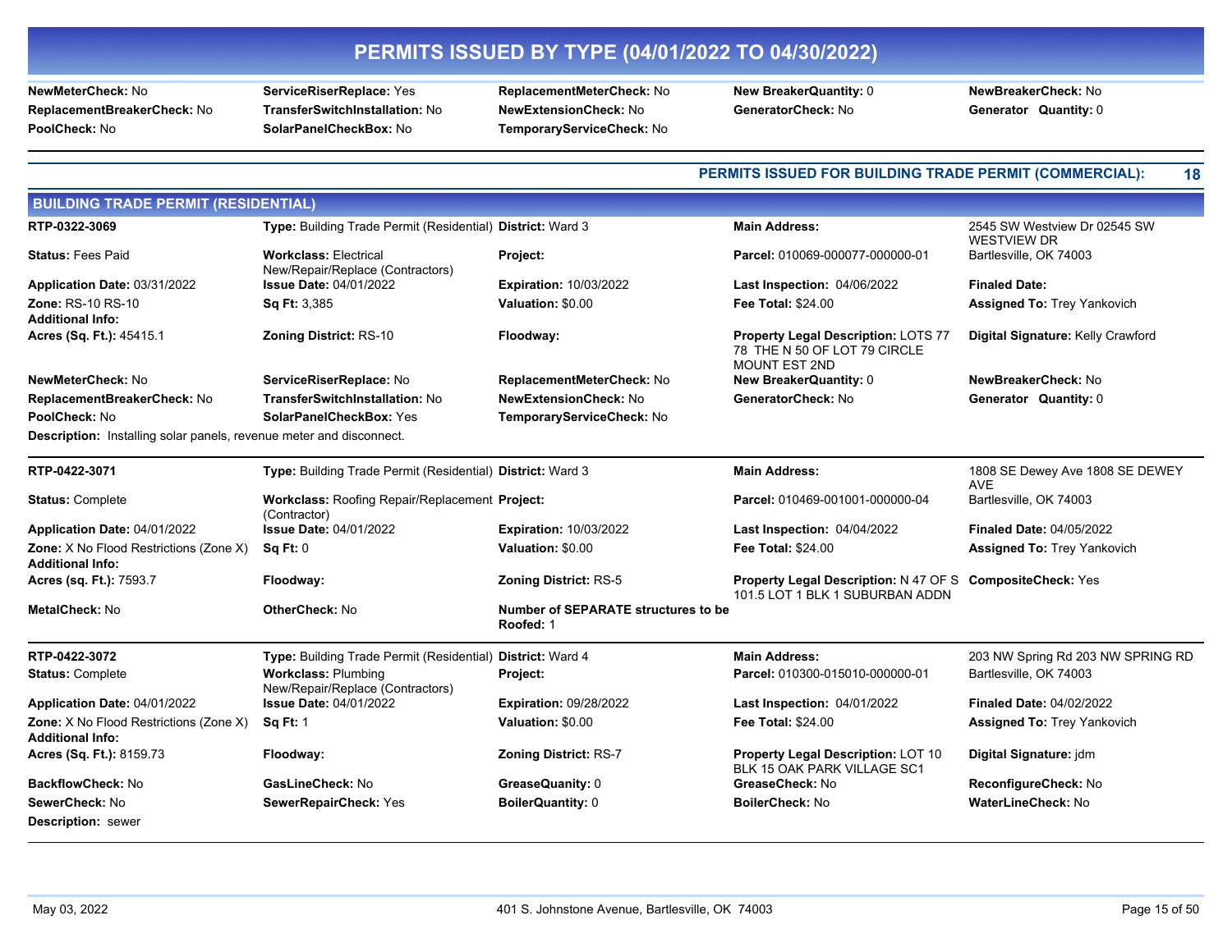# PERMITS ISSUED BY TYPE (04/01/2022 TO 04/30/2022)

| | | | | |
|---|---|---|---|---|
| **NewMeterCheck:** No | **ServiceRiserReplace:** Yes | **ReplacementMeterCheck:** No | **New BreakerQuantity:** 0 | **NewBreakerCheck:** No |
| **ReplacementBreakerCheck:** No | **TransferSwitchInstallation:** No | **NewExtensionCheck:** No | **GeneratorCheck:** No | **Generator Quantity:** 0 |
| **PoolCheck:** No | **SolarPanelCheckBox:** No | **TemporaryServiceCheck:** No | | |

**PERMITS ISSUED FOR BUILDING TRADE PERMIT (COMMERCIAL): 18**

## BUILDING TRADE PERMIT (RESIDENTIAL)

| | | | | |
|---|---|---|---|---|
| **RTP-0322-3069** | **Type:** Building Trade Permit (Residential) | **District:** Ward 3 | **Main Address:** | 2545 SW Westview Dr 02545 SW WESTVIEW DR |
| **Status:** Fees Paid | **Workclass:** Electrical New/Repair/Replace (Contractors) | **Project:** | **Parcel:** 010069-000077-000000-01 | Bartlesville, OK 74003 |
| **Application Date:** 03/31/2022 | **Issue Date:** 04/01/2022 | **Expiration:** 10/03/2022 | **Last Inspection:** 04/06/2022 | **Finaled Date:** |
| **Zone:** RS-10 RS-10 **Additional Info:** | **Sq Ft:** 3,385 | **Valuation:** $0.00 | **Fee Total:** $24.00 | **Assigned To:** Trey Yankovich |
| **Acres (Sq. Ft.):** 45415.1 | **Zoning District:** RS-10 | **Floodway:** | **Property Legal Description:** LOTS 77 78 THE N 50 OF LOT 79 CIRCLE MOUNT EST 2ND | **Digital Signature:** Kelly Crawford |
| **NewMeterCheck:** No | **ServiceRiserReplace:** No | **ReplacementMeterCheck:** No | **New BreakerQuantity:** 0 | **NewBreakerCheck:** No |
| **ReplacementBreakerCheck:** No | **TransferSwitchInstallation:** No | **NewExtensionCheck:** No | **GeneratorCheck:** No | **Generator Quantity:** 0 |
| **PoolCheck:** No | **SolarPanelCheckBox:** Yes | **TemporaryServiceCheck:** No | | |

**Description:** Installing solar panels, revenue meter and disconnect.

| | | | | |
|---|---|---|---|---|
| **RTP-0422-3071** | **Type:** Building Trade Permit (Residential) | **District:** Ward 3 | **Main Address:** | 1808 SE Dewey Ave 1808 SE DEWEY AVE |
| **Status:** Complete | **Workclass:** Roofing Repair/Replacement (Contractor) | **Project:** | **Parcel:** 010469-001001-000000-04 | Bartlesville, OK 74003 |
| **Application Date:** 04/01/2022 | **Issue Date:** 04/01/2022 | **Expiration:** 10/03/2022 | **Last Inspection:** 04/04/2022 | **Finaled Date:** 04/05/2022 |
| **Zone:** X No Flood Restrictions (Zone X) **Additional Info:** | **Sq Ft:** 0 | **Valuation:** $0.00 | **Fee Total:** $24.00 | **Assigned To:** Trey Yankovich |
| **Acres (sq. Ft.):** 7593.7 | **Floodway:** | **Zoning District:** RS-5 | **Property Legal Description:** N 47 OF S 101.5 LOT 1 BLK 1 SUBURBAN ADDN | **CompositeCheck:** Yes |
| **MetalCheck:** No | **OtherCheck:** No | **Number of SEPARATE structures to be Roofed:** 1 | | |

| | | | | |
|---|---|---|---|---|
| **RTP-0422-3072** | **Type:** Building Trade Permit (Residential) | **District:** Ward 4 | **Main Address:** | 203 NW Spring Rd 203 NW SPRING RD |
| **Status:** Complete | **Workclass:** Plumbing New/Repair/Replace (Contractors) | **Project:** | **Parcel:** 010300-015010-000000-01 | Bartlesville, OK 74003 |
| **Application Date:** 04/01/2022 | **Issue Date:** 04/01/2022 | **Expiration:** 09/28/2022 | **Last Inspection:** 04/01/2022 | **Finaled Date:** 04/02/2022 |
| **Zone:** X No Flood Restrictions (Zone X) **Additional Info:** | **Sq Ft:** 1 | **Valuation:** $0.00 | **Fee Total:** $24.00 | **Assigned To:** Trey Yankovich |
| **Acres (Sq. Ft.):** 8159.73 | **Floodway:** | **Zoning District:** RS-7 | **Property Legal Description:** LOT 10 BLK 15 OAK PARK VILLAGE SC1 | **Digital Signature:** jdm |
| **BackflowCheck:** No | **GasLineCheck:** No | **GreaseQuanity:** 0 | **GreaseCheck:** No | **ReconfigureCheck:** No |
| **SewerCheck:** No | **SewerRepairCheck:** Yes | **BoilerQuantity:** 0 | **BoilerCheck:** No | **WaterLineCheck:** No |

**Description:** sewer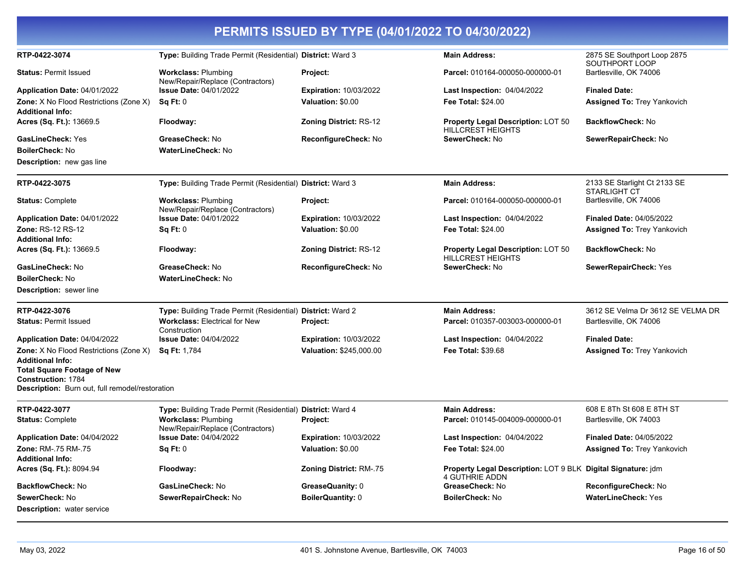# PERMITS ISSUED BY TYPE (04/01/2022 TO 04/30/2022)

**RTP-0422-3074**
**Type:** Building Trade Permit (Residential)
**District:** Ward 3
**Main Address:** 2875 SE Southport Loop 2875 SOUTHPORT LOOP Bartlesville, OK 74006
**Status:** Permit Issued
**Workclass:** Plumbing New/Repair/Replace (Contractors)
**Project:**
**Parcel:** 010164-000050-000000-01
**Application Date:** 04/01/2022
**Issue Date:** 04/01/2022
**Expiration:** 10/03/2022
**Last Inspection:** 04/04/2022
**Finaled Date:**
**Zone:** X No Flood Restrictions (Zone X)
**Sq Ft:** 0
**Valuation:** $0.00
**Fee Total:** $24.00
**Assigned To:** Trey Yankovich
**Additional Info:**
**Acres (Sq. Ft.):** 13669.5
**Floodway:**
**Zoning District:** RS-12
**Property Legal Description:** LOT 50 HILLCREST HEIGHTS
**BackflowCheck:** No
**GasLineCheck:** Yes
**GreaseCheck:** No
**ReconfigureCheck:** No
**SewerCheck:** No
**SewerRepairCheck:** No
**BoilerCheck:** No
**WaterLineCheck:** No
**Description:** new gas line

---

**RTP-0422-3075**
**Type:** Building Trade Permit (Residential)
**District:** Ward 3
**Main Address:** 2133 SE Starlight Ct 2133 SE STARLIGHT CT Bartlesville, OK 74006
**Status:** Complete
**Workclass:** Plumbing New/Repair/Replace (Contractors)
**Project:**
**Parcel:** 010164-000050-000000-01
**Application Date:** 04/01/2022
**Issue Date:** 04/01/2022
**Expiration:** 10/03/2022
**Last Inspection:** 04/04/2022
**Finaled Date:** 04/05/2022
**Zone:** RS-12 RS-12
**Sq Ft:** 0
**Valuation:** $0.00
**Fee Total:** $24.00
**Assigned To:** Trey Yankovich
**Additional Info:**
**Acres (Sq. Ft.):** 13669.5
**Floodway:**
**Zoning District:** RS-12
**Property Legal Description:** LOT 50 HILLCREST HEIGHTS
**BackflowCheck:** No
**GasLineCheck:** No
**GreaseCheck:** No
**ReconfigureCheck:** No
**SewerCheck:** No
**SewerRepairCheck:** Yes
**BoilerCheck:** No
**WaterLineCheck:** No
**Description:** sewer line

---

**RTP-0422-3076**
**Type:** Building Trade Permit (Residential)
**District:** Ward 2
**Main Address:** 3612 SE Velma Dr 3612 SE VELMA DR Bartlesville, OK 74006
**Status:** Permit Issued
**Workclass:** Electrical for New Construction
**Project:**
**Parcel:** 010357-003003-000000-01
**Application Date:** 04/04/2022
**Issue Date:** 04/04/2022
**Expiration:** 10/03/2022
**Last Inspection:** 04/04/2022
**Finaled Date:**
**Zone:** X No Flood Restrictions (Zone X)
**Sq Ft:** 1,784
**Valuation:** $245,000.00
**Fee Total:** $39.68
**Assigned To:** Trey Yankovich
**Additional Info:**
**Total Square Footage of New Construction:** 1784
**Description:** Burn out, full remodel/restoration

---

**RTP-0422-3077**
**Type:** Building Trade Permit (Residential)
**District:** Ward 4
**Main Address:** 608 E 8Th St 608 E 8TH ST Bartlesville, OK 74003
**Status:** Complete
**Workclass:** Plumbing New/Repair/Replace (Contractors)
**Project:**
**Parcel:** 010145-004009-000000-01
**Application Date:** 04/04/2022
**Issue Date:** 04/04/2022
**Expiration:** 10/03/2022
**Last Inspection:** 04/04/2022
**Finaled Date:** 04/05/2022
**Zone:** RM-.75 RM-.75
**Sq Ft:** 0
**Valuation:** $0.00
**Fee Total:** $24.00
**Assigned To:** Trey Yankovich
**Additional Info:**
**Acres (Sq. Ft.):** 8094.94
**Floodway:**
**Zoning District:** RM-.75
**Property Legal Description:** LOT 9 BLK 4 GUTHRIE ADDN
**Digital Signature:** jdm
**BackflowCheck:** No
**GasLineCheck:** No
**GreaseQuanity:** 0
**GreaseCheck:** No
**ReconfigureCheck:** No
**SewerCheck:** No
**SewerRepairCheck:** No
**BoilerQuantity:** 0
**BoilerCheck:** No
**WaterLineCheck:** Yes
**Description:** water service

---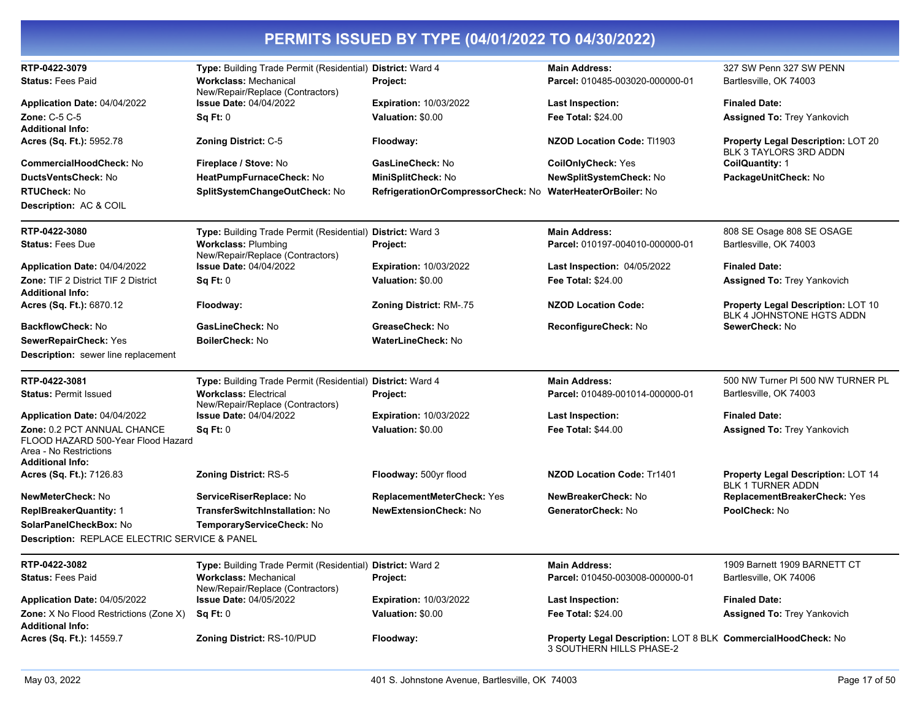# PERMITS ISSUED BY TYPE (04/01/2022 TO 04/30/2022)

| | | | | |
|---|---|---|---|---|
| **RTP-0422-3079** | **Type:** Building Trade Permit (Residential) | **District:** Ward 4 | **Main Address:** | 327 SW Penn 327 SW PENN |
| **Status:** Fees Paid | **Workclass:** Mechanical New/Repair/Replace (Contractors) | **Project:** | **Parcel:** 010485-003020-000000-01 | Bartlesville, OK 74003 |
| **Application Date:** 04/04/2022 | **Issue Date:** 04/04/2022 | **Expiration:** 10/03/2022 | **Last Inspection:** | **Finaled Date:** |
| **Zone:** C-5 C-5 | **Sq Ft:** 0 | **Valuation:** $0.00 | **Fee Total:** $24.00 | **Assigned To:** Trey Yankovich |
| **Additional Info:** | | | | |
| **Acres (Sq. Ft.):** 5952.78 | **Zoning District:** C-5 | **Floodway:** | **NZOD Location Code:** TI1903 | **Property Legal Description:** LOT 20 BLK 3 TAYLORS 3RD ADDN |
| **CommercialHoodCheck:** No | **Fireplace / Stove:** No | **GasLineCheck:** No | **CoilOnlyCheck:** Yes | **CoilQuantity:** 1 |
| **DuctsVentsCheck:** No | **HeatPumpFurnaceCheck:** No | **MiniSplitCheck:** No | **NewSplitSystemCheck:** No | **PackageUnitCheck:** No |
| **RTUCheck:** No | **SplitSystemChangeOutCheck:** No | **RefrigerationOrCompressorCheck:** No | **WaterHeaterOrBoiler:** No | |
| **Description:** AC & COIL | | | | |

| | | | | |
|---|---|---|---|---|
| **RTP-0422-3080** | **Type:** Building Trade Permit (Residential) | **District:** Ward 3 | **Main Address:** | 808 SE Osage 808 SE OSAGE |
| **Status:** Fees Due | **Workclass:** Plumbing New/Repair/Replace (Contractors) | **Project:** | **Parcel:** 010197-004010-000000-01 | Bartlesville, OK 74003 |
| **Application Date:** 04/04/2022 | **Issue Date:** 04/04/2022 | **Expiration:** 10/03/2022 | **Last Inspection:** 04/05/2022 | **Finaled Date:** |
| **Zone:** TIF 2 District TIF 2 District | **Sq Ft:** 0 | **Valuation:** $0.00 | **Fee Total:** $24.00 | **Assigned To:** Trey Yankovich |
| **Additional Info:** | | | | |
| **Acres (Sq. Ft.):** 6870.12 | **Floodway:** | **Zoning District:** RM-.75 | **NZOD Location Code:** | **Property Legal Description:** LOT 10 BLK 4 JOHNSTONE HGTS ADDN |
| **BackflowCheck:** No | **GasLineCheck:** No | **GreaseCheck:** No | **ReconfigureCheck:** No | **SewerCheck:** No |
| **SewerRepairCheck:** Yes | **BoilerCheck:** No | **WaterLineCheck:** No | | |
| **Description:** sewer line replacement | | | | |

| | | | | |
|---|---|---|---|---|
| **RTP-0422-3081** | **Type:** Building Trade Permit (Residential) | **District:** Ward 4 | **Main Address:** | 500 NW Turner Pl 500 NW TURNER PL |
| **Status:** Permit Issued | **Workclass:** Electrical New/Repair/Replace (Contractors) | **Project:** | **Parcel:** 010489-001014-000000-01 | Bartlesville, OK 74003 |
| **Application Date:** 04/04/2022 | **Issue Date:** 04/04/2022 | **Expiration:** 10/03/2022 | **Last Inspection:** | **Finaled Date:** |
| **Zone:** 0.2 PCT ANNUAL CHANCE FLOOD HAZARD 500-Year Flood Hazard Area - No Restrictions | **Sq Ft:** 0 | **Valuation:** $0.00 | **Fee Total:** $44.00 | **Assigned To:** Trey Yankovich |
| **Additional Info:** | | | | |
| **Acres (Sq. Ft.):** 7126.83 | **Zoning District:** RS-5 | **Floodway:** 500yr flood | **NZOD Location Code:** Tr1401 | **Property Legal Description:** LOT 14 BLK 1 TURNER ADDN |
| **NewMeterCheck:** No | **ServiceRiserReplace:** No | **ReplacementMeterCheck:** Yes | **NewBreakerCheck:** No | **ReplacementBreakerCheck:** Yes |
| **ReplBreakerQuantity:** 1 | **TransferSwitchInstallation:** No | **NewExtensionCheck:** No | **GeneratorCheck:** No | **PoolCheck:** No |
| **SolarPanelCheckBox:** No | **TemporaryServiceCheck:** No | | | |
| **Description:** REPLACE ELECTRIC SERVICE & PANEL | | | | |

| | | | | |
|---|---|---|---|---|
| **RTP-0422-3082** | **Type:** Building Trade Permit (Residential) | **District:** Ward 2 | **Main Address:** | 1909 Barnett 1909 BARNETT CT |
| **Status:** Fees Paid | **Workclass:** Mechanical New/Repair/Replace (Contractors) | **Project:** | **Parcel:** 010450-003008-000000-01 | Bartlesville, OK 74006 |
| **Application Date:** 04/05/2022 | **Issue Date:** 04/05/2022 | **Expiration:** 10/03/2022 | **Last Inspection:** | **Finaled Date:** |
| **Zone:** X No Flood Restrictions (Zone X) | **Sq Ft:** 0 | **Valuation:** $0.00 | **Fee Total:** $24.00 | **Assigned To:** Trey Yankovich |
| **Additional Info:** | | | | |
| **Acres (Sq. Ft.):** 14559.7 | **Zoning District:** RS-10/PUD | **Floodway:** | **Property Legal Description:** LOT 8 BLK 3 SOUTHERN HILLS PHASE-2 | **CommercialHoodCheck:** No |

May 03, 2022 — 401 S. Johnstone Avenue, Bartlesville, OK 74003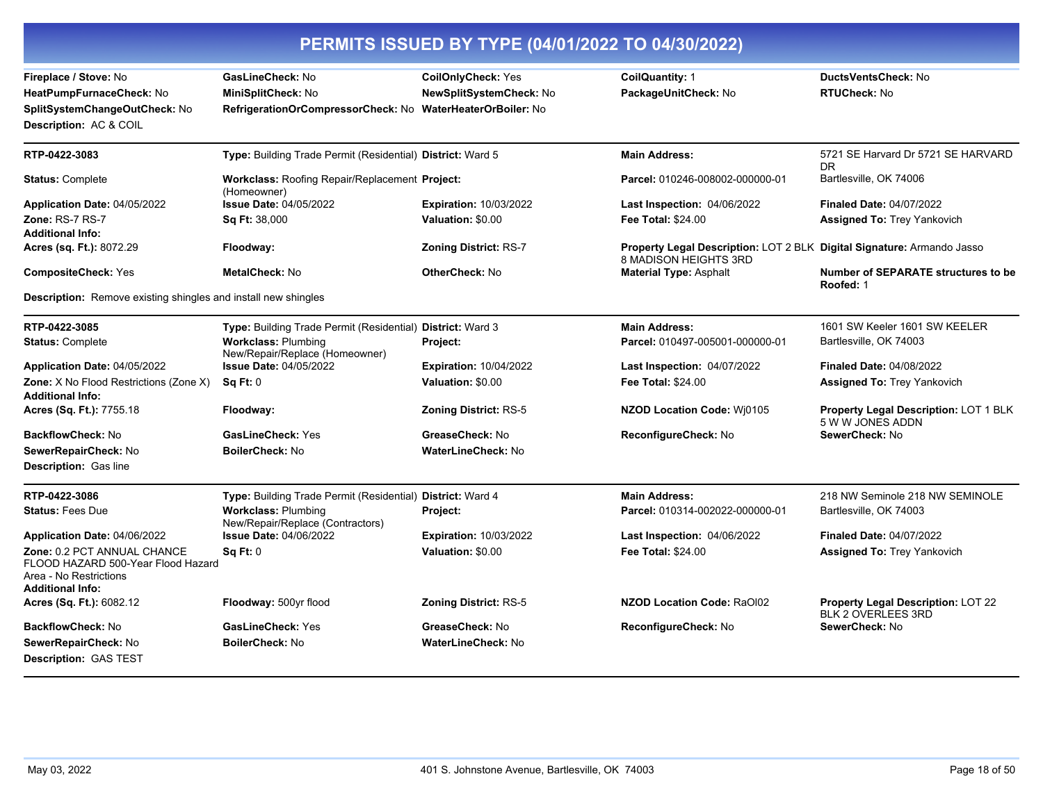# PERMITS ISSUED BY TYPE (04/01/2022 TO 04/30/2022)

**Fireplace / Stove:** No | **GasLineCheck:** No | **CoilOnlyCheck:** Yes | **CoilQuantity:** 1 | **DuctsVentsCheck:** No
**HeatPumpFurnaceCheck:** No | **MiniSplitCheck:** No | **NewSplitSystemCheck:** No | **PackageUnitCheck:** No | **RTUCheck:** No
**SplitSystemChangeOutCheck:** No | **RefrigerationOrCompressorCheck:** No | **WaterHeaterOrBoiler:** No
**Description:** AC & COIL

---

**RTP-0422-3083**
**Type:** Building Trade Permit (Residential) | **District:** Ward 5 | **Main Address:** 5721 SE Harvard Dr 5721 SE HARVARD DR Bartlesville, OK 74006
**Status:** Complete | **Workclass:** Roofing Repair/Replacement (Homeowner) | **Project:** | **Parcel:** 010246-008002-000000-01
**Application Date:** 04/05/2022 | **Issue Date:** 04/05/2022 | **Expiration:** 10/03/2022 | **Last Inspection:** 04/06/2022 | **Finaled Date:** 04/07/2022
**Zone:** RS-7 RS-7 | **Sq Ft:** 38,000 | **Valuation:** $0.00 | **Fee Total:** $24.00 | **Assigned To:** Trey Yankovich
**Additional Info:**
**Acres (sq. Ft.):** 8072.29 | **Floodway:** | **Zoning District:** RS-7 | **Property Legal Description:** LOT 2 BLK 8 MADISON HEIGHTS 3RD | **Digital Signature:** Armando Jasso
**CompositeCheck:** Yes | **MetalCheck:** No | **OtherCheck:** No | **Material Type:** Asphalt | **Number of SEPARATE structures to be Roofed:** 1
**Description:** Remove existing shingles and install new shingles

---

**RTP-0422-3085**
**Type:** Building Trade Permit (Residential) | **District:** Ward 3 | **Main Address:** 1601 SW Keeler 1601 SW KEELER Bartlesville, OK 74003
**Status:** Complete | **Workclass:** Plumbing New/Repair/Replace (Homeowner) | **Project:** | **Parcel:** 010497-005001-000000-01
**Application Date:** 04/05/2022 | **Issue Date:** 04/05/2022 | **Expiration:** 10/04/2022 | **Last Inspection:** 04/07/2022 | **Finaled Date:** 04/08/2022
**Zone:** X No Flood Restrictions (Zone X) | **Sq Ft:** 0 | **Valuation:** $0.00 | **Fee Total:** $24.00 | **Assigned To:** Trey Yankovich
**Additional Info:**
**Acres (Sq. Ft.):** 7755.18 | **Floodway:** | **Zoning District:** RS-5 | **NZOD Location Code:** Wj0105 | **Property Legal Description:** LOT 1 BLK 5 W W JONES ADDN
**BackflowCheck:** No | **GasLineCheck:** Yes | **GreaseCheck:** No | **ReconfigureCheck:** No | **SewerCheck:** No
**SewerRepairCheck:** No | **BoilerCheck:** No | **WaterLineCheck:** No
**Description:** Gas line

---

**RTP-0422-3086**
**Type:** Building Trade Permit (Residential) | **District:** Ward 4 | **Main Address:** 218 NW Seminole 218 NW SEMINOLE Bartlesville, OK 74003
**Status:** Fees Due | **Workclass:** Plumbing New/Repair/Replace (Contractors) | **Project:** | **Parcel:** 010314-002022-000000-01
**Application Date:** 04/06/2022 | **Issue Date:** 04/06/2022 | **Expiration:** 10/03/2022 | **Last Inspection:** 04/06/2022 | **Finaled Date:** 04/07/2022
**Zone:** 0.2 PCT ANNUAL CHANCE FLOOD HAZARD 500-Year Flood Hazard Area - No Restrictions | **Sq Ft:** 0 | **Valuation:** $0.00 | **Fee Total:** $24.00 | **Assigned To:** Trey Yankovich
**Additional Info:**
**Acres (Sq. Ft.):** 6082.12 | **Floodway:** 500yr flood | **Zoning District:** RS-5 | **NZOD Location Code:** RaOl02 | **Property Legal Description:** LOT 22 BLK 2 OVERLEES 3RD
**BackflowCheck:** No | **GasLineCheck:** Yes | **GreaseCheck:** No | **ReconfigureCheck:** No | **SewerCheck:** No
**SewerRepairCheck:** No | **BoilerCheck:** No | **WaterLineCheck:** No
**Description:** GAS TEST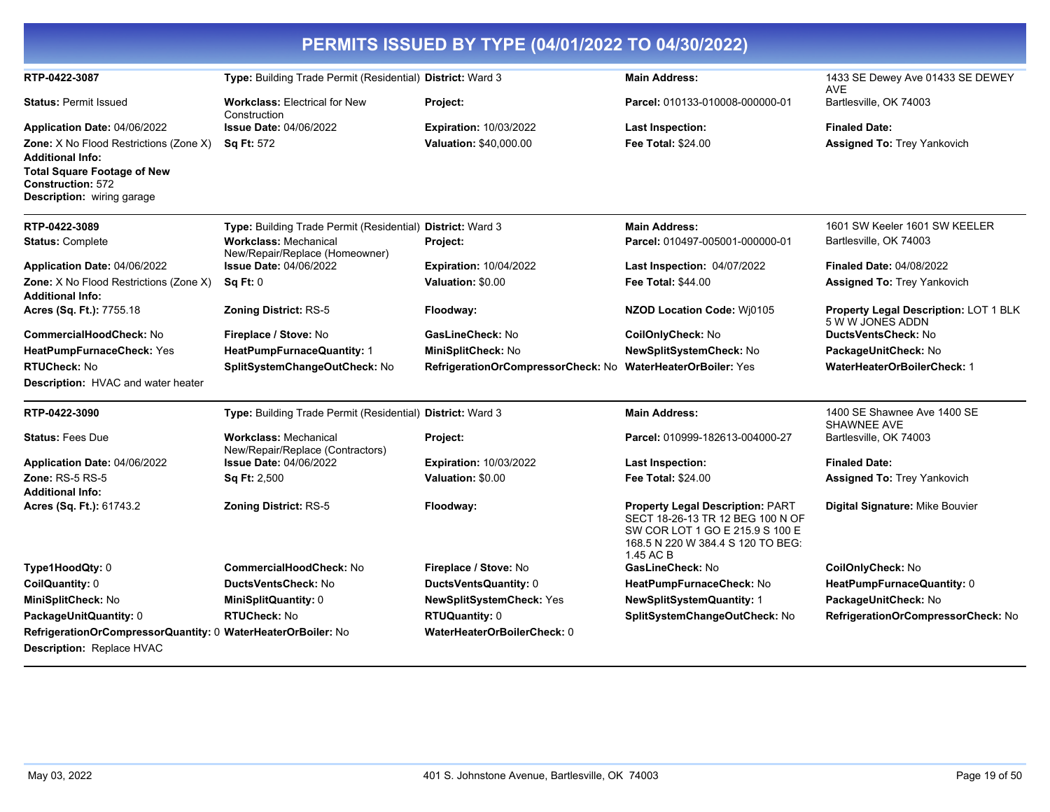# PERMITS ISSUED BY TYPE (04/01/2022 TO 04/30/2022)

| | | | | |
|---|---|---|---|---|
| **RTP-0422-3087** | **Type:** Building Trade Permit (Residential) | **District:** Ward 3 | **Main Address:** | 1433 SE Dewey Ave 01433 SE DEWEY AVE |
| **Status:** Permit Issued | **Workclass:** Electrical for New Construction | **Project:** | **Parcel:** 010133-010008-000000-01 | Bartlesville, OK 74003 |
| **Application Date:** 04/06/2022 | **Issue Date:** 04/06/2022 | **Expiration:** 10/03/2022 | **Last Inspection:** | **Finaled Date:** |
| **Zone:** X No Flood Restrictions (Zone X) | **Sq Ft:** 572 | **Valuation:** $40,000.00 | **Fee Total:** $24.00 | **Assigned To:** Trey Yankovich |

**Additional Info:**

**Total Square Footage of New Construction:** 572

**Description:** wiring garage

---

| | | | | |
|---|---|---|---|---|
| **RTP-0422-3089** | **Type:** Building Trade Permit (Residential) | **District:** Ward 3 | **Main Address:** | 1601 SW Keeler 1601 SW KEELER |
| **Status:** Complete | **Workclass:** Mechanical New/Repair/Replace (Homeowner) | **Project:** | **Parcel:** 010497-005001-000000-01 | Bartlesville, OK 74003 |
| **Application Date:** 04/06/2022 | **Issue Date:** 04/06/2022 | **Expiration:** 10/04/2022 | **Last Inspection:** 04/07/2022 | **Finaled Date:** 04/08/2022 |
| **Zone:** X No Flood Restrictions (Zone X) | **Sq Ft:** 0 | **Valuation:** $0.00 | **Fee Total:** $44.00 | **Assigned To:** Trey Yankovich |
| **Additional Info:** | | | | |
| **Acres (Sq. Ft.):** 7755.18 | **Zoning District:** RS-5 | **Floodway:** | **NZOD Location Code:** Wj0105 | **Property Legal Description:** LOT 1 BLK 5 W W JONES ADDN |
| **CommercialHoodCheck:** No | **Fireplace / Stove:** No | **GasLineCheck:** No | **CoilOnlyCheck:** No | **DuctsVentsCheck:** No |
| **HeatPumpFurnaceCheck:** Yes | **HeatPumpFurnaceQuantity:** 1 | **MiniSplitCheck:** No | **NewSplitSystemCheck:** No | **PackageUnitCheck:** No |
| **RTUCheck:** No | **SplitSystemChangeOutCheck:** No | **RefrigerationOrCompressorCheck:** No | **WaterHeaterOrBoiler:** Yes | **WaterHeaterOrBoilerCheck:** 1 |

**Description:** HVAC and water heater

---

| | | | | |
|---|---|---|---|---|
| **RTP-0422-3090** | **Type:** Building Trade Permit (Residential) | **District:** Ward 3 | **Main Address:** | 1400 SE Shawnee Ave 1400 SE SHAWNEE AVE |
| **Status:** Fees Due | **Workclass:** Mechanical New/Repair/Replace (Contractors) | **Project:** | **Parcel:** 010999-182613-004000-27 | Bartlesville, OK 74003 |
| **Application Date:** 04/06/2022 | **Issue Date:** 04/06/2022 | **Expiration:** 10/03/2022 | **Last Inspection:** | **Finaled Date:** |
| **Zone:** RS-5 RS-5 | **Sq Ft:** 2,500 | **Valuation:** $0.00 | **Fee Total:** $24.00 | **Assigned To:** Trey Yankovich |
| **Additional Info:** | | | | |
| **Acres (Sq. Ft.):** 61743.2 | **Zoning District:** RS-5 | **Floodway:** | **Property Legal Description:** PART SECT 18-26-13 TR 12 BEG 100 N OF SW COR LOT 1 GO E 215.9 S 100 E 168.5 N 220 W 384.4 S 120 TO BEG: 1.45 AC B | **Digital Signature:** Mike Bouvier |
| **Type1HoodQty:** 0 | **CommercialHoodCheck:** No | **Fireplace / Stove:** No | **GasLineCheck:** No | **CoilOnlyCheck:** No |
| **CoilQuantity:** 0 | **DuctsVentsCheck:** No | **DuctsVentsQuantity:** 0 | **HeatPumpFurnaceCheck:** No | **HeatPumpFurnaceQuantity:** 0 |
| **MiniSplitCheck:** No | **MiniSplitQuantity:** 0 | **NewSplitSystemCheck:** Yes | **NewSplitSystemQuantity:** 1 | **PackageUnitCheck:** No |
| **PackageUnitQuantity:** 0 | **RTUCheck:** No | **RTUQuantity:** 0 | **SplitSystemChangeOutCheck:** No | **RefrigerationOrCompressorCheck:** No |
| **RefrigerationOrCompressorQuantity:** 0 | **WaterHeaterOrBoiler:** No | **WaterHeaterOrBoilerCheck:** 0 | | |

**Description:** Replace HVAC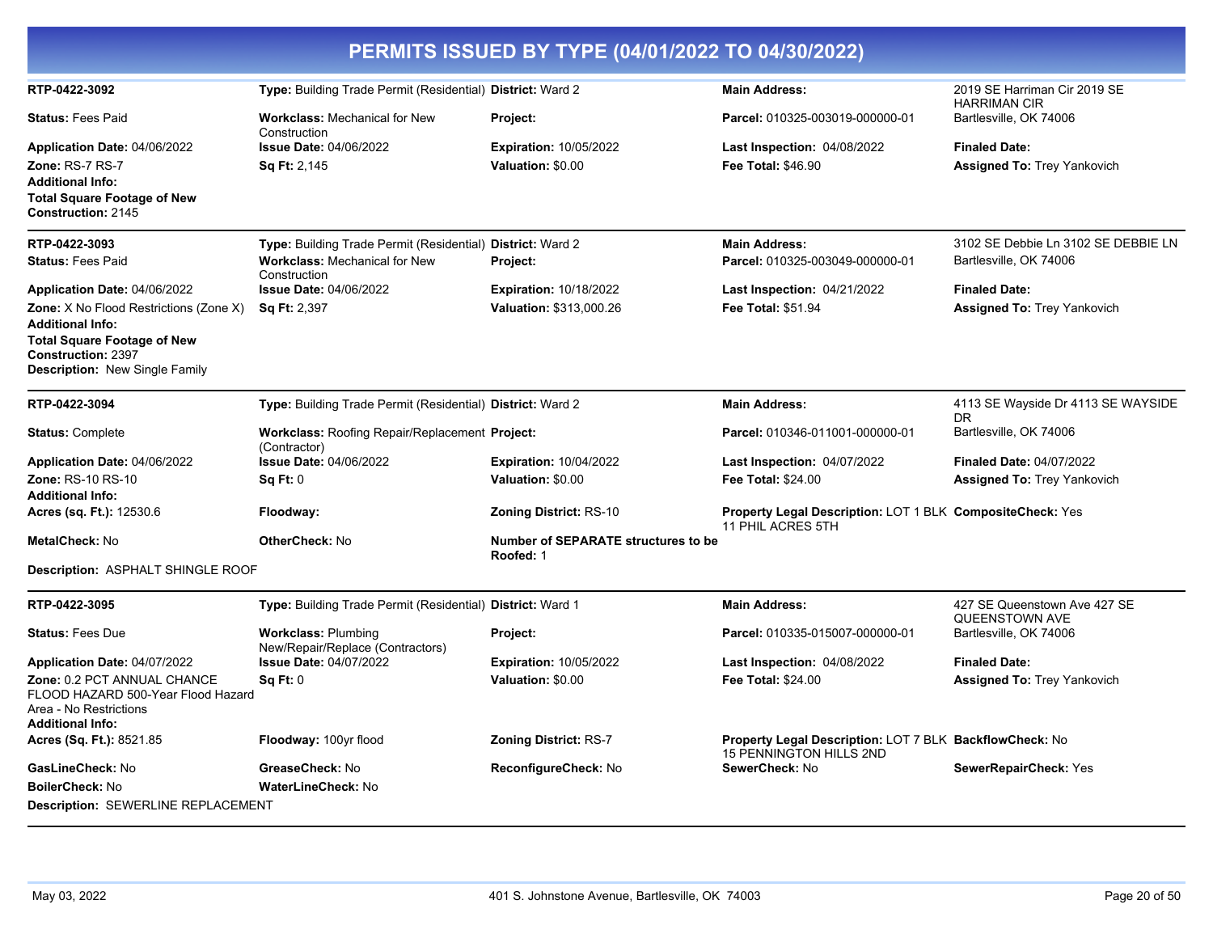# PERMITS ISSUED BY TYPE (04/01/2022 TO 04/30/2022)

**RTP-0422-3092**
**Type:** Building Trade Permit (Residential)
**District:** Ward 2
**Main Address:** 2019 SE Harriman Cir 2019 SE HARRIMAN CIR Bartlesville, OK 74006
**Status:** Fees Paid
**Workclass:** Mechanical for New Construction
**Project:**
**Parcel:** 010325-003019-000000-01
**Application Date:** 04/06/2022
**Issue Date:** 04/06/2022
**Expiration:** 10/05/2022
**Last Inspection:** 04/08/2022
**Finaled Date:**
**Zone:** RS-7 RS-7
**Sq Ft:** 2,145
**Valuation:** $0.00
**Fee Total:** $46.90
**Assigned To:** Trey Yankovich
**Additional Info:**
**Total Square Footage of New Construction:** 2145

---

**RTP-0422-3093**
**Type:** Building Trade Permit (Residential)
**District:** Ward 2
**Main Address:** 3102 SE Debbie Ln 3102 SE DEBBIE LN Bartlesville, OK 74006
**Status:** Fees Paid
**Workclass:** Mechanical for New Construction
**Project:**
**Parcel:** 010325-003049-000000-01
**Application Date:** 04/06/2022
**Issue Date:** 04/06/2022
**Expiration:** 10/18/2022
**Last Inspection:** 04/21/2022
**Finaled Date:**
**Zone:** X No Flood Restrictions (Zone X)
**Sq Ft:** 2,397
**Valuation:** $313,000.26
**Fee Total:** $51.94
**Assigned To:** Trey Yankovich
**Additional Info:**
**Total Square Footage of New Construction:** 2397
**Description:** New Single Family

---

**RTP-0422-3094**
**Type:** Building Trade Permit (Residential)
**District:** Ward 2
**Main Address:** 4113 SE Wayside Dr 4113 SE WAYSIDE DR Bartlesville, OK 74006
**Status:** Complete
**Workclass:** Roofing Repair/Replacement (Contractor)
**Project:**
**Parcel:** 010346-011001-000000-01
**Application Date:** 04/06/2022
**Issue Date:** 04/06/2022
**Expiration:** 10/04/2022
**Last Inspection:** 04/07/2022
**Finaled Date:** 04/07/2022
**Zone:** RS-10 RS-10
**Sq Ft:** 0
**Valuation:** $0.00
**Fee Total:** $24.00
**Assigned To:** Trey Yankovich
**Additional Info:**
**Acres (sq. Ft.):** 12530.6
**Floodway:**
**Zoning District:** RS-10
**Property Legal Description:** LOT 1 BLK 11 PHIL ACRES 5TH
**CompositeCheck:** Yes
**MetalCheck:** No
**OtherCheck:** No
**Number of SEPARATE structures to be Roofed:** 1
**Description:** ASPHALT SHINGLE ROOF

---

**RTP-0422-3095**
**Type:** Building Trade Permit (Residential)
**District:** Ward 1
**Main Address:** 427 SE Queenstown Ave 427 SE QUEENSTOWN AVE Bartlesville, OK 74006
**Status:** Fees Due
**Workclass:** Plumbing New/Repair/Replace (Contractors)
**Project:**
**Parcel:** 010335-015007-000000-01
**Application Date:** 04/07/2022
**Issue Date:** 04/07/2022
**Expiration:** 10/05/2022
**Last Inspection:** 04/08/2022
**Finaled Date:**
**Zone:** 0.2 PCT ANNUAL CHANCE FLOOD HAZARD 500-Year Flood Hazard Area - No Restrictions
**Sq Ft:** 0
**Valuation:** $0.00
**Fee Total:** $24.00
**Assigned To:** Trey Yankovich
**Additional Info:**
**Acres (Sq. Ft.):** 8521.85
**Floodway:** 100yr flood
**Zoning District:** RS-7
**Property Legal Description:** LOT 7 BLK 15 PENNINGTON HILLS 2ND
**BackflowCheck:** No
**GasLineCheck:** No
**GreaseCheck:** No
**ReconfigureCheck:** No
**SewerCheck:** No
**SewerRepairCheck:** Yes
**BoilerCheck:** No
**WaterLineCheck:** No
**Description:** SEWERLINE REPLACEMENT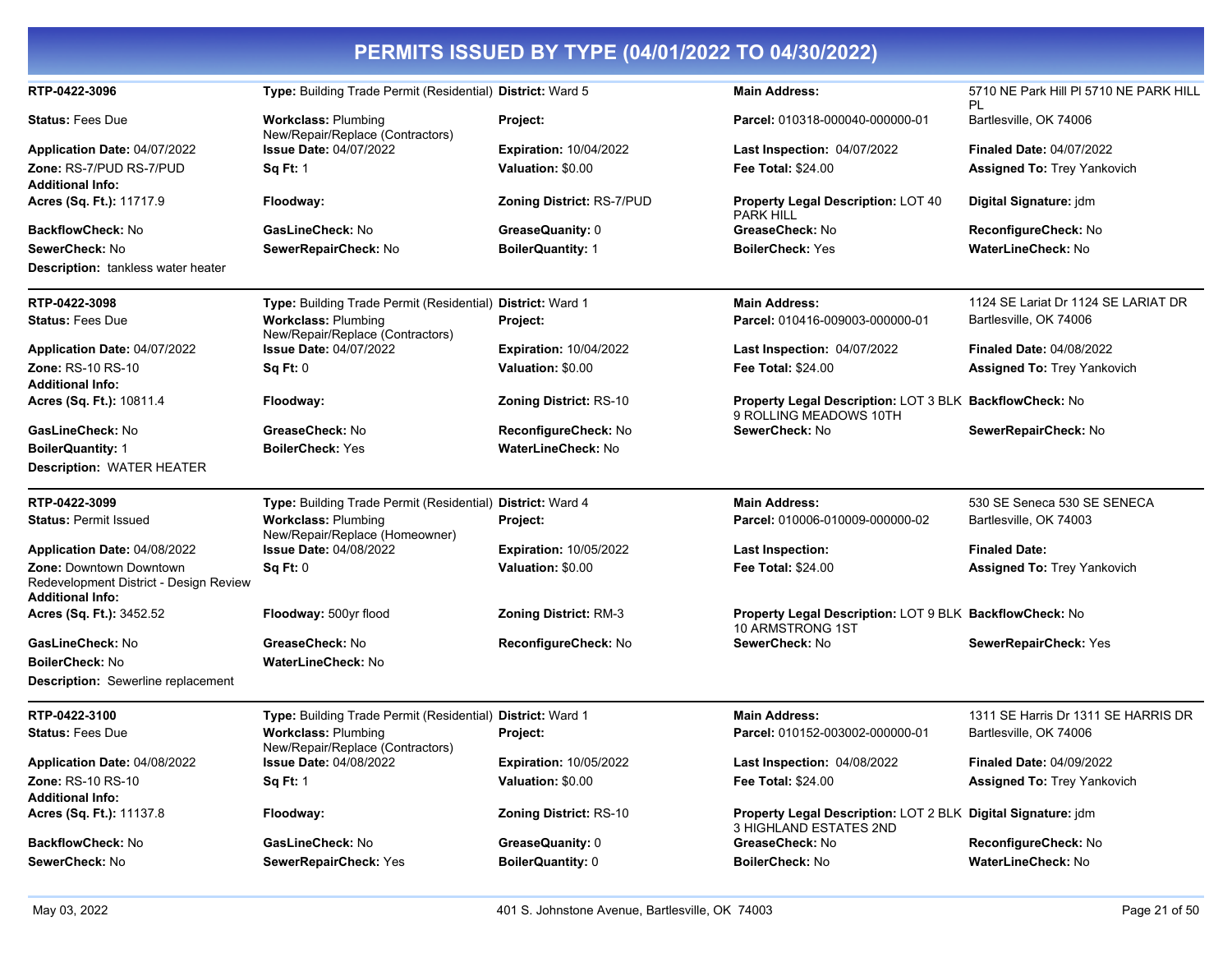# PERMITS ISSUED BY TYPE (04/01/2022 TO 04/30/2022)

| | | | | |
|---|---|---|---|---|
| **RTP-0422-3096** | **Type:** Building Trade Permit (Residential) | **District:** Ward 5 | **Main Address:** | 5710 NE Park Hill Pl 5710 NE PARK HILL PL |
| **Status:** Fees Due | **Workclass:** Plumbing New/Repair/Replace (Contractors) | **Project:** | **Parcel:** 010318-000040-000000-01 | Bartlesville, OK 74006 |
| **Application Date:** 04/07/2022 | **Issue Date:** 04/07/2022 | **Expiration:** 10/04/2022 | **Last Inspection:** 04/07/2022 | **Finaled Date:** 04/07/2022 |
| **Zone:** RS-7/PUD RS-7/PUD | **Sq Ft:** 1 | **Valuation:** $0.00 | **Fee Total:** $24.00 | **Assigned To:** Trey Yankovich |
| **Additional Info:** | | | | |
| **Acres (Sq. Ft.):** 11717.9 | **Floodway:** | **Zoning District:** RS-7/PUD | **Property Legal Description:** LOT 40 PARK HILL | **Digital Signature:** jdm |
| **BackflowCheck:** No | **GasLineCheck:** No | **GreaseQuanity:** 0 | **GreaseCheck:** No | **ReconfigureCheck:** No |
| **SewerCheck:** No | **SewerRepairCheck:** No | **BoilerQuantity:** 1 | **BoilerCheck:** Yes | **WaterLineCheck:** No |
| **Description:** tankless water heater | | | | |

| | | | | |
|---|---|---|---|---|
| **RTP-0422-3098** | **Type:** Building Trade Permit (Residential) | **District:** Ward 1 | **Main Address:** | 1124 SE Lariat Dr 1124 SE LARIAT DR |
| **Status:** Fees Due | **Workclass:** Plumbing New/Repair/Replace (Contractors) | **Project:** | **Parcel:** 010416-009003-000000-01 | Bartlesville, OK 74006 |
| **Application Date:** 04/07/2022 | **Issue Date:** 04/07/2022 | **Expiration:** 10/04/2022 | **Last Inspection:** 04/07/2022 | **Finaled Date:** 04/08/2022 |
| **Zone:** RS-10 RS-10 | **Sq Ft:** 0 | **Valuation:** $0.00 | **Fee Total:** $24.00 | **Assigned To:** Trey Yankovich |
| **Additional Info:** | | | | |
| **Acres (Sq. Ft.):** 10811.4 | **Floodway:** | **Zoning District:** RS-10 | **Property Legal Description:** LOT 3 BLK 9 ROLLING MEADOWS 10TH | **BackflowCheck:** No |
| **GasLineCheck:** No | **GreaseCheck:** No | **ReconfigureCheck:** No | **SewerCheck:** No | **SewerRepairCheck:** No |
| **BoilerQuantity:** 1 | **BoilerCheck:** Yes | **WaterLineCheck:** No | | |
| **Description:** WATER HEATER | | | | |

| | | | | |
|---|---|---|---|---|
| **RTP-0422-3099** | **Type:** Building Trade Permit (Residential) | **District:** Ward 4 | **Main Address:** | 530 SE Seneca 530 SE SENECA |
| **Status:** Permit Issued | **Workclass:** Plumbing New/Repair/Replace (Homeowner) | **Project:** | **Parcel:** 010006-010009-000000-02 | Bartlesville, OK 74003 |
| **Application Date:** 04/08/2022 | **Issue Date:** 04/08/2022 | **Expiration:** 10/05/2022 | **Last Inspection:** | **Finaled Date:** |
| **Zone:** Downtown Downtown Redevelopment District - Design Review | **Sq Ft:** 0 | **Valuation:** $0.00 | **Fee Total:** $24.00 | **Assigned To:** Trey Yankovich |
| **Additional Info:** | | | | |
| **Acres (Sq. Ft.):** 3452.52 | **Floodway:** 500yr flood | **Zoning District:** RM-3 | **Property Legal Description:** LOT 9 BLK 10 ARMSTRONG 1ST | **BackflowCheck:** No |
| **GasLineCheck:** No | **GreaseCheck:** No | **ReconfigureCheck:** No | **SewerCheck:** No | **SewerRepairCheck:** Yes |
| **BoilerCheck:** No | **WaterLineCheck:** No | | | |
| **Description:** Sewerline replacement | | | | |

| | | | | |
|---|---|---|---|---|
| **RTP-0422-3100** | **Type:** Building Trade Permit (Residential) | **District:** Ward 1 | **Main Address:** | 1311 SE Harris Dr 1311 SE HARRIS DR |
| **Status:** Fees Due | **Workclass:** Plumbing New/Repair/Replace (Contractors) | **Project:** | **Parcel:** 010152-003002-000000-01 | Bartlesville, OK 74006 |
| **Application Date:** 04/08/2022 | **Issue Date:** 04/08/2022 | **Expiration:** 10/05/2022 | **Last Inspection:** 04/08/2022 | **Finaled Date:** 04/09/2022 |
| **Zone:** RS-10 RS-10 | **Sq Ft:** 1 | **Valuation:** $0.00 | **Fee Total:** $24.00 | **Assigned To:** Trey Yankovich |
| **Additional Info:** | | | | |
| **Acres (Sq. Ft.):** 11137.8 | **Floodway:** | **Zoning District:** RS-10 | **Property Legal Description:** LOT 2 BLK 3 HIGHLAND ESTATES 2ND | **Digital Signature:** jdm |
| **BackflowCheck:** No | **GasLineCheck:** No | **GreaseQuanity:** 0 | **GreaseCheck:** No | **ReconfigureCheck:** No |
| **SewerCheck:** No | **SewerRepairCheck:** Yes | **BoilerQuantity:** 0 | **BoilerCheck:** No | **WaterLineCheck:** No |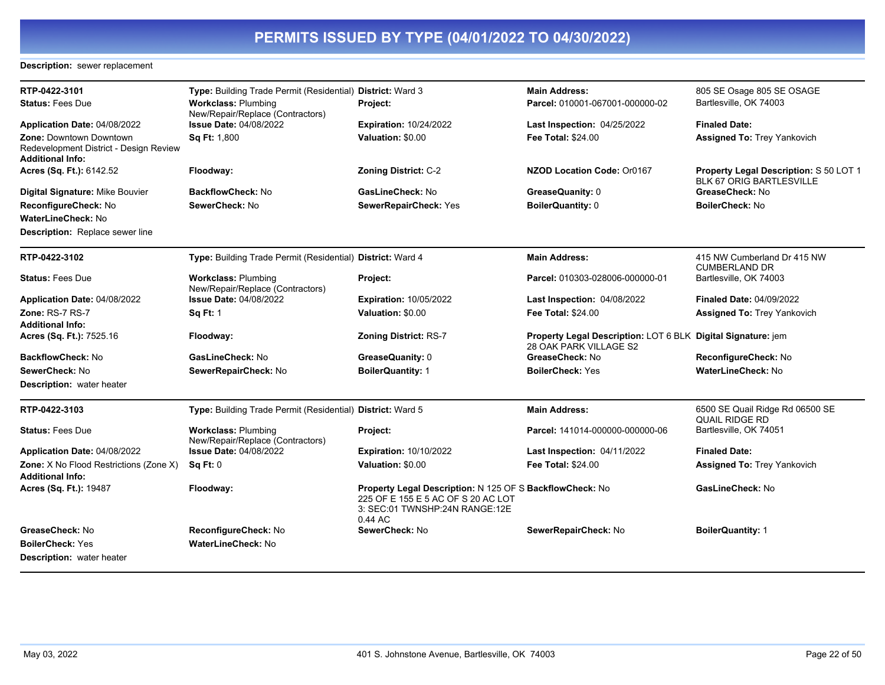# PERMITS ISSUED BY TYPE (04/01/2022 TO 04/30/2022)

**Description:** sewer replacement

---

**RTP-0422-3101** | **Type:** Building Trade Permit (Residential) | **District:** Ward 3 | **Main Address:** 805 SE Osage 805 SE OSAGE Bartlesville, OK 74003

**Status:** Fees Due | **Workclass:** Plumbing New/Repair/Replace (Contractors) | **Project:** | **Parcel:** 010001-067001-000000-02

**Application Date:** 04/08/2022 | **Issue Date:** 04/08/2022 | **Expiration:** 10/24/2022 | **Last Inspection:** 04/25/2022 | **Finaled Date:**

**Zone:** Downtown Downtown Redevelopment District - Design Review | **Sq Ft:** 1,800 | **Valuation:** $0.00 | **Fee Total:** $24.00 | **Assigned To:** Trey Yankovich

**Additional Info:**

**Acres (Sq. Ft.):** 6142.52 | **Floodway:** | **Zoning District:** C-2 | **NZOD Location Code:** Or0167 | **Property Legal Description:** S 50 LOT 1 BLK 67 ORIG BARTLESVILLE

**Digital Signature:** Mike Bouvier | **BackflowCheck:** No | **GasLineCheck:** No | **GreaseQuanity:** 0 | **GreaseCheck:** No

**ReconfigureCheck:** No | **SewerCheck:** No | **SewerRepairCheck:** Yes | **BoilerQuantity:** 0 | **BoilerCheck:** No

**WaterLineCheck:** No

**Description:** Replace sewer line

---

**RTP-0422-3102** | **Type:** Building Trade Permit (Residential) | **District:** Ward 4 | **Main Address:** 415 NW Cumberland Dr 415 NW CUMBERLAND DR Bartlesville, OK 74003

**Status:** Fees Due | **Workclass:** Plumbing New/Repair/Replace (Contractors) | **Project:** | **Parcel:** 010303-028006-000000-01

**Application Date:** 04/08/2022 | **Issue Date:** 04/08/2022 | **Expiration:** 10/05/2022 | **Last Inspection:** 04/08/2022 | **Finaled Date:** 04/09/2022

**Zone:** RS-7 RS-7 | **Sq Ft:** 1 | **Valuation:** $0.00 | **Fee Total:** $24.00 | **Assigned To:** Trey Yankovich

**Additional Info:**

**Acres (Sq. Ft.):** 7525.16 | **Floodway:** | **Zoning District:** RS-7 | **Property Legal Description:** LOT 6 BLK 28 OAK PARK VILLAGE S2 | **Digital Signature:** jem

**BackflowCheck:** No | **GasLineCheck:** No | **GreaseQuanity:** 0 | **GreaseCheck:** No | **ReconfigureCheck:** No

**SewerCheck:** No | **SewerRepairCheck:** No | **BoilerQuantity:** 1 | **BoilerCheck:** Yes | **WaterLineCheck:** No

**Description:** water heater

---

**RTP-0422-3103** | **Type:** Building Trade Permit (Residential) | **District:** Ward 5 | **Main Address:** 6500 SE Quail Ridge Rd 06500 SE QUAIL RIDGE RD Bartlesville, OK 74051

**Status:** Fees Due | **Workclass:** Plumbing New/Repair/Replace (Contractors) | **Project:** | **Parcel:** 141014-000000-000000-06

**Application Date:** 04/08/2022 | **Issue Date:** 04/08/2022 | **Expiration:** 10/10/2022 | **Last Inspection:** 04/11/2022 | **Finaled Date:**

**Zone:** X No Flood Restrictions (Zone X) | **Sq Ft:** 0 | **Valuation:** $0.00 | **Fee Total:** $24.00 | **Assigned To:** Trey Yankovich

**Additional Info:**

**Acres (Sq. Ft.):** 19487 | **Floodway:** | **Property Legal Description:** N 125 OF S 225 OF E 155 E 5 AC OF S 20 AC LOT 3: SEC:01 TWNSHP:24N RANGE:12E 0.44 AC | **BackflowCheck:** No | **GasLineCheck:** No

**GreaseCheck:** No | **ReconfigureCheck:** No | **SewerCheck:** No | **SewerRepairCheck:** No | **BoilerQuantity:** 1

**BoilerCheck:** Yes | **WaterLineCheck:** No

**Description:** water heater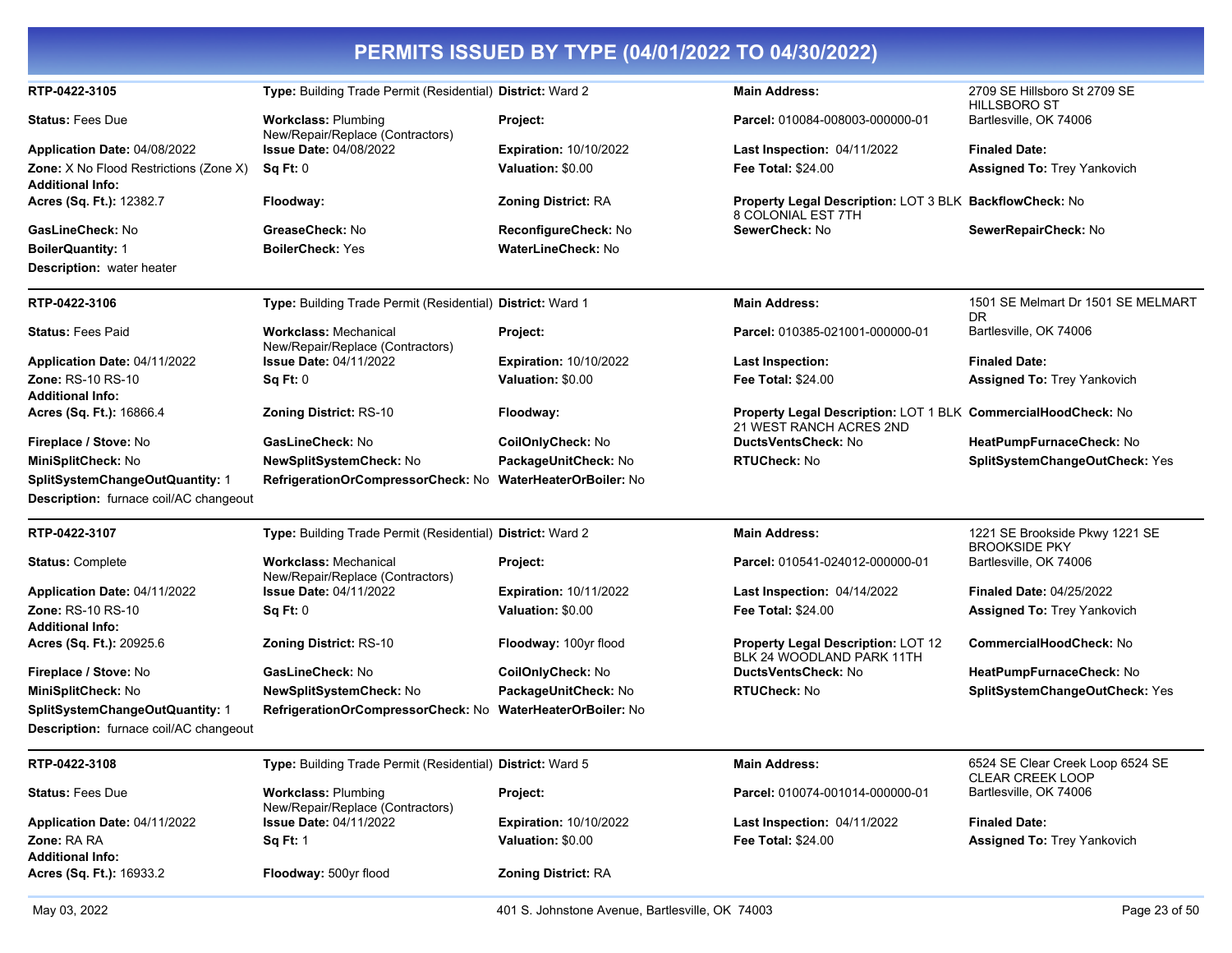# PERMITS ISSUED BY TYPE (04/01/2022 TO 04/30/2022)

| | | | | |
|---|---|---|---|---|
| **RTP-0422-3105** | **Type:** Building Trade Permit (Residential) | **District:** Ward 2 | **Main Address:** | 2709 SE Hillsboro St 2709 SE HILLSBORO ST |
| **Status:** Fees Due | **Workclass:** Plumbing New/Repair/Replace (Contractors) | **Project:** | **Parcel:** 010084-008003-000000-01 | Bartlesville, OK 74006 |
| **Application Date:** 04/08/2022 | **Issue Date:** 04/08/2022 | **Expiration:** 10/10/2022 | **Last Inspection:** 04/11/2022 | **Finaled Date:** |
| **Zone:** X No Flood Restrictions (Zone X) | **Sq Ft:** 0 | **Valuation:** $0.00 | **Fee Total:** $24.00 | **Assigned To:** Trey Yankovich |
| **Additional Info:** | | | | |
| **Acres (Sq. Ft.):** 12382.7 | **Floodway:** | **Zoning District:** RA | **Property Legal Description:** LOT 3 BLK 8 COLONIAL EST 7TH | **BackflowCheck:** No |
| **GasLineCheck:** No | **GreaseCheck:** No | **ReconfigureCheck:** No | **SewerCheck:** No | **SewerRepairCheck:** No |
| **BoilerQuantity:** 1 | **BoilerCheck:** Yes | **WaterLineCheck:** No | | |
| **Description:** water heater | | | | |

| | | | | |
|---|---|---|---|---|
| **RTP-0422-3106** | **Type:** Building Trade Permit (Residential) | **District:** Ward 1 | **Main Address:** | 1501 SE Melmart Dr 1501 SE MELMART DR |
| **Status:** Fees Paid | **Workclass:** Mechanical New/Repair/Replace (Contractors) | **Project:** | **Parcel:** 010385-021001-000000-01 | Bartlesville, OK 74006 |
| **Application Date:** 04/11/2022 | **Issue Date:** 04/11/2022 | **Expiration:** 10/10/2022 | **Last Inspection:** | **Finaled Date:** |
| **Zone:** RS-10 RS-10 | **Sq Ft:** 0 | **Valuation:** $0.00 | **Fee Total:** $24.00 | **Assigned To:** Trey Yankovich |
| **Additional Info:** | | | | |
| **Acres (Sq. Ft.):** 16866.4 | **Zoning District:** RS-10 | **Floodway:** | **Property Legal Description:** LOT 1 BLK 21 WEST RANCH ACRES 2ND | **CommercialHoodCheck:** No |
| **Fireplace / Stove:** No | **GasLineCheck:** No | **CoilOnlyCheck:** No | **DuctsVentsCheck:** No | **HeatPumpFurnaceCheck:** No |
| **MiniSplitCheck:** No | **NewSplitSystemCheck:** No | **PackageUnitCheck:** No | **RTUCheck:** No | **SplitSystemChangeOutCheck:** Yes |
| **SplitSystemChangeOutQuantity:** 1 | **RefrigerationOrCompressorCheck:** No | **WaterHeaterOrBoiler:** No | | |
| **Description:** furnace coil/AC changeout | | | | |

| | | | | |
|---|---|---|---|---|
| **RTP-0422-3107** | **Type:** Building Trade Permit (Residential) | **District:** Ward 2 | **Main Address:** | 1221 SE Brookside Pkwy 1221 SE BROOKSIDE PKY |
| **Status:** Complete | **Workclass:** Mechanical New/Repair/Replace (Contractors) | **Project:** | **Parcel:** 010541-024012-000000-01 | Bartlesville, OK 74006 |
| **Application Date:** 04/11/2022 | **Issue Date:** 04/11/2022 | **Expiration:** 10/11/2022 | **Last Inspection:** 04/14/2022 | **Finaled Date:** 04/25/2022 |
| **Zone:** RS-10 RS-10 | **Sq Ft:** 0 | **Valuation:** $0.00 | **Fee Total:** $24.00 | **Assigned To:** Trey Yankovich |
| **Additional Info:** | | | | |
| **Acres (Sq. Ft.):** 20925.6 | **Zoning District:** RS-10 | **Floodway:** 100yr flood | **Property Legal Description:** LOT 12 BLK 24 WOODLAND PARK 11TH | **CommercialHoodCheck:** No |
| **Fireplace / Stove:** No | **GasLineCheck:** No | **CoilOnlyCheck:** No | **DuctsVentsCheck:** No | **HeatPumpFurnaceCheck:** No |
| **MiniSplitCheck:** No | **NewSplitSystemCheck:** No | **PackageUnitCheck:** No | **RTUCheck:** No | **SplitSystemChangeOutCheck:** Yes |
| **SplitSystemChangeOutQuantity:** 1 | **RefrigerationOrCompressorCheck:** No | **WaterHeaterOrBoiler:** No | | |
| **Description:** furnace coil/AC changeout | | | | |

| | | | | |
|---|---|---|---|---|
| **RTP-0422-3108** | **Type:** Building Trade Permit (Residential) | **District:** Ward 5 | **Main Address:** | 6524 SE Clear Creek Loop 6524 SE CLEAR CREEK LOOP |
| **Status:** Fees Due | **Workclass:** Plumbing New/Repair/Replace (Contractors) | **Project:** | **Parcel:** 010074-001014-000000-01 | Bartlesville, OK 74006 |
| **Application Date:** 04/11/2022 | **Issue Date:** 04/11/2022 | **Expiration:** 10/10/2022 | **Last Inspection:** 04/11/2022 | **Finaled Date:** |
| **Zone:** RA RA | **Sq Ft:** 1 | **Valuation:** $0.00 | **Fee Total:** $24.00 | **Assigned To:** Trey Yankovich |
| **Additional Info:** | | | | |
| **Acres (Sq. Ft.):** 16933.2 | **Floodway:** 500yr flood | **Zoning District:** RA | | |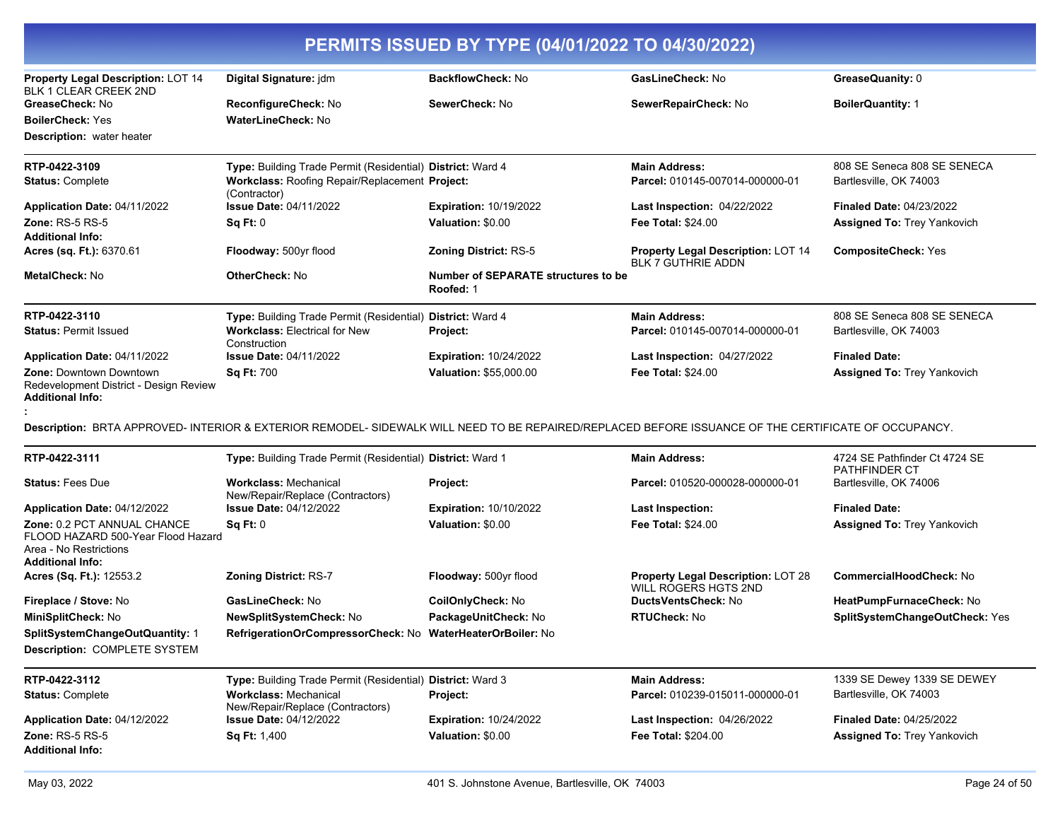# PERMITS ISSUED BY TYPE (04/01/2022 TO 04/30/2022)

| | | | | |
|---|---|---|---|---|
| **Property Legal Description:** LOT 14 BLK 1 CLEAR CREEK 2ND | **Digital Signature:** jdm | **BackflowCheck:** No | **GasLineCheck:** No | **GreaseQuanity:** 0 |
| **GreaseCheck:** No | **ReconfigureCheck:** No | **SewerCheck:** No | **SewerRepairCheck:** No | **BoilerQuantity:** 1 |
| **BoilerCheck:** Yes | **WaterLineCheck:** No | | | |

**Description:** water heater

---

| | | | | |
|---|---|---|---|---|
| **RTP-0422-3109** | **Type:** Building Trade Permit (Residential) | **District:** Ward 4 | **Main Address:** | 808 SE Seneca 808 SE SENECA |
| **Status:** Complete | **Workclass:** Roofing Repair/Replacement (Contractor) | **Project:** | **Parcel:** 010145-007014-000000-01 | Bartlesville, OK 74003 |
| **Application Date:** 04/11/2022 | **Issue Date:** 04/11/2022 | **Expiration:** 10/19/2022 | **Last Inspection:** 04/22/2022 | **Finaled Date:** 04/23/2022 |
| **Zone:** RS-5 RS-5 | **Sq Ft:** 0 | **Valuation:** $0.00 | **Fee Total:** $24.00 | **Assigned To:** Trey Yankovich |
| **Additional Info:** | | | | |
| **Acres (sq. Ft.):** 6370.61 | **Floodway:** 500yr flood | **Zoning District:** RS-5 | **Property Legal Description:** LOT 14 BLK 7 GUTHRIE ADDN | **CompositeCheck:** Yes |
| **MetalCheck:** No | **OtherCheck:** No | **Number of SEPARATE structures to be Roofed:** 1 | | |

---

| | | | | |
|---|---|---|---|---|
| **RTP-0422-3110** | **Type:** Building Trade Permit (Residential) | **District:** Ward 4 | **Main Address:** | 808 SE Seneca 808 SE SENECA |
| **Status:** Permit Issued | **Workclass:** Electrical for New Construction | **Project:** | **Parcel:** 010145-007014-000000-01 | Bartlesville, OK 74003 |
| **Application Date:** 04/11/2022 | **Issue Date:** 04/11/2022 | **Expiration:** 10/24/2022 | **Last Inspection:** 04/27/2022 | **Finaled Date:** |
| **Zone:** Downtown Downtown Redevelopment District - Design Review | **Sq Ft:** 700 | **Valuation:** $55,000.00 | **Fee Total:** $24.00 | **Assigned To:** Trey Yankovich |
| **Additional Info:** | | | | |

:

**Description:** BRTA APPROVED- INTERIOR & EXTERIOR REMODEL- SIDEWALK WILL NEED TO BE REPAIRED/REPLACED BEFORE ISSUANCE OF THE CERTIFICATE OF OCCUPANCY.

---

| | | | | |
|---|---|---|---|---|
| **RTP-0422-3111** | **Type:** Building Trade Permit (Residential) | **District:** Ward 1 | **Main Address:** | 4724 SE Pathfinder Ct 4724 SE PATHFINDER CT |
| **Status:** Fees Due | **Workclass:** Mechanical New/Repair/Replace (Contractors) | **Project:** | **Parcel:** 010520-000028-000000-01 | Bartlesville, OK 74006 |
| **Application Date:** 04/12/2022 | **Issue Date:** 04/12/2022 | **Expiration:** 10/10/2022 | **Last Inspection:** | **Finaled Date:** |
| **Zone:** 0.2 PCT ANNUAL CHANCE FLOOD HAZARD 500-Year Flood Hazard Area - No Restrictions | **Sq Ft:** 0 | **Valuation:** $0.00 | **Fee Total:** $24.00 | **Assigned To:** Trey Yankovich |
| **Additional Info:** | | | | |
| **Acres (Sq. Ft.):** 12553.2 | **Zoning District:** RS-7 | **Floodway:** 500yr flood | **Property Legal Description:** LOT 28 WILL ROGERS HGTS 2ND | **CommercialHoodCheck:** No |
| **Fireplace / Stove:** No | **GasLineCheck:** No | **CoilOnlyCheck:** No | **DuctsVentsCheck:** No | **HeatPumpFurnaceCheck:** No |
| **MiniSplitCheck:** No | **NewSplitSystemCheck:** No | **PackageUnitCheck:** No | **RTUCheck:** No | **SplitSystemChangeOutCheck:** Yes |
| **SplitSystemChangeOutQuantity:** 1 | **RefrigerationOrCompressorCheck:** No | **WaterHeaterOrBoiler:** No | | |

**Description:** COMPLETE SYSTEM

---

| | | | | |
|---|---|---|---|---|
| **RTP-0422-3112** | **Type:** Building Trade Permit (Residential) | **District:** Ward 3 | **Main Address:** | 1339 SE Dewey 1339 SE DEWEY |
| **Status:** Complete | **Workclass:** Mechanical New/Repair/Replace (Contractors) | **Project:** | **Parcel:** 010239-015011-000000-01 | Bartlesville, OK 74003 |
| **Application Date:** 04/12/2022 | **Issue Date:** 04/12/2022 | **Expiration:** 10/24/2022 | **Last Inspection:** 04/26/2022 | **Finaled Date:** 04/25/2022 |
| **Zone:** RS-5 RS-5 | **Sq Ft:** 1,400 | **Valuation:** $0.00 | **Fee Total:** $204.00 | **Assigned To:** Trey Yankovich |
| **Additional Info:** | | | | |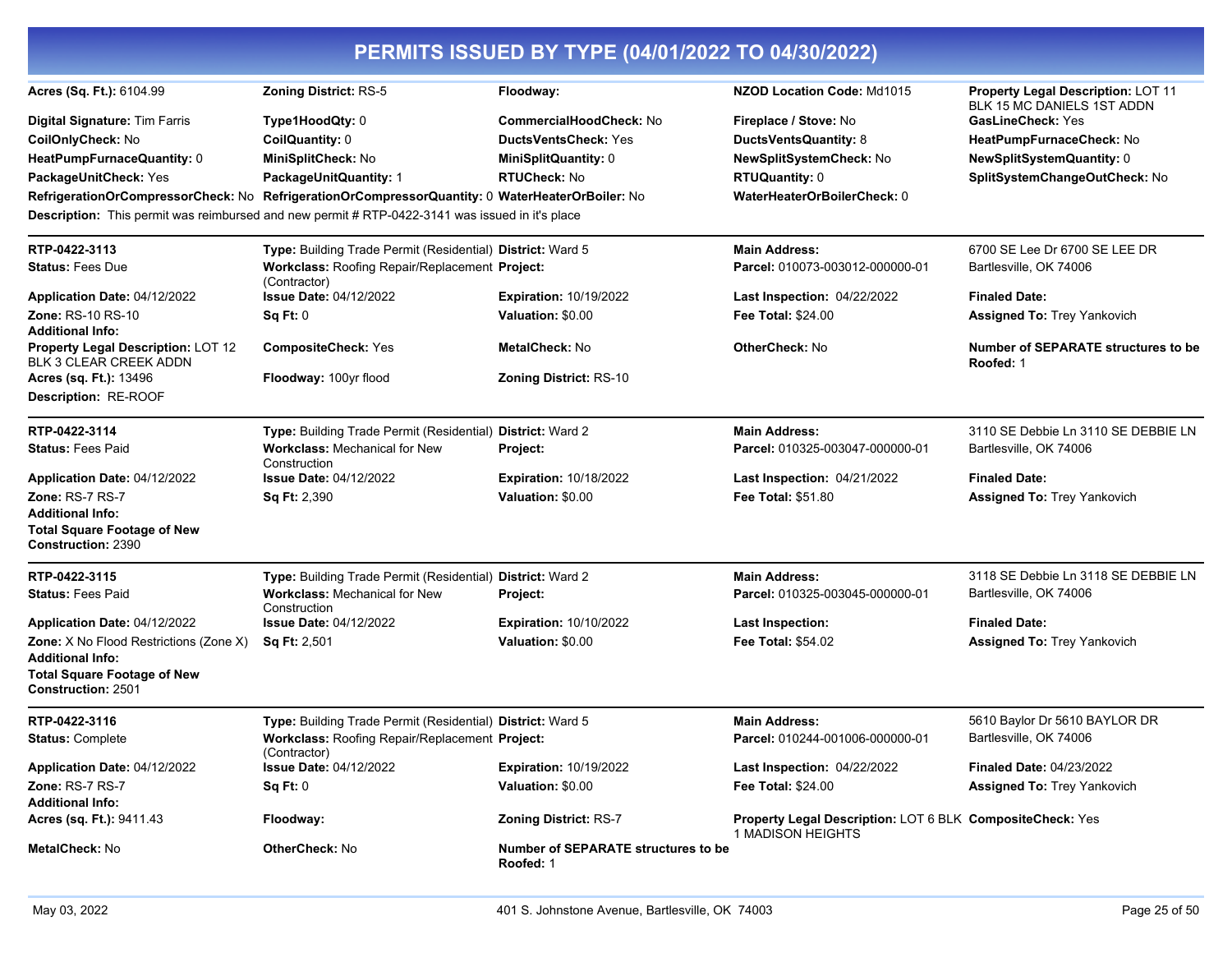# PERMITS ISSUED BY TYPE (04/01/2022 TO 04/30/2022)

**Acres (Sq. Ft.):** 6104.99
**Zoning District:** RS-5
**Floodway:**
**NZOD Location Code:** Md1015
**Property Legal Description:** LOT 11 BLK 15 MC DANIELS 1ST ADDN
**Digital Signature:** Tim Farris
**Type1HoodQty:** 0
**CommercialHoodCheck:** No
**Fireplace / Stove:** No
**GasLineCheck:** Yes
**CoilOnlyCheck:** No
**CoilQuantity:** 0
**DuctsVentsCheck:** Yes
**DuctsVentsQuantity:** 8
**HeatPumpFurnaceCheck:** No
**HeatPumpFurnaceQuantity:** 0
**MiniSplitCheck:** No
**MiniSplitQuantity:** 0
**NewSplitSystemCheck:** No
**NewSplitSystemQuantity:** 0
**PackageUnitCheck:** Yes
**PackageUnitQuantity:** 1
**RTUCheck:** No
**RTUQuantity:** 0
**SplitSystemChangeOutCheck:** No
**RefrigerationOrCompressorCheck:** No
**RefrigerationOrCompressorQuantity:** 0
**WaterHeaterOrBoiler:** No
**WaterHeaterOrBoilerCheck:** 0
**Description:** This permit was reimbursed and new permit # RTP-0422-3141 was issued in it's place

---

**RTP-0422-3113**
**Type:** Building Trade Permit (Residential)
**District:** Ward 5
**Main Address:** 6700 SE Lee Dr 6700 SE LEE DR Bartlesville, OK 74006
**Status:** Fees Due
**Workclass:** Roofing Repair/Replacement (Contractor)
**Project:**
**Parcel:** 010073-003012-000000-01
**Application Date:** 04/12/2022
**Issue Date:** 04/12/2022
**Expiration:** 10/19/2022
**Last Inspection:** 04/22/2022
**Finaled Date:**
**Zone:** RS-10 RS-10
**Sq Ft:** 0
**Valuation:** $0.00
**Fee Total:** $24.00
**Assigned To:** Trey Yankovich
**Additional Info:**
**Property Legal Description:** LOT 12 BLK 3 CLEAR CREEK ADDN
**CompositeCheck:** Yes
**MetalCheck:** No
**OtherCheck:** No
**Number of SEPARATE structures to be Roofed:** 1
**Acres (sq. Ft.):** 13496
**Floodway:** 100yr flood
**Zoning District:** RS-10
**Description:** RE-ROOF

---

**RTP-0422-3114**
**Type:** Building Trade Permit (Residential)
**District:** Ward 2
**Main Address:** 3110 SE Debbie Ln 3110 SE DEBBIE LN Bartlesville, OK 74006
**Status:** Fees Paid
**Workclass:** Mechanical for New Construction
**Project:**
**Parcel:** 010325-003047-000000-01
**Application Date:** 04/12/2022
**Issue Date:** 04/12/2022
**Expiration:** 10/18/2022
**Last Inspection:** 04/21/2022
**Finaled Date:**
**Zone:** RS-7 RS-7
**Sq Ft:** 2,390
**Valuation:** $0.00
**Fee Total:** $51.80
**Assigned To:** Trey Yankovich
**Additional Info:**
**Total Square Footage of New Construction:** 2390

---

**RTP-0422-3115**
**Type:** Building Trade Permit (Residential)
**District:** Ward 2
**Main Address:** 3118 SE Debbie Ln 3118 SE DEBBIE LN Bartlesville, OK 74006
**Status:** Fees Paid
**Workclass:** Mechanical for New Construction
**Project:**
**Parcel:** 010325-003045-000000-01
**Application Date:** 04/12/2022
**Issue Date:** 04/12/2022
**Expiration:** 10/10/2022
**Last Inspection:**
**Finaled Date:**
**Zone:** X No Flood Restrictions (Zone X)
**Sq Ft:** 2,501
**Valuation:** $0.00
**Fee Total:** $54.02
**Assigned To:** Trey Yankovich
**Additional Info:**
**Total Square Footage of New Construction:** 2501

---

**RTP-0422-3116**
**Type:** Building Trade Permit (Residential)
**District:** Ward 5
**Main Address:** 5610 Baylor Dr 5610 BAYLOR DR Bartlesville, OK 74006
**Status:** Complete
**Workclass:** Roofing Repair/Replacement (Contractor)
**Project:**
**Parcel:** 010244-001006-000000-01
**Application Date:** 04/12/2022
**Issue Date:** 04/12/2022
**Expiration:** 10/19/2022
**Last Inspection:** 04/22/2022
**Finaled Date:** 04/23/2022
**Zone:** RS-7 RS-7
**Sq Ft:** 0
**Valuation:** $0.00
**Fee Total:** $24.00
**Assigned To:** Trey Yankovich
**Additional Info:**
**Acres (sq. Ft.):** 9411.43
**Floodway:**
**Zoning District:** RS-7
**Property Legal Description:** LOT 6 BLK 1 MADISON HEIGHTS
**CompositeCheck:** Yes
**MetalCheck:** No
**OtherCheck:** No
**Number of SEPARATE structures to be Roofed:** 1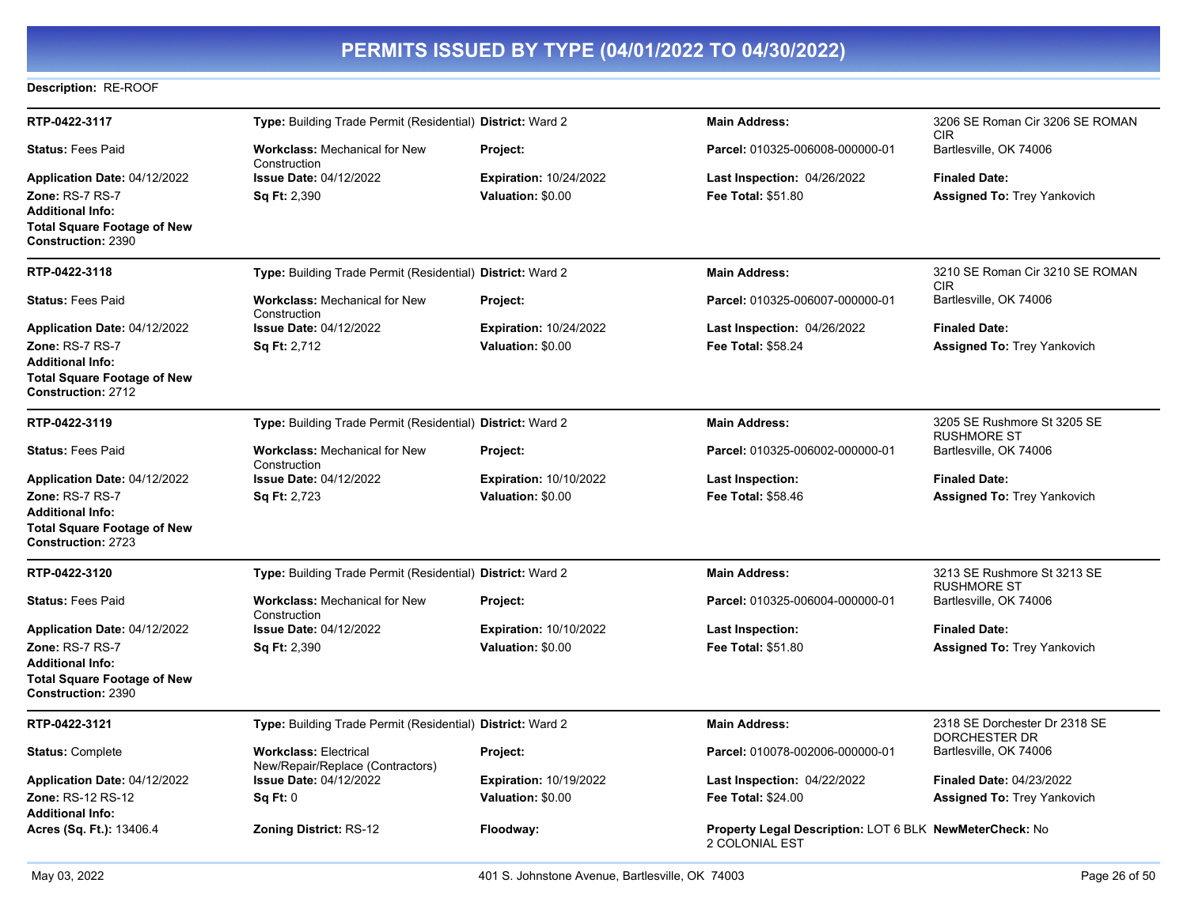# PERMITS ISSUED BY TYPE (04/01/2022 TO 04/30/2022)

**Description:** RE-ROOF

---

**RTP-0422-3117** | **Type:** Building Trade Permit (Residential) | **District:** Ward 2 | **Main Address:** 3206 SE Roman Cir 3206 SE ROMAN CIR Bartlesville, OK 74006

**Status:** Fees Paid | **Workclass:** Mechanical for New Construction | **Project:** | **Parcel:** 010325-006008-000000-01

**Application Date:** 04/12/2022 | **Issue Date:** 04/12/2022 | **Expiration:** 10/24/2022 | **Last Inspection:** 04/26/2022 | **Finaled Date:**

**Zone:** RS-7 RS-7 | **Sq Ft:** 2,390 | **Valuation:** $0.00 | **Fee Total:** $51.80 | **Assigned To:** Trey Yankovich

**Additional Info:**
**Total Square Footage of New Construction:** 2390

---

**RTP-0422-3118** | **Type:** Building Trade Permit (Residential) | **District:** Ward 2 | **Main Address:** 3210 SE Roman Cir 3210 SE ROMAN CIR Bartlesville, OK 74006

**Status:** Fees Paid | **Workclass:** Mechanical for New Construction | **Project:** | **Parcel:** 010325-006007-000000-01

**Application Date:** 04/12/2022 | **Issue Date:** 04/12/2022 | **Expiration:** 10/24/2022 | **Last Inspection:** 04/26/2022 | **Finaled Date:**

**Zone:** RS-7 RS-7 | **Sq Ft:** 2,712 | **Valuation:** $0.00 | **Fee Total:** $58.24 | **Assigned To:** Trey Yankovich

**Additional Info:**
**Total Square Footage of New Construction:** 2712

---

**RTP-0422-3119** | **Type:** Building Trade Permit (Residential) | **District:** Ward 2 | **Main Address:** 3205 SE Rushmore St 3205 SE RUSHMORE ST Bartlesville, OK 74006

**Status:** Fees Paid | **Workclass:** Mechanical for New Construction | **Project:** | **Parcel:** 010325-006002-000000-01

**Application Date:** 04/12/2022 | **Issue Date:** 04/12/2022 | **Expiration:** 10/10/2022 | **Last Inspection:** | **Finaled Date:**

**Zone:** RS-7 RS-7 | **Sq Ft:** 2,723 | **Valuation:** $0.00 | **Fee Total:** $58.46 | **Assigned To:** Trey Yankovich

**Additional Info:**
**Total Square Footage of New Construction:** 2723

---

**RTP-0422-3120** | **Type:** Building Trade Permit (Residential) | **District:** Ward 2 | **Main Address:** 3213 SE Rushmore St 3213 SE RUSHMORE ST Bartlesville, OK 74006

**Status:** Fees Paid | **Workclass:** Mechanical for New Construction | **Project:** | **Parcel:** 010325-006004-000000-01

**Application Date:** 04/12/2022 | **Issue Date:** 04/12/2022 | **Expiration:** 10/10/2022 | **Last Inspection:** | **Finaled Date:**

**Zone:** RS-7 RS-7 | **Sq Ft:** 2,390 | **Valuation:** $0.00 | **Fee Total:** $51.80 | **Assigned To:** Trey Yankovich

**Additional Info:**
**Total Square Footage of New Construction:** 2390

---

**RTP-0422-3121** | **Type:** Building Trade Permit (Residential) | **District:** Ward 2 | **Main Address:** 2318 SE Dorchester Dr 2318 SE DORCHESTER DR Bartlesville, OK 74006

**Status:** Complete | **Workclass:** Electrical New/Repair/Replace (Contractors) | **Project:** | **Parcel:** 010078-002006-000000-01

**Application Date:** 04/12/2022 | **Issue Date:** 04/12/2022 | **Expiration:** 10/19/2022 | **Last Inspection:** 04/22/2022 | **Finaled Date:** 04/23/2022

**Zone:** RS-12 RS-12 | **Sq Ft:** 0 | **Valuation:** $0.00 | **Fee Total:** $24.00 | **Assigned To:** Trey Yankovich

**Additional Info:**
**Acres (Sq. Ft.):** 13406.4 | **Zoning District:** RS-12 | **Floodway:** | **Property Legal Description:** LOT 6 BLK 2 COLONIAL EST | **NewMeterCheck:** No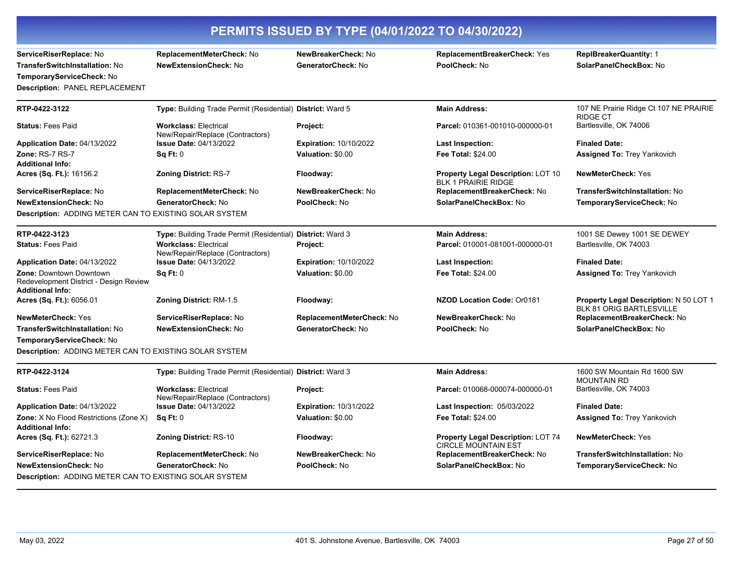# PERMITS ISSUED BY TYPE (04/01/2022 TO 04/30/2022)

**ServiceRiserReplace:** No | **ReplacementMeterCheck:** No | **NewBreakerCheck:** No | **ReplacementBreakerCheck:** Yes | **ReplBreakerQuantity:** 1
**TransferSwitchInstallation:** No | **NewExtensionCheck:** No | **GeneratorCheck:** No | **PoolCheck:** No | **SolarPanelCheckBox:** No
**TemporaryServiceCheck:** No
**Description:** PANEL REPLACEMENT

---

| | | | | |
|---|---|---|---|---|
| **RTP-0422-3122** | **Type:** Building Trade Permit (Residential) | **District:** Ward 5 | **Main Address:** | 107 NE Prairie Ridge Ct 107 NE PRAIRIE RIDGE CT |
| **Status:** Fees Paid | **Workclass:** Electrical New/Repair/Replace (Contractors) | **Project:** | **Parcel:** 010361-001010-000000-01 | Bartlesville, OK 74006 |
| **Application Date:** 04/13/2022 | **Issue Date:** 04/13/2022 | **Expiration:** 10/10/2022 | **Last Inspection:** | **Finaled Date:** |
| **Zone:** RS-7 RS-7 | **Sq Ft:** 0 | **Valuation:** $0.00 | **Fee Total:** $24.00 | **Assigned To:** Trey Yankovich |
| **Additional Info:** | | | | |
| **Acres (Sq. Ft.):** 16156.2 | **Zoning District:** RS-7 | **Floodway:** | **Property Legal Description:** LOT 10 BLK 1 PRAIRIE RIDGE | **NewMeterCheck:** Yes |
| **ServiceRiserReplace:** No | **ReplacementMeterCheck:** No | **NewBreakerCheck:** No | **ReplacementBreakerCheck:** No | **TransferSwitchInstallation:** No |
| **NewExtensionCheck:** No | **GeneratorCheck:** No | **PoolCheck:** No | **SolarPanelCheckBox:** No | **TemporaryServiceCheck:** No |

**Description:** ADDING METER CAN TO EXISTING SOLAR SYSTEM

---

| | | | | |
|---|---|---|---|---|
| **RTP-0422-3123** | **Type:** Building Trade Permit (Residential) | **District:** Ward 3 | **Main Address:** | 1001 SE Dewey 1001 SE DEWEY |
| **Status:** Fees Paid | **Workclass:** Electrical New/Repair/Replace (Contractors) | **Project:** | **Parcel:** 010001-081001-000000-01 | Bartlesville, OK 74003 |
| **Application Date:** 04/13/2022 | **Issue Date:** 04/13/2022 | **Expiration:** 10/10/2022 | **Last Inspection:** | **Finaled Date:** |
| **Zone:** Downtown Downtown Redevelopment District - Design Review | **Sq Ft:** 0 | **Valuation:** $0.00 | **Fee Total:** $24.00 | **Assigned To:** Trey Yankovich |
| **Additional Info:** | | | | |
| **Acres (Sq. Ft.):** 6056.01 | **Zoning District:** RM-1.5 | **Floodway:** | **NZOD Location Code:** Or0181 | **Property Legal Description:** N 50 LOT 1 BLK 81 ORIG BARTLESVILLE |
| **NewMeterCheck:** Yes | **ServiceRiserReplace:** No | **ReplacementMeterCheck:** No | **NewBreakerCheck:** No | **ReplacementBreakerCheck:** No |
| **TransferSwitchInstallation:** No | **NewExtensionCheck:** No | **GeneratorCheck:** No | **PoolCheck:** No | **SolarPanelCheckBox:** No |
| **TemporaryServiceCheck:** No | | | | |

**Description:** ADDING METER CAN TO EXISTING SOLAR SYSTEM

---

| | | | | |
|---|---|---|---|---|
| **RTP-0422-3124** | **Type:** Building Trade Permit (Residential) | **District:** Ward 3 | **Main Address:** | 1600 SW Mountain Rd 1600 SW MOUNTAIN RD |
| **Status:** Fees Paid | **Workclass:** Electrical New/Repair/Replace (Contractors) | **Project:** | **Parcel:** 010068-000074-000000-01 | Bartlesville, OK 74003 |
| **Application Date:** 04/13/2022 | **Issue Date:** 04/13/2022 | **Expiration:** 10/31/2022 | **Last Inspection:** 05/03/2022 | **Finaled Date:** |
| **Zone:** X No Flood Restrictions (Zone X) | **Sq Ft:** 0 | **Valuation:** $0.00 | **Fee Total:** $24.00 | **Assigned To:** Trey Yankovich |
| **Additional Info:** | | | | |
| **Acres (Sq. Ft.):** 62721.3 | **Zoning District:** RS-10 | **Floodway:** | **Property Legal Description:** LOT 74 CIRCLE MOUNTAIN EST | **NewMeterCheck:** Yes |
| **ServiceRiserReplace:** No | **ReplacementMeterCheck:** No | **NewBreakerCheck:** No | **ReplacementBreakerCheck:** No | **TransferSwitchInstallation:** No |
| **NewExtensionCheck:** No | **GeneratorCheck:** No | **PoolCheck:** No | **SolarPanelCheckBox:** No | **TemporaryServiceCheck:** No |

**Description:** ADDING METER CAN TO EXISTING SOLAR SYSTEM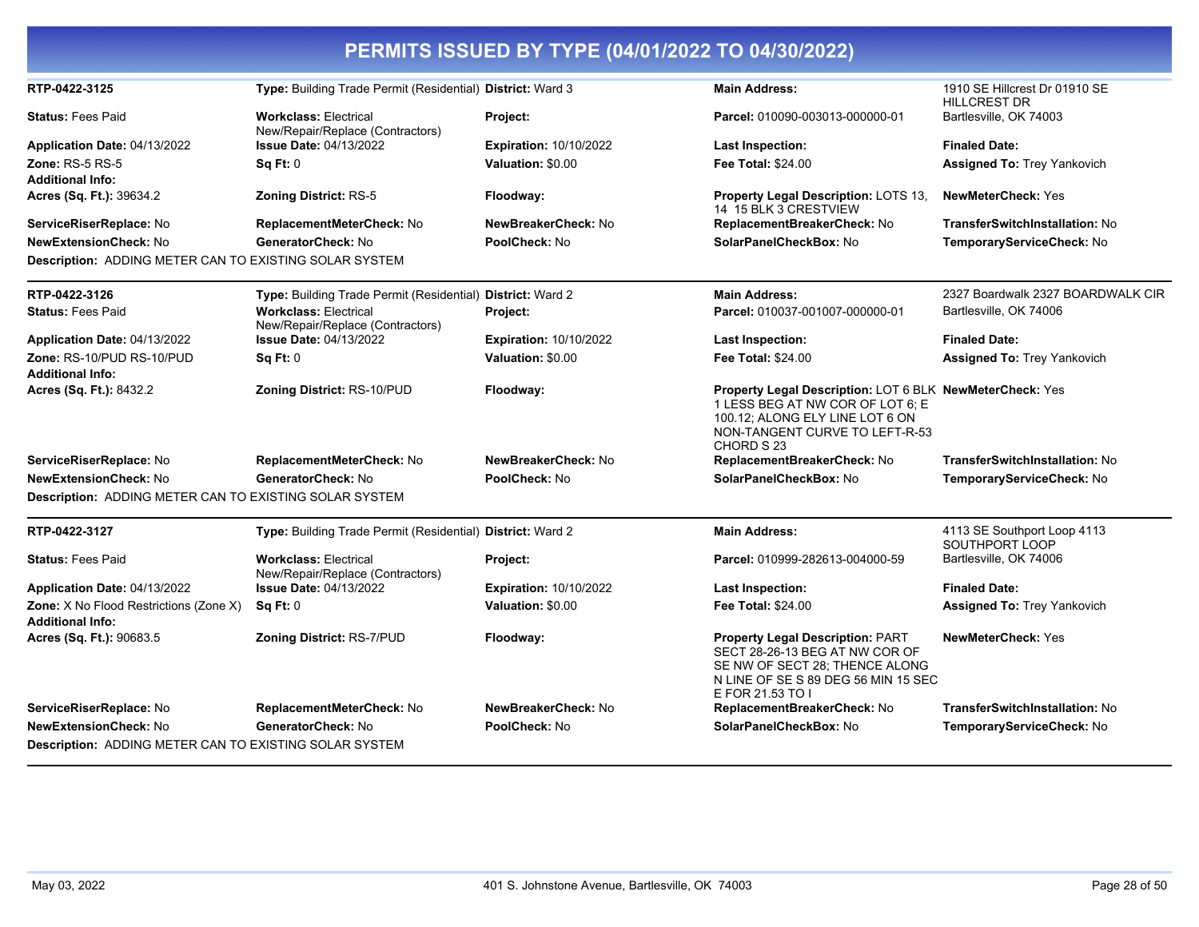# PERMITS ISSUED BY TYPE (04/01/2022 TO 04/30/2022)

| RTP-0422-3125 | **Type:** Building Trade Permit (Residential) | **District:** Ward 3 | **Main Address:** | 1910 SE Hillcrest Dr 01910 SE HILLCREST DR |
|---|---|---|---|---|
| **Status:** Fees Paid | **Workclass:** Electrical New/Repair/Replace (Contractors) | **Project:** | **Parcel:** 010090-003013-000000-01 | Bartlesville, OK 74003 |
| **Application Date:** 04/13/2022 | **Issue Date:** 04/13/2022 | **Expiration:** 10/10/2022 | **Last Inspection:** | **Finaled Date:** |
| **Zone:** RS-5 RS-5 | **Sq Ft:** 0 | **Valuation:** $0.00 | **Fee Total:** $24.00 | **Assigned To:** Trey Yankovich |
| **Additional Info:** | | | | |
| **Acres (Sq. Ft.):** 39634.2 | **Zoning District:** RS-5 | **Floodway:** | **Property Legal Description:** LOTS 13, 14 15 BLK 3 CRESTVIEW | **NewMeterCheck:** Yes |
| **ServiceRiserReplace:** No | **ReplacementMeterCheck:** No | **NewBreakerCheck:** No | **ReplacementBreakerCheck:** No | **TransferSwitchInstallation:** No |
| **NewExtensionCheck:** No | **GeneratorCheck:** No | **PoolCheck:** No | **SolarPanelCheckBox:** No | **TemporaryServiceCheck:** No |

**Description:** ADDING METER CAN TO EXISTING SOLAR SYSTEM

| RTP-0422-3126 | **Type:** Building Trade Permit (Residential) | **District:** Ward 2 | **Main Address:** | 2327 Boardwalk 2327 BOARDWALK CIR |
|---|---|---|---|---|
| **Status:** Fees Paid | **Workclass:** Electrical New/Repair/Replace (Contractors) | **Project:** | **Parcel:** 010037-001007-000000-01 | Bartlesville, OK 74006 |
| **Application Date:** 04/13/2022 | **Issue Date:** 04/13/2022 | **Expiration:** 10/10/2022 | **Last Inspection:** | **Finaled Date:** |
| **Zone:** RS-10/PUD RS-10/PUD | **Sq Ft:** 0 | **Valuation:** $0.00 | **Fee Total:** $24.00 | **Assigned To:** Trey Yankovich |
| **Additional Info:** | | | | |
| **Acres (Sq. Ft.):** 8432.2 | **Zoning District:** RS-10/PUD | **Floodway:** | **Property Legal Description:** LOT 6 BLK 1 LESS BEG AT NW COR OF LOT 6; E 100.12; ALONG ELY LINE LOT 6 ON NON-TANGENT CURVE TO LEFT-R-53 CHORD S 23 | **NewMeterCheck:** Yes |
| **ServiceRiserReplace:** No | **ReplacementMeterCheck:** No | **NewBreakerCheck:** No | **ReplacementBreakerCheck:** No | **TransferSwitchInstallation:** No |
| **NewExtensionCheck:** No | **GeneratorCheck:** No | **PoolCheck:** No | **SolarPanelCheckBox:** No | **TemporaryServiceCheck:** No |

**Description:** ADDING METER CAN TO EXISTING SOLAR SYSTEM

| RTP-0422-3127 | **Type:** Building Trade Permit (Residential) | **District:** Ward 2 | **Main Address:** | 4113 SE Southport Loop 4113 SOUTHPORT LOOP |
|---|---|---|---|---|
| **Status:** Fees Paid | **Workclass:** Electrical New/Repair/Replace (Contractors) | **Project:** | **Parcel:** 010999-282613-004000-59 | Bartlesville, OK 74006 |
| **Application Date:** 04/13/2022 | **Issue Date:** 04/13/2022 | **Expiration:** 10/10/2022 | **Last Inspection:** | **Finaled Date:** |
| **Zone:** X No Flood Restrictions (Zone X) | **Sq Ft:** 0 | **Valuation:** $0.00 | **Fee Total:** $24.00 | **Assigned To:** Trey Yankovich |
| **Additional Info:** | | | | |
| **Acres (Sq. Ft.):** 90683.5 | **Zoning District:** RS-7/PUD | **Floodway:** | **Property Legal Description:** PART SECT 28-26-13 BEG AT NW COR OF SE NW OF SECT 28; THENCE ALONG N LINE OF SE S 89 DEG 56 MIN 15 SEC E FOR 21.53 TO I | **NewMeterCheck:** Yes |
| **ServiceRiserReplace:** No | **ReplacementMeterCheck:** No | **NewBreakerCheck:** No | **ReplacementBreakerCheck:** No | **TransferSwitchInstallation:** No |
| **NewExtensionCheck:** No | **GeneratorCheck:** No | **PoolCheck:** No | **SolarPanelCheckBox:** No | **TemporaryServiceCheck:** No |

**Description:** ADDING METER CAN TO EXISTING SOLAR SYSTEM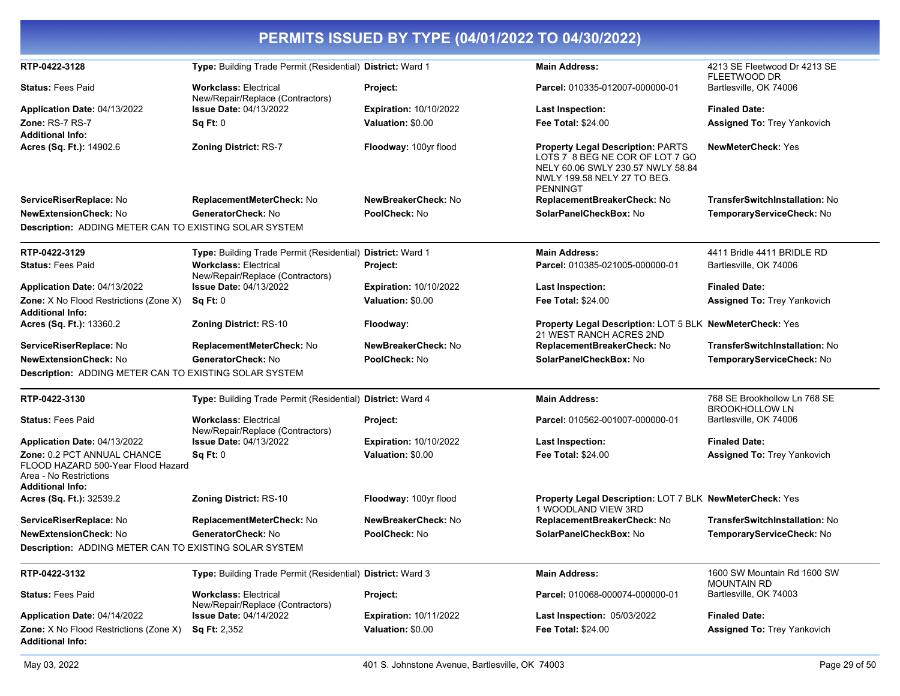# PERMITS ISSUED BY TYPE (04/01/2022 TO 04/30/2022)

| | | | | |
|---|---|---|---|---|
| **RTP-0422-3128** | **Type:** Building Trade Permit (Residential) | **District:** Ward 1 | **Main Address:** | 4213 SE Fleetwood Dr 4213 SE FLEETWOOD DR |
| **Status:** Fees Paid | **Workclass:** Electrical New/Repair/Replace (Contractors) | **Project:** | **Parcel:** 010335-012007-000000-01 | Bartlesville, OK 74006 |
| **Application Date:** 04/13/2022 | **Issue Date:** 04/13/2022 | **Expiration:** 10/10/2022 | **Last Inspection:** | **Finaled Date:** |
| **Zone:** RS-7 RS-7 | **Sq Ft:** 0 | **Valuation:** $0.00 | **Fee Total:** $24.00 | **Assigned To:** Trey Yankovich |
| **Additional Info:** | | | | |
| **Acres (Sq. Ft.):** 14902.6 | **Zoning District:** RS-7 | **Floodway:** 100yr flood | **Property Legal Description:** PARTS LOTS 7 8 BEG NE COR OF LOT 7 GO NELY 60.06 SWLY 230.57 NWLY 58.84 NWLY 199.58 NELY 27 TO BEG. PENNINGT | **NewMeterCheck:** Yes |
| **ServiceRiserReplace:** No | **ReplacementMeterCheck:** No | **NewBreakerCheck:** No | **ReplacementBreakerCheck:** No | **TransferSwitchInstallation:** No |
| **NewExtensionCheck:** No | **GeneratorCheck:** No | **PoolCheck:** No | **SolarPanelCheckBox:** No | **TemporaryServiceCheck:** No |

**Description:** ADDING METER CAN TO EXISTING SOLAR SYSTEM

| | | | | |
|---|---|---|---|---|
| **RTP-0422-3129** | **Type:** Building Trade Permit (Residential) | **District:** Ward 1 | **Main Address:** | 4411 Bridle 4411 BRIDLE RD |
| **Status:** Fees Paid | **Workclass:** Electrical New/Repair/Replace (Contractors) | **Project:** | **Parcel:** 010385-021005-000000-01 | Bartlesville, OK 74006 |
| **Application Date:** 04/13/2022 | **Issue Date:** 04/13/2022 | **Expiration:** 10/10/2022 | **Last Inspection:** | **Finaled Date:** |
| **Zone:** X No Flood Restrictions (Zone X) | **Sq Ft:** 0 | **Valuation:** $0.00 | **Fee Total:** $24.00 | **Assigned To:** Trey Yankovich |
| **Additional Info:** | | | | |
| **Acres (Sq. Ft.):** 13360.2 | **Zoning District:** RS-10 | **Floodway:** | **Property Legal Description:** LOT 5 BLK 21 WEST RANCH ACRES 2ND | **NewMeterCheck:** Yes |
| **ServiceRiserReplace:** No | **ReplacementMeterCheck:** No | **NewBreakerCheck:** No | **ReplacementBreakerCheck:** No | **TransferSwitchInstallation:** No |
| **NewExtensionCheck:** No | **GeneratorCheck:** No | **PoolCheck:** No | **SolarPanelCheckBox:** No | **TemporaryServiceCheck:** No |

**Description:** ADDING METER CAN TO EXISTING SOLAR SYSTEM

| | | | | |
|---|---|---|---|---|
| **RTP-0422-3130** | **Type:** Building Trade Permit (Residential) | **District:** Ward 4 | **Main Address:** | 768 SE Brookhollow Ln 768 SE BROOKHOLLOW LN |
| **Status:** Fees Paid | **Workclass:** Electrical New/Repair/Replace (Contractors) | **Project:** | **Parcel:** 010562-001007-000000-01 | Bartlesville, OK 74006 |
| **Application Date:** 04/13/2022 | **Issue Date:** 04/13/2022 | **Expiration:** 10/10/2022 | **Last Inspection:** | **Finaled Date:** |
| **Zone:** 0.2 PCT ANNUAL CHANCE FLOOD HAZARD 500-Year Flood Hazard Area - No Restrictions | **Sq Ft:** 0 | **Valuation:** $0.00 | **Fee Total:** $24.00 | **Assigned To:** Trey Yankovich |
| **Additional Info:** | | | | |
| **Acres (Sq. Ft.):** 32539.2 | **Zoning District:** RS-10 | **Floodway:** 100yr flood | **Property Legal Description:** LOT 7 BLK 1 WOODLAND VIEW 3RD | **NewMeterCheck:** Yes |
| **ServiceRiserReplace:** No | **ReplacementMeterCheck:** No | **NewBreakerCheck:** No | **ReplacementBreakerCheck:** No | **TransferSwitchInstallation:** No |
| **NewExtensionCheck:** No | **GeneratorCheck:** No | **PoolCheck:** No | **SolarPanelCheckBox:** No | **TemporaryServiceCheck:** No |

**Description:** ADDING METER CAN TO EXISTING SOLAR SYSTEM

| | | | | |
|---|---|---|---|---|
| **RTP-0422-3132** | **Type:** Building Trade Permit (Residential) | **District:** Ward 3 | **Main Address:** | 1600 SW Mountain Rd 1600 SW MOUNTAIN RD |
| **Status:** Fees Paid | **Workclass:** Electrical New/Repair/Replace (Contractors) | **Project:** | **Parcel:** 010068-000074-000000-01 | Bartlesville, OK 74003 |
| **Application Date:** 04/14/2022 | **Issue Date:** 04/14/2022 | **Expiration:** 10/11/2022 | **Last Inspection:** 05/03/2022 | **Finaled Date:** |
| **Zone:** X No Flood Restrictions (Zone X) | **Sq Ft:** 2,352 | **Valuation:** $0.00 | **Fee Total:** $24.00 | **Assigned To:** Trey Yankovich |
| **Additional Info:** | | | | |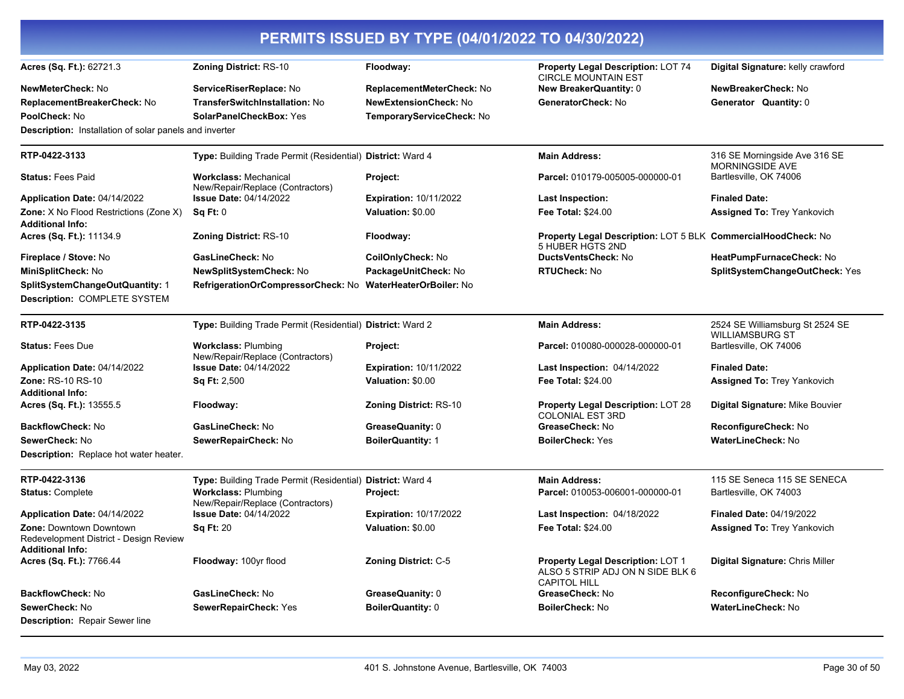# PERMITS ISSUED BY TYPE (04/01/2022 TO 04/30/2022)

| | | | | |
|---|---|---|---|---|
| **Acres (Sq. Ft.):** 62721.3 | **Zoning District:** RS-10 | **Floodway:** | **Property Legal Description:** LOT 74 CIRCLE MOUNTAIN EST | **Digital Signature:** kelly crawford |
| **NewMeterCheck:** No | **ServiceRiserReplace:** No | **ReplacementMeterCheck:** No | **New BreakerQuantity:** 0 | **NewBreakerCheck:** No |
| **ReplacementBreakerCheck:** No | **TransferSwitchInstallation:** No | **NewExtensionCheck:** No | **GeneratorCheck:** No | **Generator Quantity:** 0 |
| **PoolCheck:** No | **SolarPanelCheckBox:** Yes | **TemporaryServiceCheck:** No | | |

**Description:** Installation of solar panels and inverter

---

| | | | | |
|---|---|---|---|---|
| **RTP-0422-3133** | **Type:** Building Trade Permit (Residential) | **District:** Ward 4 | **Main Address:** | 316 SE Morningside Ave 316 SE MORNINGSIDE AVE Bartlesville, OK 74006 |
| **Status:** Fees Paid | **Workclass:** Mechanical New/Repair/Replace (Contractors) | **Project:** | **Parcel:** 010179-005005-000000-01 | |
| **Application Date:** 04/14/2022 | **Issue Date:** 04/14/2022 | **Expiration:** 10/11/2022 | **Last Inspection:** | **Finaled Date:** |
| **Zone:** X No Flood Restrictions (Zone X) | **Sq Ft:** 0 | **Valuation:** $0.00 | **Fee Total:** $24.00 | **Assigned To:** Trey Yankovich |
| **Additional Info:** | | | | |
| **Acres (Sq. Ft.):** 11134.9 | **Zoning District:** RS-10 | **Floodway:** | **Property Legal Description:** LOT 5 BLK 5 HUBER HGTS 2ND | **CommercialHoodCheck:** No |
| **Fireplace / Stove:** No | **GasLineCheck:** No | **CoilOnlyCheck:** No | **DuctsVentsCheck:** No | **HeatPumpFurnaceCheck:** No |
| **MiniSplitCheck:** No | **NewSplitSystemCheck:** No | **PackageUnitCheck:** No | **RTUCheck:** No | **SplitSystemChangeOutCheck:** Yes |
| **SplitSystemChangeOutQuantity:** 1 | **RefrigerationOrCompressorCheck:** No | **WaterHeaterOrBoiler:** No | | |

**Description:** COMPLETE SYSTEM

---

| | | | | |
|---|---|---|---|---|
| **RTP-0422-3135** | **Type:** Building Trade Permit (Residential) | **District:** Ward 2 | **Main Address:** | 2524 SE Williamsburg St 2524 SE WILLIAMSBURG ST Bartlesville, OK 74006 |
| **Status:** Fees Due | **Workclass:** Plumbing New/Repair/Replace (Contractors) | **Project:** | **Parcel:** 010080-000028-000000-01 | |
| **Application Date:** 04/14/2022 | **Issue Date:** 04/14/2022 | **Expiration:** 10/11/2022 | **Last Inspection:** 04/14/2022 | **Finaled Date:** |
| **Zone:** RS-10 RS-10 | **Sq Ft:** 2,500 | **Valuation:** $0.00 | **Fee Total:** $24.00 | **Assigned To:** Trey Yankovich |
| **Additional Info:** | | | | |
| **Acres (Sq. Ft.):** 13555.5 | **Floodway:** | **Zoning District:** RS-10 | **Property Legal Description:** LOT 28 COLONIAL EST 3RD | **Digital Signature:** Mike Bouvier |
| **BackflowCheck:** No | **GasLineCheck:** No | **GreaseQuanity:** 0 | **GreaseCheck:** No | **ReconfigureCheck:** No |
| **SewerCheck:** No | **SewerRepairCheck:** No | **BoilerQuantity:** 1 | **BoilerCheck:** Yes | **WaterLineCheck:** No |

**Description:** Replace hot water heater.

---

| | | | | |
|---|---|---|---|---|
| **RTP-0422-3136** | **Type:** Building Trade Permit (Residential) | **District:** Ward 4 | **Main Address:** | 115 SE Seneca 115 SE SENECA Bartlesville, OK 74003 |
| **Status:** Complete | **Workclass:** Plumbing New/Repair/Replace (Contractors) | **Project:** | **Parcel:** 010053-006001-000000-01 | |
| **Application Date:** 04/14/2022 | **Issue Date:** 04/14/2022 | **Expiration:** 10/17/2022 | **Last Inspection:** 04/18/2022 | **Finaled Date:** 04/19/2022 |
| **Zone:** Downtown Downtown Redevelopment District - Design Review | **Sq Ft:** 20 | **Valuation:** $0.00 | **Fee Total:** $24.00 | **Assigned To:** Trey Yankovich |
| **Additional Info:** | | | | |
| **Acres (Sq. Ft.):** 7766.44 | **Floodway:** 100yr flood | **Zoning District:** C-5 | **Property Legal Description:** LOT 1 ALSO 5 STRIP ADJ ON N SIDE BLK 6 CAPITOL HILL | **Digital Signature:** Chris Miller |
| **BackflowCheck:** No | **GasLineCheck:** No | **GreaseQuanity:** 0 | **GreaseCheck:** No | **ReconfigureCheck:** No |
| **SewerCheck:** No | **SewerRepairCheck:** Yes | **BoilerQuantity:** 0 | **BoilerCheck:** No | **WaterLineCheck:** No |

**Description:** Repair Sewer line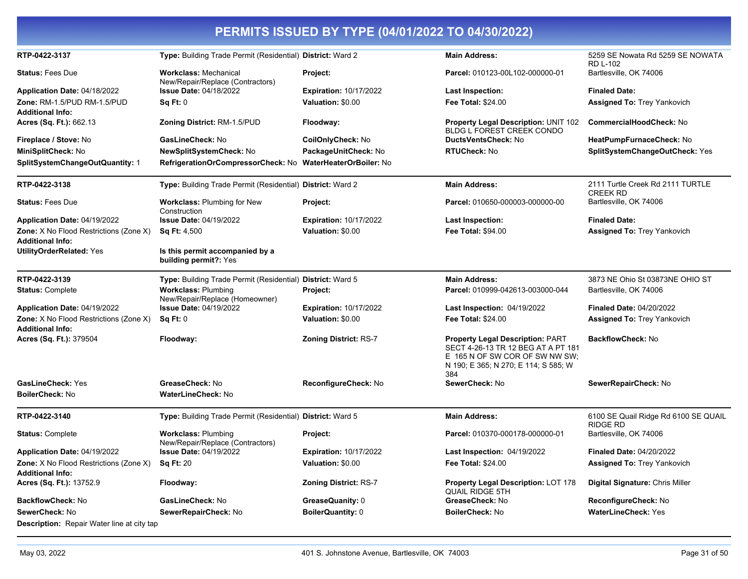# PERMITS ISSUED BY TYPE (04/01/2022 TO 04/30/2022)

| | | | | |
|---|---|---|---|---|
| **RTP-0422-3137** | **Type:** Building Trade Permit (Residential) | **District:** Ward 2 | **Main Address:** | 5259 SE Nowata Rd 5259 SE NOWATA RD L-102 |
| **Status:** Fees Due | **Workclass:** Mechanical New/Repair/Replace (Contractors) | **Project:** | **Parcel:** 010123-00L102-000000-01 | Bartlesville, OK 74006 |
| **Application Date:** 04/18/2022 | **Issue Date:** 04/18/2022 | **Expiration:** 10/17/2022 | **Last Inspection:** | **Finaled Date:** |
| **Zone:** RM-1.5/PUD RM-1.5/PUD | **Sq Ft:** 0 | **Valuation:** $0.00 | **Fee Total:** $24.00 | **Assigned To:** Trey Yankovich |
| **Additional Info:** | | | | |
| **Acres (Sq. Ft.):** 662.13 | **Zoning District:** RM-1.5/PUD | **Floodway:** | **Property Legal Description:** UNIT 102 BLDG L FOREST CREEK CONDO | **CommercialHoodCheck:** No |
| **Fireplace / Stove:** No | **GasLineCheck:** No | **CoilOnlyCheck:** No | **DuctsVentsCheck:** No | **HeatPumpFurnaceCheck:** No |
| **MiniSplitCheck:** No | **NewSplitSystemCheck:** No | **PackageUnitCheck:** No | **RTUCheck:** No | **SplitSystemChangeOutCheck:** Yes |
| **SplitSystemChangeOutQuantity:** 1 | **RefrigerationOrCompressorCheck:** No | **WaterHeaterOrBoiler:** No | | |

| | | | | |
|---|---|---|---|---|
| **RTP-0422-3138** | **Type:** Building Trade Permit (Residential) | **District:** Ward 2 | **Main Address:** | 2111 Turtle Creek Rd 2111 TURTLE CREEK RD |
| **Status:** Fees Due | **Workclass:** Plumbing for New Construction | **Project:** | **Parcel:** 010650-000003-000000-00 | Bartlesville, OK 74006 |
| **Application Date:** 04/19/2022 | **Issue Date:** 04/19/2022 | **Expiration:** 10/17/2022 | **Last Inspection:** | **Finaled Date:** |
| **Zone:** X No Flood Restrictions (Zone X) | **Sq Ft:** 4,500 | **Valuation:** $0.00 | **Fee Total:** $94.00 | **Assigned To:** Trey Yankovich |
| **Additional Info:** | | | | |
| **UtilityOrderRelated:** Yes | **Is this permit accompanied by a building permit?:** Yes | | | |

| | | | | |
|---|---|---|---|---|
| **RTP-0422-3139** | **Type:** Building Trade Permit (Residential) | **District:** Ward 5 | **Main Address:** | 3873 NE Ohio St 03873NE OHIO ST |
| **Status:** Complete | **Workclass:** Plumbing New/Repair/Replace (Homeowner) | **Project:** | **Parcel:** 010999-042613-003000-044 | Bartlesville, OK 74006 |
| **Application Date:** 04/19/2022 | **Issue Date:** 04/19/2022 | **Expiration:** 10/17/2022 | **Last Inspection:** 04/19/2022 | **Finaled Date:** 04/20/2022 |
| **Zone:** X No Flood Restrictions (Zone X) | **Sq Ft:** 0 | **Valuation:** $0.00 | **Fee Total:** $24.00 | **Assigned To:** Trey Yankovich |
| **Additional Info:** | | | | |
| **Acres (Sq. Ft.):** 379504 | **Floodway:** | **Zoning District:** RS-7 | **Property Legal Description:** PART SECT 4-26-13 TR 12 BEG AT A PT 181 E 165 N OF SW COR OF SW NW SW; N 190; E 365; N 270; E 114; S 585; W 384 | **BackflowCheck:** No |
| **GasLineCheck:** Yes | **GreaseCheck:** No | **ReconfigureCheck:** No | **SewerCheck:** No | **SewerRepairCheck:** No |
| **BoilerCheck:** No | **WaterLineCheck:** No | | | |

| | | | | |
|---|---|---|---|---|
| **RTP-0422-3140** | **Type:** Building Trade Permit (Residential) | **District:** Ward 5 | **Main Address:** | 6100 SE Quail Ridge Rd 6100 SE QUAIL RIDGE RD |
| **Status:** Complete | **Workclass:** Plumbing New/Repair/Replace (Contractors) | **Project:** | **Parcel:** 010370-000178-000000-01 | Bartlesville, OK 74006 |
| **Application Date:** 04/19/2022 | **Issue Date:** 04/19/2022 | **Expiration:** 10/17/2022 | **Last Inspection:** 04/19/2022 | **Finaled Date:** 04/20/2022 |
| **Zone:** X No Flood Restrictions (Zone X) | **Sq Ft:** 20 | **Valuation:** $0.00 | **Fee Total:** $24.00 | **Assigned To:** Trey Yankovich |
| **Additional Info:** | | | | |
| **Acres (Sq. Ft.):** 13752.9 | **Floodway:** | **Zoning District:** RS-7 | **Property Legal Description:** LOT 178 QUAIL RIDGE 5TH | **Digital Signature:** Chris Miller |
| **BackflowCheck:** No | **GasLineCheck:** No | **GreaseQuanity:** 0 | **GreaseCheck:** No | **ReconfigureCheck:** No |
| **SewerCheck:** No | **SewerRepairCheck:** No | **BoilerQuantity:** 0 | **BoilerCheck:** No | **WaterLineCheck:** Yes |
| **Description:** Repair Water line at city tap | | | | |

May 03, 2022 — 401 S. Johnstone Avenue, Bartlesville, OK 74003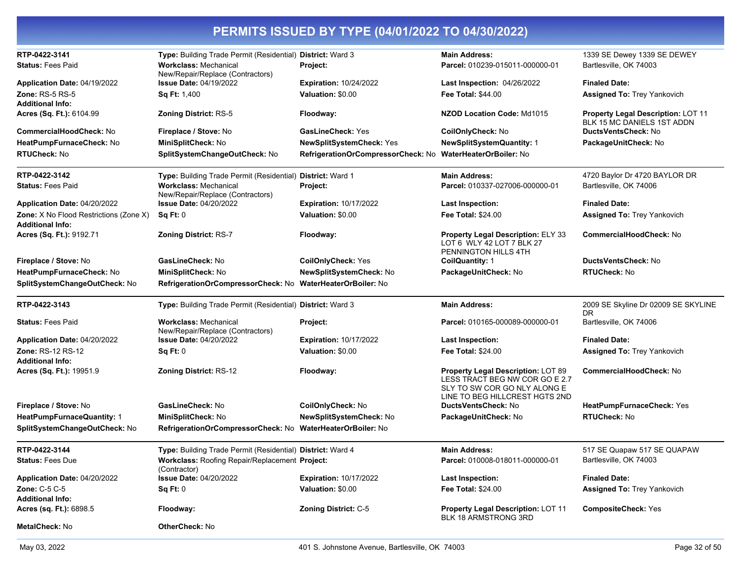# PERMITS ISSUED BY TYPE (04/01/2022 TO 04/30/2022)

| | | | | |
|---|---|---|---|---|
| **RTP-0422-3141** | **Type:** Building Trade Permit (Residential) | **District:** Ward 3 | **Main Address:** | 1339 SE Dewey 1339 SE DEWEY |
| **Status:** Fees Paid | **Workclass:** Mechanical New/Repair/Replace (Contractors) | **Project:** | **Parcel:** 010239-015011-000000-01 | Bartlesville, OK 74003 |
| **Application Date:** 04/19/2022 | **Issue Date:** 04/19/2022 | **Expiration:** 10/24/2022 | **Last Inspection:** 04/26/2022 | **Finaled Date:** |
| **Zone:** RS-5 RS-5 | **Sq Ft:** 1,400 | **Valuation:** $0.00 | **Fee Total:** $44.00 | **Assigned To:** Trey Yankovich |
| **Additional Info:** | | | | |
| **Acres (Sq. Ft.):** 6104.99 | **Zoning District:** RS-5 | **Floodway:** | **NZOD Location Code:** Md1015 | **Property Legal Description:** LOT 11 BLK 15 MC DANIELS 1ST ADDN |
| **CommercialHoodCheck:** No | **Fireplace / Stove:** No | **GasLineCheck:** Yes | **CoilOnlyCheck:** No | **DuctsVentsCheck:** No |
| **HeatPumpFurnaceCheck:** No | **MiniSplitCheck:** No | **NewSplitSystemCheck:** Yes | **NewSplitSystemQuantity:** 1 | **PackageUnitCheck:** No |
| **RTUCheck:** No | **SplitSystemChangeOutCheck:** No | **RefrigerationOrCompressorCheck:** No | **WaterHeaterOrBoiler:** No | |

| | | | | |
|---|---|---|---|---|
| **RTP-0422-3142** | **Type:** Building Trade Permit (Residential) | **District:** Ward 1 | **Main Address:** | 4720 Baylor Dr 4720 BAYLOR DR |
| **Status:** Fees Paid | **Workclass:** Mechanical New/Repair/Replace (Contractors) | **Project:** | **Parcel:** 010337-027006-000000-01 | Bartlesville, OK 74006 |
| **Application Date:** 04/20/2022 | **Issue Date:** 04/20/2022 | **Expiration:** 10/17/2022 | **Last Inspection:** | **Finaled Date:** |
| **Zone:** X No Flood Restrictions (Zone X) | **Sq Ft:** 0 | **Valuation:** $0.00 | **Fee Total:** $24.00 | **Assigned To:** Trey Yankovich |
| **Additional Info:** | | | | |
| **Acres (Sq. Ft.):** 9192.71 | **Zoning District:** RS-7 | **Floodway:** | **Property Legal Description:** ELY 33 LOT 6 WLY 42 LOT 7 BLK 27 PENNINGTON HILLS 4TH | **CommercialHoodCheck:** No |
| **Fireplace / Stove:** No | **GasLineCheck:** No | **CoilOnlyCheck:** Yes | **CoilQuantity:** 1 | **DuctsVentsCheck:** No |
| **HeatPumpFurnaceCheck:** No | **MiniSplitCheck:** No | **NewSplitSystemCheck:** No | **PackageUnitCheck:** No | **RTUCheck:** No |
| **SplitSystemChangeOutCheck:** No | **RefrigerationOrCompressorCheck:** No | **WaterHeaterOrBoiler:** No | | |

| | | | | |
|---|---|---|---|---|
| **RTP-0422-3143** | **Type:** Building Trade Permit (Residential) | **District:** Ward 3 | **Main Address:** | 2009 SE Skyline Dr 02009 SE SKYLINE DR |
| **Status:** Fees Paid | **Workclass:** Mechanical New/Repair/Replace (Contractors) | **Project:** | **Parcel:** 010165-000089-000000-01 | Bartlesville, OK 74006 |
| **Application Date:** 04/20/2022 | **Issue Date:** 04/20/2022 | **Expiration:** 10/17/2022 | **Last Inspection:** | **Finaled Date:** |
| **Zone:** RS-12 RS-12 | **Sq Ft:** 0 | **Valuation:** $0.00 | **Fee Total:** $24.00 | **Assigned To:** Trey Yankovich |
| **Additional Info:** | | | | |
| **Acres (Sq. Ft.):** 19951.9 | **Zoning District:** RS-12 | **Floodway:** | **Property Legal Description:** LOT 89 LESS TRACT BEG NW COR GO E 2.7 SLY TO SW COR GO NLY ALONG E LINE TO BEG HILLCREST HGTS 2ND | **CommercialHoodCheck:** No |
| **Fireplace / Stove:** No | **GasLineCheck:** No | **CoilOnlyCheck:** No | **DuctsVentsCheck:** No | **HeatPumpFurnaceCheck:** Yes |
| **HeatPumpFurnaceQuantity:** 1 | **MiniSplitCheck:** No | **NewSplitSystemCheck:** No | **PackageUnitCheck:** No | **RTUCheck:** No |
| **SplitSystemChangeOutCheck:** No | **RefrigerationOrCompressorCheck:** No | **WaterHeaterOrBoiler:** No | | |

| | | | | |
|---|---|---|---|---|
| **RTP-0422-3144** | **Type:** Building Trade Permit (Residential) | **District:** Ward 4 | **Main Address:** | 517 SE Quapaw 517 SE QUAPAW |
| **Status:** Fees Due | **Workclass:** Roofing Repair/Replacement (Contractor) | **Project:** | **Parcel:** 010008-018011-000000-01 | Bartlesville, OK 74003 |
| **Application Date:** 04/20/2022 | **Issue Date:** 04/20/2022 | **Expiration:** 10/17/2022 | **Last Inspection:** | **Finaled Date:** |
| **Zone:** C-5 C-5 | **Sq Ft:** 0 | **Valuation:** $0.00 | **Fee Total:** $24.00 | **Assigned To:** Trey Yankovich |
| **Additional Info:** | | | | |
| **Acres (sq. Ft.):** 6898.5 | **Floodway:** | **Zoning District:** C-5 | **Property Legal Description:** LOT 11 BLK 18 ARMSTRONG 3RD | **CompositeCheck:** Yes |
| **MetalCheck:** No | **OtherCheck:** No | | | |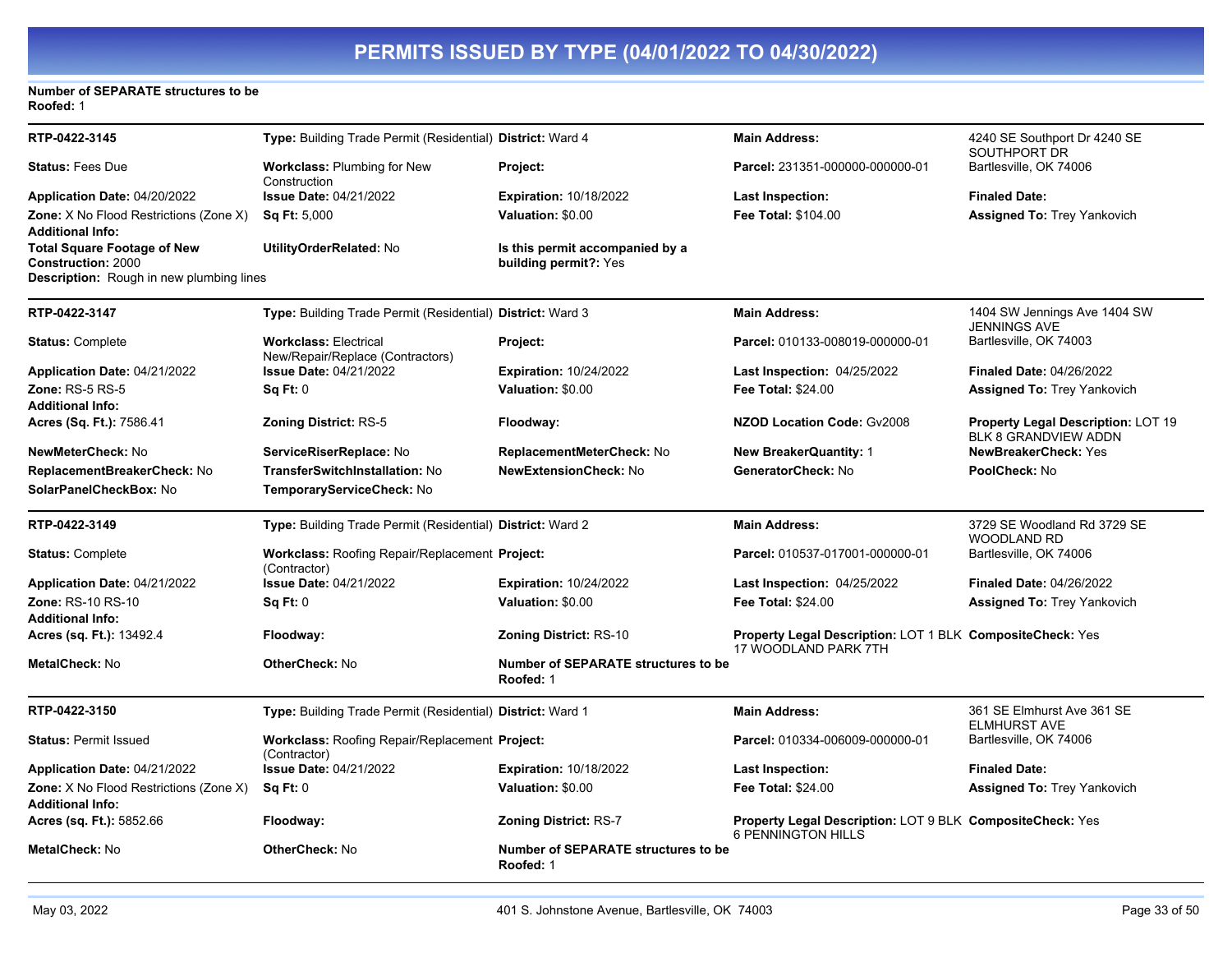# PERMITS ISSUED BY TYPE (04/01/2022 TO 04/30/2022)

**Number of SEPARATE structures to be Roofed:** 1

---

**RTP-0422-3145** | **Type:** Building Trade Permit (Residential) | **District:** Ward 4 | **Main Address:** 4240 SE Southport Dr 4240 SE SOUTHPORT DR Bartlesville, OK 74006

**Status:** Fees Due | **Workclass:** Plumbing for New Construction | **Project:** | **Parcel:** 231351-000000-000000-01

**Application Date:** 04/20/2022 | **Issue Date:** 04/21/2022 | **Expiration:** 10/18/2022 | **Last Inspection:** | **Finaled Date:**

**Zone:** X No Flood Restrictions (Zone X) | **Sq Ft:** 5,000 | **Valuation:** $0.00 | **Fee Total:** $104.00 | **Assigned To:** Trey Yankovich

**Additional Info:**

**Total Square Footage of New Construction:** 2000 | **UtilityOrderRelated:** No | **Is this permit accompanied by a building permit?:** Yes

**Description:** Rough in new plumbing lines

---

**RTP-0422-3147** | **Type:** Building Trade Permit (Residential) | **District:** Ward 3 | **Main Address:** 1404 SW Jennings Ave 1404 SW JENNINGS AVE Bartlesville, OK 74003

**Status:** Complete | **Workclass:** Electrical New/Repair/Replace (Contractors) | **Project:** | **Parcel:** 010133-008019-000000-01

**Application Date:** 04/21/2022 | **Issue Date:** 04/21/2022 | **Expiration:** 10/24/2022 | **Last Inspection:** 04/25/2022 | **Finaled Date:** 04/26/2022

**Zone:** RS-5 RS-5 | **Sq Ft:** 0 | **Valuation:** $0.00 | **Fee Total:** $24.00 | **Assigned To:** Trey Yankovich

**Additional Info:**

**Acres (Sq. Ft.):** 7586.41 | **Zoning District:** RS-5 | **Floodway:** | **NZOD Location Code:** Gv2008 | **Property Legal Description:** LOT 19 BLK 8 GRANDVIEW ADDN

**NewMeterCheck:** No | **ServiceRiserReplace:** No | **ReplacementMeterCheck:** No | **New BreakerQuantity:** 1 | **NewBreakerCheck:** Yes

**ReplacementBreakerCheck:** No | **TransferSwitchInstallation:** No | **NewExtensionCheck:** No | **GeneratorCheck:** No | **PoolCheck:** No

**SolarPanelCheckBox:** No | **TemporaryServiceCheck:** No

---

**RTP-0422-3149** | **Type:** Building Trade Permit (Residential) | **District:** Ward 2 | **Main Address:** 3729 SE Woodland Rd 3729 SE WOODLAND RD Bartlesville, OK 74006

**Status:** Complete | **Workclass:** Roofing Repair/Replacement (Contractor) | **Project:** | **Parcel:** 010537-017001-000000-01

**Application Date:** 04/21/2022 | **Issue Date:** 04/21/2022 | **Expiration:** 10/24/2022 | **Last Inspection:** 04/25/2022 | **Finaled Date:** 04/26/2022

**Zone:** RS-10 RS-10 | **Sq Ft:** 0 | **Valuation:** $0.00 | **Fee Total:** $24.00 | **Assigned To:** Trey Yankovich

**Additional Info:**

**Acres (sq. Ft.):** 13492.4 | **Floodway:** | **Zoning District:** RS-10 | **Property Legal Description:** LOT 1 BLK 17 WOODLAND PARK 7TH | **CompositeCheck:** Yes

**MetalCheck:** No | **OtherCheck:** No | **Number of SEPARATE structures to be Roofed:** 1

---

**RTP-0422-3150** | **Type:** Building Trade Permit (Residential) | **District:** Ward 1 | **Main Address:** 361 SE Elmhurst Ave 361 SE ELMHURST AVE Bartlesville, OK 74006

**Status:** Permit Issued | **Workclass:** Roofing Repair/Replacement (Contractor) | **Project:** | **Parcel:** 010334-006009-000000-01

**Application Date:** 04/21/2022 | **Issue Date:** 04/21/2022 | **Expiration:** 10/18/2022 | **Last Inspection:** | **Finaled Date:**

**Zone:** X No Flood Restrictions (Zone X) | **Sq Ft:** 0 | **Valuation:** $0.00 | **Fee Total:** $24.00 | **Assigned To:** Trey Yankovich

**Additional Info:**

**Acres (sq. Ft.):** 5852.66 | **Floodway:** | **Zoning District:** RS-7 | **Property Legal Description:** LOT 9 BLK 6 PENNINGTON HILLS | **CompositeCheck:** Yes

**MetalCheck:** No | **OtherCheck:** No | **Number of SEPARATE structures to be Roofed:** 1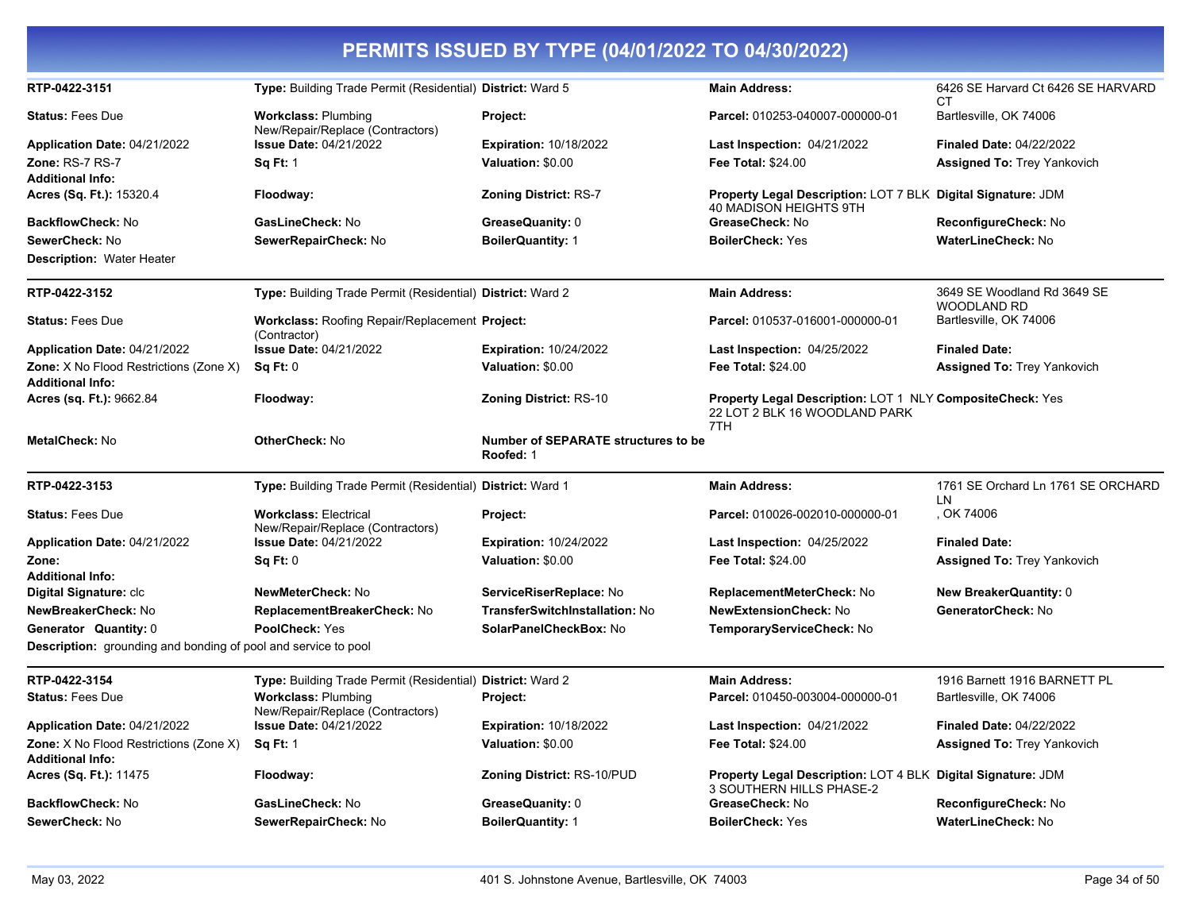# PERMITS ISSUED BY TYPE (04/01/2022 TO 04/30/2022)

| | | | | |
|---|---|---|---|---|
| **RTP-0422-3151** | **Type:** Building Trade Permit (Residential) | **District:** Ward 5 | **Main Address:** | 6426 SE Harvard Ct 6426 SE HARVARD CT |
| **Status:** Fees Due | **Workclass:** Plumbing New/Repair/Replace (Contractors) | **Project:** | **Parcel:** 010253-040007-000000-01 | Bartlesville, OK 74006 |
| **Application Date:** 04/21/2022 | **Issue Date:** 04/21/2022 | **Expiration:** 10/18/2022 | **Last Inspection:** 04/21/2022 | **Finaled Date:** 04/22/2022 |
| **Zone:** RS-7 RS-7 | **Sq Ft:** 1 | **Valuation:** $0.00 | **Fee Total:** $24.00 | **Assigned To:** Trey Yankovich |
| **Additional Info:** | | | | |
| **Acres (Sq. Ft.):** 15320.4 | **Floodway:** | **Zoning District:** RS-7 | **Property Legal Description:** LOT 7 BLK 40 MADISON HEIGHTS 9TH | **Digital Signature:** JDM |
| **BackflowCheck:** No | **GasLineCheck:** No | **GreaseQuanity:** 0 | **GreaseCheck:** No | **ReconfigureCheck:** No |
| **SewerCheck:** No | **SewerRepairCheck:** No | **BoilerQuantity:** 1 | **BoilerCheck:** Yes | **WaterLineCheck:** No |
| **Description:** Water Heater | | | | |

| | | | | |
|---|---|---|---|---|
| **RTP-0422-3152** | **Type:** Building Trade Permit (Residential) | **District:** Ward 2 | **Main Address:** | 3649 SE Woodland Rd 3649 SE WOODLAND RD |
| **Status:** Fees Due | **Workclass:** Roofing Repair/Replacement (Contractor) | **Project:** | **Parcel:** 010537-016001-000000-01 | Bartlesville, OK 74006 |
| **Application Date:** 04/21/2022 | **Issue Date:** 04/21/2022 | **Expiration:** 10/24/2022 | **Last Inspection:** 04/25/2022 | **Finaled Date:** |
| **Zone:** X No Flood Restrictions (Zone X) | **Sq Ft:** 0 | **Valuation:** $0.00 | **Fee Total:** $24.00 | **Assigned To:** Trey Yankovich |
| **Additional Info:** | | | | |
| **Acres (sq. Ft.):** 9662.84 | **Floodway:** | **Zoning District:** RS-10 | **Property Legal Description:** LOT 1 NLY 22 LOT 2 BLK 16 WOODLAND PARK 7TH | **CompositeCheck:** Yes |
| **MetalCheck:** No | **OtherCheck:** No | **Number of SEPARATE structures to be Roofed:** 1 | | |

| | | | | |
|---|---|---|---|---|
| **RTP-0422-3153** | **Type:** Building Trade Permit (Residential) | **District:** Ward 1 | **Main Address:** | 1761 SE Orchard Ln 1761 SE ORCHARD LN |
| **Status:** Fees Due | **Workclass:** Electrical New/Repair/Replace (Contractors) | **Project:** | **Parcel:** 010026-002010-000000-01 | , OK 74006 |
| **Application Date:** 04/21/2022 | **Issue Date:** 04/21/2022 | **Expiration:** 10/24/2022 | **Last Inspection:** 04/25/2022 | **Finaled Date:** |
| **Zone:** | **Sq Ft:** 0 | **Valuation:** $0.00 | **Fee Total:** $24.00 | **Assigned To:** Trey Yankovich |
| **Additional Info:** | | | | |
| **Digital Signature:** clc | **NewMeterCheck:** No | **ServiceRiserReplace:** No | **ReplacementMeterCheck:** No | **New BreakerQuantity:** 0 |
| **NewBreakerCheck:** No | **ReplacementBreakerCheck:** No | **TransferSwitchInstallation:** No | **NewExtensionCheck:** No | **GeneratorCheck:** No |
| **Generator Quantity:** 0 | **PoolCheck:** Yes | **SolarPanelCheckBox:** No | **TemporaryServiceCheck:** No | |
| **Description:** grounding and bonding of pool and service to pool | | | | |

| | | | | |
|---|---|---|---|---|
| **RTP-0422-3154** | **Type:** Building Trade Permit (Residential) | **District:** Ward 2 | **Main Address:** | 1916 Barnett 1916 BARNETT PL |
| **Status:** Fees Due | **Workclass:** Plumbing New/Repair/Replace (Contractors) | **Project:** | **Parcel:** 010450-003004-000000-01 | Bartlesville, OK 74006 |
| **Application Date:** 04/21/2022 | **Issue Date:** 04/21/2022 | **Expiration:** 10/18/2022 | **Last Inspection:** 04/21/2022 | **Finaled Date:** 04/22/2022 |
| **Zone:** X No Flood Restrictions (Zone X) | **Sq Ft:** 1 | **Valuation:** $0.00 | **Fee Total:** $24.00 | **Assigned To:** Trey Yankovich |
| **Additional Info:** | | | | |
| **Acres (Sq. Ft.):** 11475 | **Floodway:** | **Zoning District:** RS-10/PUD | **Property Legal Description:** LOT 4 BLK 3 SOUTHERN HILLS PHASE-2 | **Digital Signature:** JDM |
| **BackflowCheck:** No | **GasLineCheck:** No | **GreaseQuanity:** 0 | **GreaseCheck:** No | **ReconfigureCheck:** No |
| **SewerCheck:** No | **SewerRepairCheck:** No | **BoilerQuantity:** 1 | **BoilerCheck:** Yes | **WaterLineCheck:** No |

May 03, 2022 — 401 S. Johnstone Avenue, Bartlesville, OK 74003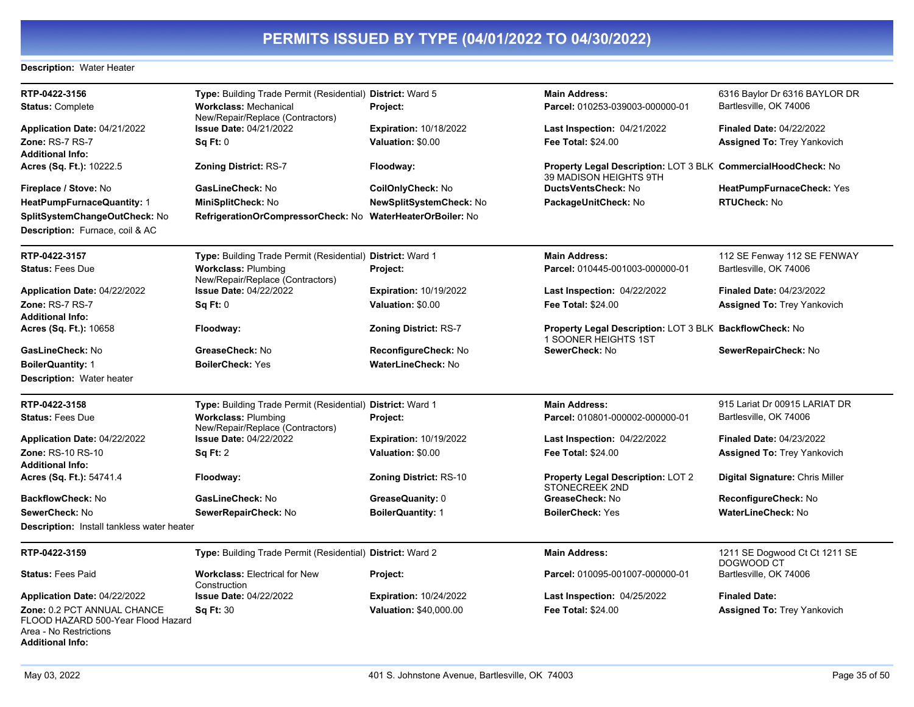# PERMITS ISSUED BY TYPE (04/01/2022 TO 04/30/2022)

**Description:** Water Heater

---

| | | | | |
|---|---|---|---|---|
| **RTP-0422-3156** | **Type:** Building Trade Permit (Residential) | **District:** Ward 5 | **Main Address:** | 6316 Baylor Dr 6316 BAYLOR DR |
| **Status:** Complete | **Workclass:** Mechanical New/Repair/Replace (Contractors) | **Project:** | **Parcel:** 010253-039003-000000-01 | Bartlesville, OK 74006 |
| **Application Date:** 04/21/2022 | **Issue Date:** 04/21/2022 | **Expiration:** 10/18/2022 | **Last Inspection:** 04/21/2022 | **Finaled Date:** 04/22/2022 |
| **Zone:** RS-7 RS-7 | **Sq Ft:** 0 | **Valuation:** $0.00 | **Fee Total:** $24.00 | **Assigned To:** Trey Yankovich |
| **Additional Info:** | | | | |
| **Acres (Sq. Ft.):** 10222.5 | **Zoning District:** RS-7 | **Floodway:** | **Property Legal Description:** LOT 3 BLK 39 MADISON HEIGHTS 9TH | **CommercialHoodCheck:** No |
| **Fireplace / Stove:** No | **GasLineCheck:** No | **CoilOnlyCheck:** No | **DuctsVentsCheck:** No | **HeatPumpFurnaceCheck:** Yes |
| **HeatPumpFurnaceQuantity:** 1 | **MiniSplitCheck:** No | **NewSplitSystemCheck:** No | **PackageUnitCheck:** No | **RTUCheck:** No |
| **SplitSystemChangeOutCheck:** No | **RefrigerationOrCompressorCheck:** No | **WaterHeaterOrBoiler:** No | | |

**Description:** Furnace, coil & AC

---

| | | | | |
|---|---|---|---|---|
| **RTP-0422-3157** | **Type:** Building Trade Permit (Residential) | **District:** Ward 1 | **Main Address:** | 112 SE Fenway 112 SE FENWAY |
| **Status:** Fees Due | **Workclass:** Plumbing New/Repair/Replace (Contractors) | **Project:** | **Parcel:** 010445-001003-000000-01 | Bartlesville, OK 74006 |
| **Application Date:** 04/22/2022 | **Issue Date:** 04/22/2022 | **Expiration:** 10/19/2022 | **Last Inspection:** 04/22/2022 | **Finaled Date:** 04/23/2022 |
| **Zone:** RS-7 RS-7 | **Sq Ft:** 0 | **Valuation:** $0.00 | **Fee Total:** $24.00 | **Assigned To:** Trey Yankovich |
| **Additional Info:** | | | | |
| **Acres (Sq. Ft.):** 10658 | **Floodway:** | **Zoning District:** RS-7 | **Property Legal Description:** LOT 3 BLK 1 SOONER HEIGHTS 1ST | **BackflowCheck:** No |
| **GasLineCheck:** No | **GreaseCheck:** No | **ReconfigureCheck:** No | **SewerCheck:** No | **SewerRepairCheck:** No |
| **BoilerQuantity:** 1 | **BoilerCheck:** Yes | **WaterLineCheck:** No | | |

**Description:** Water heater

---

| | | | | |
|---|---|---|---|---|
| **RTP-0422-3158** | **Type:** Building Trade Permit (Residential) | **District:** Ward 1 | **Main Address:** | 915 Lariat Dr 00915 LARIAT DR |
| **Status:** Fees Due | **Workclass:** Plumbing New/Repair/Replace (Contractors) | **Project:** | **Parcel:** 010801-000002-000000-01 | Bartlesville, OK 74006 |
| **Application Date:** 04/22/2022 | **Issue Date:** 04/22/2022 | **Expiration:** 10/19/2022 | **Last Inspection:** 04/22/2022 | **Finaled Date:** 04/23/2022 |
| **Zone:** RS-10 RS-10 | **Sq Ft:** 2 | **Valuation:** $0.00 | **Fee Total:** $24.00 | **Assigned To:** Trey Yankovich |
| **Additional Info:** | | | | |
| **Acres (Sq. Ft.):** 54741.4 | **Floodway:** | **Zoning District:** RS-10 | **Property Legal Description:** LOT 2 STONECREEK 2ND | **Digital Signature:** Chris Miller |
| **BackflowCheck:** No | **GasLineCheck:** No | **GreaseQuanity:** 0 | **GreaseCheck:** No | **ReconfigureCheck:** No |
| **SewerCheck:** No | **SewerRepairCheck:** No | **BoilerQuantity:** 1 | **BoilerCheck:** Yes | **WaterLineCheck:** No |

**Description:** Install tankless water heater

---

| | | | | |
|---|---|---|---|---|
| **RTP-0422-3159** | **Type:** Building Trade Permit (Residential) | **District:** Ward 2 | **Main Address:** | 1211 SE Dogwood Ct Ct 1211 SE DOGWOOD CT |
| **Status:** Fees Paid | **Workclass:** Electrical for New Construction | **Project:** | **Parcel:** 010095-001007-000000-01 | Bartlesville, OK 74006 |
| **Application Date:** 04/22/2022 | **Issue Date:** 04/22/2022 | **Expiration:** 10/24/2022 | **Last Inspection:** 04/25/2022 | **Finaled Date:** |
| **Zone:** 0.2 PCT ANNUAL CHANCE FLOOD HAZARD 500-Year Flood Hazard Area - No Restrictions | **Sq Ft:** 30 | **Valuation:** $40,000.00 | **Fee Total:** $24.00 | **Assigned To:** Trey Yankovich |
| **Additional Info:** | | | | |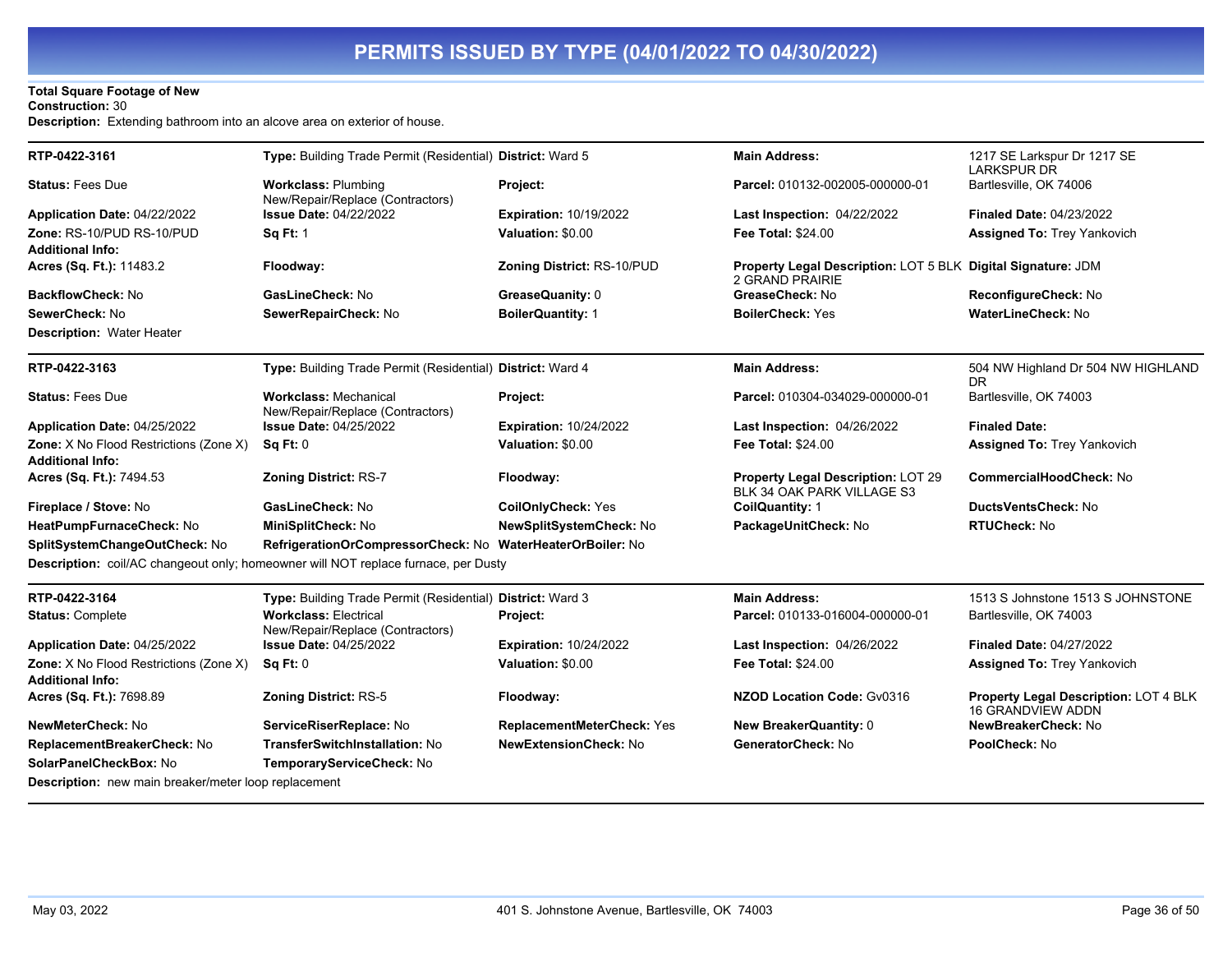# PERMITS ISSUED BY TYPE (04/01/2022 TO 04/30/2022)

**Total Square Footage of New Construction:** 30
**Description:** Extending bathroom into an alcove area on exterior of house.

---

| | | | | |
|---|---|---|---|---|
| **RTP-0422-3161** | **Type:** Building Trade Permit (Residential) | **District:** Ward 5 | **Main Address:** | 1217 SE Larkspur Dr 1217 SE LARKSPUR DR |
| **Status:** Fees Due | **Workclass:** Plumbing New/Repair/Replace (Contractors) | **Project:** | **Parcel:** 010132-002005-000000-01 | Bartlesville, OK 74006 |
| **Application Date:** 04/22/2022 | **Issue Date:** 04/22/2022 | **Expiration:** 10/19/2022 | **Last Inspection:** 04/22/2022 | **Finaled Date:** 04/23/2022 |
| **Zone:** RS-10/PUD RS-10/PUD | **Sq Ft:** 1 | **Valuation:** $0.00 | **Fee Total:** $24.00 | **Assigned To:** Trey Yankovich |
| **Additional Info:** | | | | |
| **Acres (Sq. Ft.):** 11483.2 | **Floodway:** | **Zoning District:** RS-10/PUD | **Property Legal Description:** LOT 5 BLK 2 GRAND PRAIRIE | **Digital Signature:** JDM |
| **BackflowCheck:** No | **GasLineCheck:** No | **GreaseQuanity:** 0 | **GreaseCheck:** No | **ReconfigureCheck:** No |
| **SewerCheck:** No | **SewerRepairCheck:** No | **BoilerQuantity:** 1 | **BoilerCheck:** Yes | **WaterLineCheck:** No |

**Description:** Water Heater

---

| | | | | |
|---|---|---|---|---|
| **RTP-0422-3163** | **Type:** Building Trade Permit (Residential) | **District:** Ward 4 | **Main Address:** | 504 NW Highland Dr 504 NW HIGHLAND DR |
| **Status:** Fees Due | **Workclass:** Mechanical New/Repair/Replace (Contractors) | **Project:** | **Parcel:** 010304-034029-000000-01 | Bartlesville, OK 74003 |
| **Application Date:** 04/25/2022 | **Issue Date:** 04/25/2022 | **Expiration:** 10/24/2022 | **Last Inspection:** 04/26/2022 | **Finaled Date:** |
| **Zone:** X No Flood Restrictions (Zone X) | **Sq Ft:** 0 | **Valuation:** $0.00 | **Fee Total:** $24.00 | **Assigned To:** Trey Yankovich |
| **Additional Info:** | | | | |
| **Acres (Sq. Ft.):** 7494.53 | **Zoning District:** RS-7 | **Floodway:** | **Property Legal Description:** LOT 29 BLK 34 OAK PARK VILLAGE S3 | **CommercialHoodCheck:** No |
| **Fireplace / Stove:** No | **GasLineCheck:** No | **CoilOnlyCheck:** Yes | **CoilQuantity:** 1 | **DuctsVentsCheck:** No |
| **HeatPumpFurnaceCheck:** No | **MiniSplitCheck:** No | **NewSplitSystemCheck:** No | **PackageUnitCheck:** No | **RTUCheck:** No |
| **SplitSystemChangeOutCheck:** No | **RefrigerationOrCompressorCheck:** No | **WaterHeaterOrBoiler:** No | | |

**Description:** coil/AC changeout only; homeowner will NOT replace furnace, per Dusty

---

| | | | | |
|---|---|---|---|---|
| **RTP-0422-3164** | **Type:** Building Trade Permit (Residential) | **District:** Ward 3 | **Main Address:** | 1513 S Johnstone 1513 S JOHNSTONE |
| **Status:** Complete | **Workclass:** Electrical New/Repair/Replace (Contractors) | **Project:** | **Parcel:** 010133-016004-000000-01 | Bartlesville, OK 74003 |
| **Application Date:** 04/25/2022 | **Issue Date:** 04/25/2022 | **Expiration:** 10/24/2022 | **Last Inspection:** 04/26/2022 | **Finaled Date:** 04/27/2022 |
| **Zone:** X No Flood Restrictions (Zone X) | **Sq Ft:** 0 | **Valuation:** $0.00 | **Fee Total:** $24.00 | **Assigned To:** Trey Yankovich |
| **Additional Info:** | | | | |
| **Acres (Sq. Ft.):** 7698.89 | **Zoning District:** RS-5 | **Floodway:** | **NZOD Location Code:** Gv0316 | **Property Legal Description:** LOT 4 BLK 16 GRANDVIEW ADDN |
| **NewMeterCheck:** No | **ServiceRiserReplace:** No | **ReplacementMeterCheck:** Yes | **New BreakerQuantity:** 0 | **NewBreakerCheck:** No |
| **ReplacementBreakerCheck:** No | **TransferSwitchInstallation:** No | **NewExtensionCheck:** No | **GeneratorCheck:** No | **PoolCheck:** No |
| **SolarPanelCheckBox:** No | **TemporaryServiceCheck:** No | | | |

**Description:** new main breaker/meter loop replacement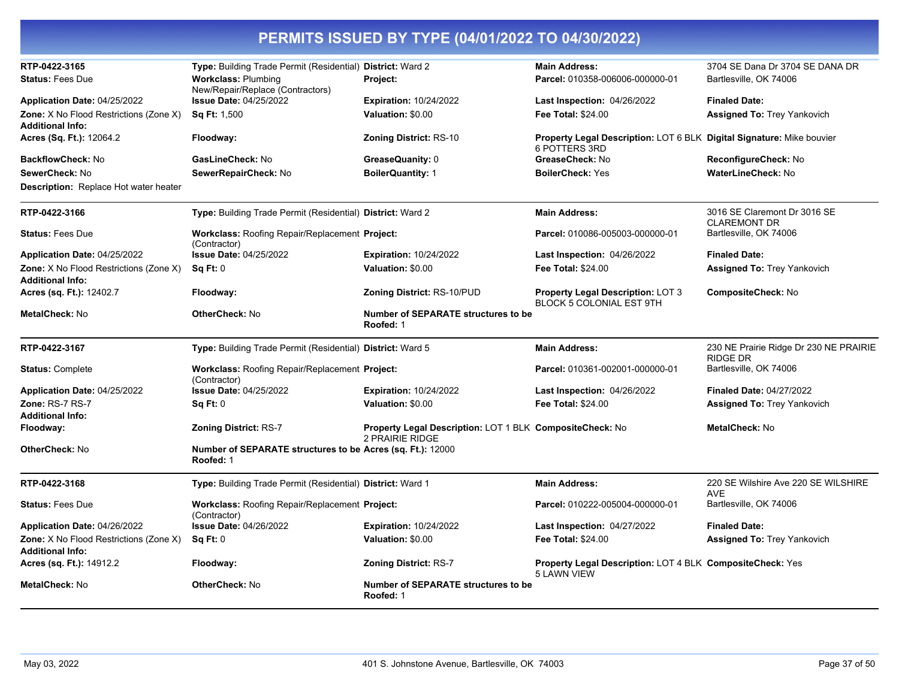# PERMITS ISSUED BY TYPE (04/01/2022 TO 04/30/2022)

| | | | | |
|---|---|---|---|---|
| **RTP-0422-3165** | **Type:** Building Trade Permit (Residential) | **District:** Ward 2 | **Main Address:** | 3704 SE Dana Dr 3704 SE DANA DR |
| **Status:** Fees Due | **Workclass:** Plumbing New/Repair/Replace (Contractors) | **Project:** | **Parcel:** 010358-006006-000000-01 | Bartlesville, OK 74006 |
| **Application Date:** 04/25/2022 | **Issue Date:** 04/25/2022 | **Expiration:** 10/24/2022 | **Last Inspection:** 04/26/2022 | **Finaled Date:** |
| **Zone:** X No Flood Restrictions (Zone X) | **Sq Ft:** 1,500 | **Valuation:** $0.00 | **Fee Total:** $24.00 | **Assigned To:** Trey Yankovich |
| **Additional Info:** | | | | |
| **Acres (Sq. Ft.):** 12064.2 | **Floodway:** | **Zoning District:** RS-10 | **Property Legal Description:** LOT 6 BLK 6 POTTERS 3RD | **Digital Signature:** Mike bouvier |
| **BackflowCheck:** No | **GasLineCheck:** No | **GreaseQuanity:** 0 | **GreaseCheck:** No | **ReconfigureCheck:** No |
| **SewerCheck:** No | **SewerRepairCheck:** No | **BoilerQuantity:** 1 | **BoilerCheck:** Yes | **WaterLineCheck:** No |
| **Description:** Replace Hot water heater | | | | |

| | | | | |
|---|---|---|---|---|
| **RTP-0422-3166** | **Type:** Building Trade Permit (Residential) | **District:** Ward 2 | **Main Address:** | 3016 SE Claremont Dr 3016 SE CLAREMONT DR |
| **Status:** Fees Due | **Workclass:** Roofing Repair/Replacement (Contractor) | **Project:** | **Parcel:** 010086-005003-000000-01 | Bartlesville, OK 74006 |
| **Application Date:** 04/25/2022 | **Issue Date:** 04/25/2022 | **Expiration:** 10/24/2022 | **Last Inspection:** 04/26/2022 | **Finaled Date:** |
| **Zone:** X No Flood Restrictions (Zone X) | **Sq Ft:** 0 | **Valuation:** $0.00 | **Fee Total:** $24.00 | **Assigned To:** Trey Yankovich |
| **Additional Info:** | | | | |
| **Acres (sq. Ft.):** 12402.7 | **Floodway:** | **Zoning District:** RS-10/PUD | **Property Legal Description:** LOT 3 BLOCK 5 COLONIAL EST 9TH | **CompositeCheck:** No |
| **MetalCheck:** No | **OtherCheck:** No | **Number of SEPARATE structures to be Roofed:** 1 | | |

| | | | | |
|---|---|---|---|---|
| **RTP-0422-3167** | **Type:** Building Trade Permit (Residential) | **District:** Ward 5 | **Main Address:** | 230 NE Prairie Ridge Dr 230 NE PRAIRIE RIDGE DR |
| **Status:** Complete | **Workclass:** Roofing Repair/Replacement (Contractor) | **Project:** | **Parcel:** 010361-002001-000000-01 | Bartlesville, OK 74006 |
| **Application Date:** 04/25/2022 | **Issue Date:** 04/25/2022 | **Expiration:** 10/24/2022 | **Last Inspection:** 04/26/2022 | **Finaled Date:** 04/27/2022 |
| **Zone:** RS-7 RS-7 | **Sq Ft:** 0 | **Valuation:** $0.00 | **Fee Total:** $24.00 | **Assigned To:** Trey Yankovich |
| **Additional Info:** | | | | |
| **Floodway:** | **Zoning District:** RS-7 | **Property Legal Description:** LOT 1 BLK 2 PRAIRIE RIDGE | **CompositeCheck:** No | **MetalCheck:** No |
| **OtherCheck:** No | **Number of SEPARATE structures to be Roofed:** 1 | **Acres (sq. Ft.):** 12000 | | |

| | | | | |
|---|---|---|---|---|
| **RTP-0422-3168** | **Type:** Building Trade Permit (Residential) | **District:** Ward 1 | **Main Address:** | 220 SE Wilshire Ave 220 SE WILSHIRE AVE |
| **Status:** Fees Due | **Workclass:** Roofing Repair/Replacement (Contractor) | **Project:** | **Parcel:** 010222-005004-000000-01 | Bartlesville, OK 74006 |
| **Application Date:** 04/26/2022 | **Issue Date:** 04/26/2022 | **Expiration:** 10/24/2022 | **Last Inspection:** 04/27/2022 | **Finaled Date:** |
| **Zone:** X No Flood Restrictions (Zone X) | **Sq Ft:** 0 | **Valuation:** $0.00 | **Fee Total:** $24.00 | **Assigned To:** Trey Yankovich |
| **Additional Info:** | | | | |
| **Acres (sq. Ft.):** 14912.2 | **Floodway:** | **Zoning District:** RS-7 | **Property Legal Description:** LOT 4 BLK 5 LAWN VIEW | **CompositeCheck:** Yes |
| **MetalCheck:** No | **OtherCheck:** No | **Number of SEPARATE structures to be Roofed:** 1 | | |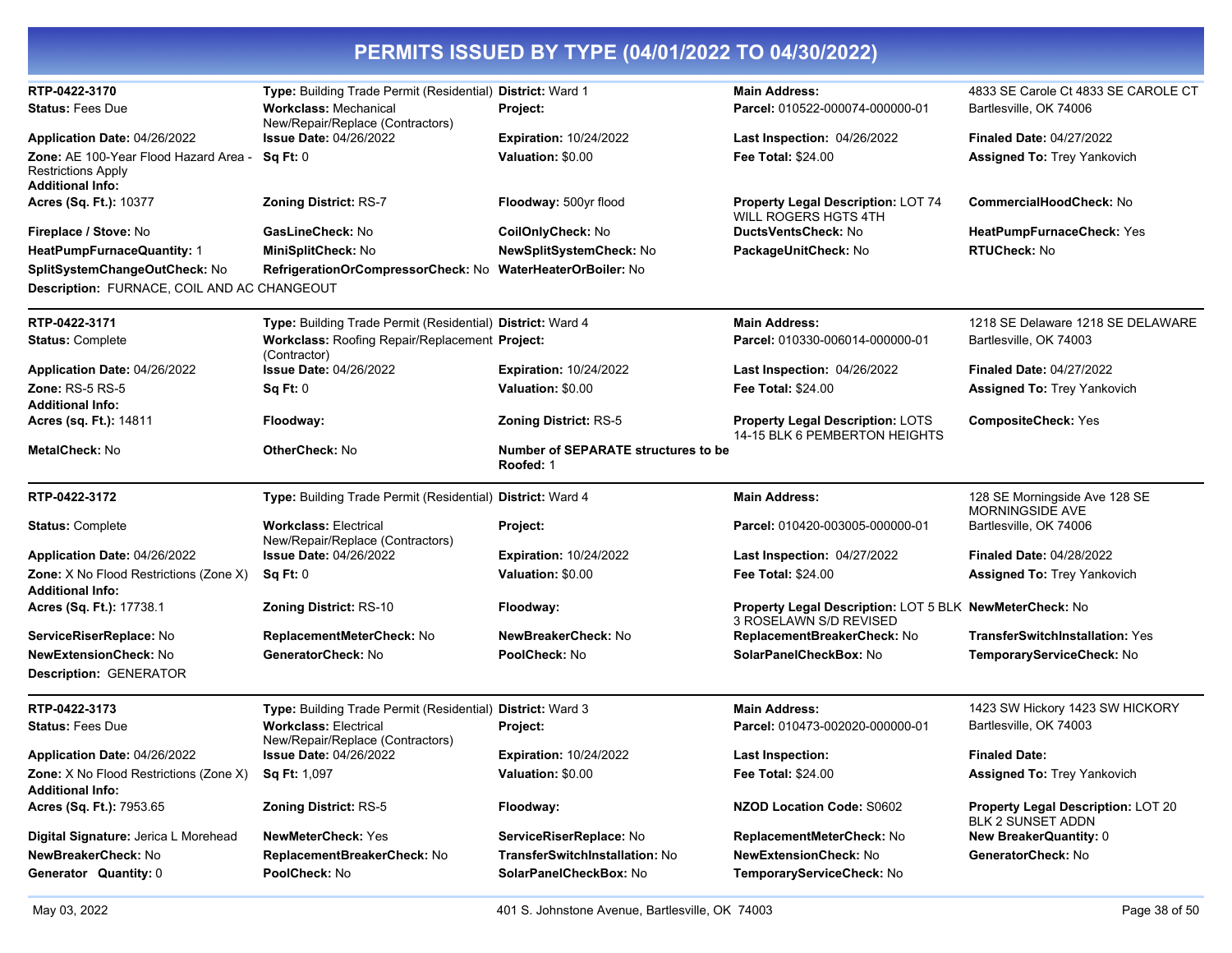# PERMITS ISSUED BY TYPE (04/01/2022 TO 04/30/2022)

| | | | | |
|---|---|---|---|---|
| **RTP-0422-3170** | **Type:** Building Trade Permit (Residential) | **District:** Ward 1 | **Main Address:** | 4833 SE Carole Ct 4833 SE CAROLE CT |
| **Status:** Fees Due | **Workclass:** Mechanical New/Repair/Replace (Contractors) | **Project:** | **Parcel:** 010522-000074-000000-01 | Bartlesville, OK 74006 |
| **Application Date:** 04/26/2022 | **Issue Date:** 04/26/2022 | **Expiration:** 10/24/2022 | **Last Inspection:** 04/26/2022 | **Finaled Date:** 04/27/2022 |
| **Zone:** AE 100-Year Flood Hazard Area - Restrictions Apply | **Sq Ft:** 0 | **Valuation:** $0.00 | **Fee Total:** $24.00 | **Assigned To:** Trey Yankovich |
| **Additional Info:** | | | | |
| **Acres (Sq. Ft.):** 10377 | **Zoning District:** RS-7 | **Floodway:** 500yr flood | **Property Legal Description:** LOT 74 WILL ROGERS HGTS 4TH | **CommercialHoodCheck:** No |
| **Fireplace / Stove:** No | **GasLineCheck:** No | **CoilOnlyCheck:** No | **DuctsVentsCheck:** No | **HeatPumpFurnaceCheck:** Yes |
| **HeatPumpFurnaceQuantity:** 1 | **MiniSplitCheck:** No | **NewSplitSystemCheck:** No | **PackageUnitCheck:** No | **RTUCheck:** No |
| **SplitSystemChangeOutCheck:** No | **RefrigerationOrCompressorCheck:** No | **WaterHeaterOrBoiler:** No | | |

**Description:** FURNACE, COIL AND AC CHANGEOUT

| | | | | |
|---|---|---|---|---|
| **RTP-0422-3171** | **Type:** Building Trade Permit (Residential) | **District:** Ward 4 | **Main Address:** | 1218 SE Delaware 1218 SE DELAWARE |
| **Status:** Complete | **Workclass:** Roofing Repair/Replacement (Contractor) | **Project:** | **Parcel:** 010330-006014-000000-01 | Bartlesville, OK 74003 |
| **Application Date:** 04/26/2022 | **Issue Date:** 04/26/2022 | **Expiration:** 10/24/2022 | **Last Inspection:** 04/26/2022 | **Finaled Date:** 04/27/2022 |
| **Zone:** RS-5 RS-5 | **Sq Ft:** 0 | **Valuation:** $0.00 | **Fee Total:** $24.00 | **Assigned To:** Trey Yankovich |
| **Additional Info:** | | | | |
| **Acres (sq. Ft.):** 14811 | **Floodway:** | **Zoning District:** RS-5 | **Property Legal Description:** LOTS 14-15 BLK 6 PEMBERTON HEIGHTS | **CompositeCheck:** Yes |
| **MetalCheck:** No | **OtherCheck:** No | **Number of SEPARATE structures to be Roofed:** 1 | | |

| | | | | |
|---|---|---|---|---|
| **RTP-0422-3172** | **Type:** Building Trade Permit (Residential) | **District:** Ward 4 | **Main Address:** | 128 SE Morningside Ave 128 SE MORNINGSIDE AVE |
| **Status:** Complete | **Workclass:** Electrical New/Repair/Replace (Contractors) | **Project:** | **Parcel:** 010420-003005-000000-01 | Bartlesville, OK 74006 |
| **Application Date:** 04/26/2022 | **Issue Date:** 04/26/2022 | **Expiration:** 10/24/2022 | **Last Inspection:** 04/27/2022 | **Finaled Date:** 04/28/2022 |
| **Zone:** X No Flood Restrictions (Zone X) | **Sq Ft:** 0 | **Valuation:** $0.00 | **Fee Total:** $24.00 | **Assigned To:** Trey Yankovich |
| **Additional Info:** | | | | |
| **Acres (Sq. Ft.):** 17738.1 | **Zoning District:** RS-10 | **Floodway:** | **Property Legal Description:** LOT 5 BLK 3 ROSELAWN S/D REVISED | **NewMeterCheck:** No |
| **ServiceRiserReplace:** No | **ReplacementMeterCheck:** No | **NewBreakerCheck:** No | **ReplacementBreakerCheck:** No | **TransferSwitchInstallation:** Yes |
| **NewExtensionCheck:** No | **GeneratorCheck:** No | **PoolCheck:** No | **SolarPanelCheckBox:** No | **TemporaryServiceCheck:** No |

**Description:** GENERATOR

| | | | | |
|---|---|---|---|---|
| **RTP-0422-3173** | **Type:** Building Trade Permit (Residential) | **District:** Ward 3 | **Main Address:** | 1423 SW Hickory 1423 SW HICKORY |
| **Status:** Fees Due | **Workclass:** Electrical New/Repair/Replace (Contractors) | **Project:** | **Parcel:** 010473-002020-000000-01 | Bartlesville, OK 74003 |
| **Application Date:** 04/26/2022 | **Issue Date:** 04/26/2022 | **Expiration:** 10/24/2022 | **Last Inspection:** | **Finaled Date:** |
| **Zone:** X No Flood Restrictions (Zone X) | **Sq Ft:** 1,097 | **Valuation:** $0.00 | **Fee Total:** $24.00 | **Assigned To:** Trey Yankovich |
| **Additional Info:** | | | | |
| **Acres (Sq. Ft.):** 7953.65 | **Zoning District:** RS-5 | **Floodway:** | **NZOD Location Code:** S0602 | **Property Legal Description:** LOT 20 BLK 2 SUNSET ADDN |
| **Digital Signature:** Jerica L Morehead | **NewMeterCheck:** Yes | **ServiceRiserReplace:** No | **ReplacementMeterCheck:** No | **New BreakerQuantity:** 0 |
| **NewBreakerCheck:** No | **ReplacementBreakerCheck:** No | **TransferSwitchInstallation:** No | **NewExtensionCheck:** No | **GeneratorCheck:** No |
| **Generator Quantity:** 0 | **PoolCheck:** No | **SolarPanelCheckBox:** No | **TemporaryServiceCheck:** No | |

May 03, 2022 — 401 S. Johnstone Avenue, Bartlesville, OK 74003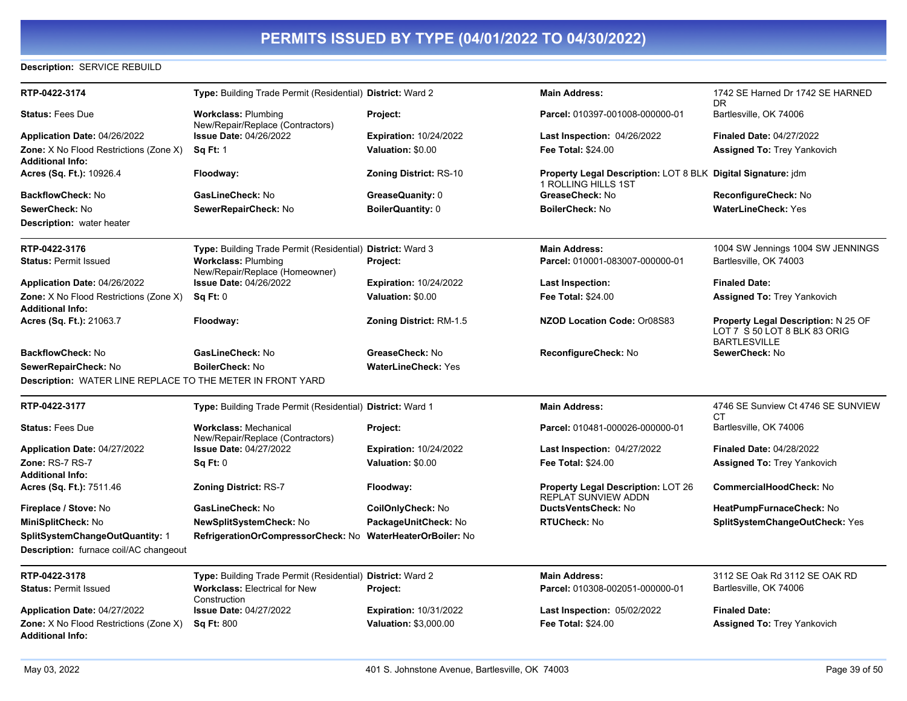# PERMITS ISSUED BY TYPE (04/01/2022 TO 04/30/2022)

**Description:** SERVICE REBUILD

| | | | | |
|---|---|---|---|---|
| **RTP-0422-3174** | **Type:** Building Trade Permit (Residential) | **District:** Ward 2 | **Main Address:** | 1742 SE Harned Dr 1742 SE HARNED DR |
| **Status:** Fees Due | **Workclass:** Plumbing New/Repair/Replace (Contractors) | **Project:** | **Parcel:** 010397-001008-000000-01 | Bartlesville, OK 74006 |
| **Application Date:** 04/26/2022 | **Issue Date:** 04/26/2022 | **Expiration:** 10/24/2022 | **Last Inspection:** 04/26/2022 | **Finaled Date:** 04/27/2022 |
| **Zone:** X No Flood Restrictions (Zone X) | **Sq Ft:** 1 | **Valuation:** $0.00 | **Fee Total:** $24.00 | **Assigned To:** Trey Yankovich |
| **Additional Info:** | | | | |
| **Acres (Sq. Ft.):** 10926.4 | **Floodway:** | **Zoning District:** RS-10 | **Property Legal Description:** LOT 8 BLK 1 ROLLING HILLS 1ST | **Digital Signature:** jdm |
| **BackflowCheck:** No | **GasLineCheck:** No | **GreaseQuanity:** 0 | **GreaseCheck:** No | **ReconfigureCheck:** No |
| **SewerCheck:** No | **SewerRepairCheck:** No | **BoilerQuantity:** 0 | **BoilerCheck:** No | **WaterLineCheck:** Yes |

**Description:** water heater

| | | | | |
|---|---|---|---|---|
| **RTP-0422-3176** | **Type:** Building Trade Permit (Residential) | **District:** Ward 3 | **Main Address:** | 1004 SW Jennings 1004 SW JENNINGS |
| **Status:** Permit Issued | **Workclass:** Plumbing New/Repair/Replace (Homeowner) | **Project:** | **Parcel:** 010001-083007-000000-01 | Bartlesville, OK 74003 |
| **Application Date:** 04/26/2022 | **Issue Date:** 04/26/2022 | **Expiration:** 10/24/2022 | **Last Inspection:** | **Finaled Date:** |
| **Zone:** X No Flood Restrictions (Zone X) | **Sq Ft:** 0 | **Valuation:** $0.00 | **Fee Total:** $24.00 | **Assigned To:** Trey Yankovich |
| **Additional Info:** | | | | |
| **Acres (Sq. Ft.):** 21063.7 | **Floodway:** | **Zoning District:** RM-1.5 | **NZOD Location Code:** Or08S83 | **Property Legal Description:** N 25 OF LOT 7 S 50 LOT 8 BLK 83 ORIG BARTLESVILLE |
| **BackflowCheck:** No | **GasLineCheck:** No | **GreaseCheck:** No | **ReconfigureCheck:** No | **SewerCheck:** No |
| **SewerRepairCheck:** No | **BoilerCheck:** No | **WaterLineCheck:** Yes | | |

**Description:** WATER LINE REPLACE TO THE METER IN FRONT YARD

| | | | | |
|---|---|---|---|---|
| **RTP-0422-3177** | **Type:** Building Trade Permit (Residential) | **District:** Ward 1 | **Main Address:** | 4746 SE Sunview Ct 4746 SE SUNVIEW CT |
| **Status:** Fees Due | **Workclass:** Mechanical New/Repair/Replace (Contractors) | **Project:** | **Parcel:** 010481-000026-000000-01 | Bartlesville, OK 74006 |
| **Application Date:** 04/27/2022 | **Issue Date:** 04/27/2022 | **Expiration:** 10/24/2022 | **Last Inspection:** 04/27/2022 | **Finaled Date:** 04/28/2022 |
| **Zone:** RS-7 RS-7 | **Sq Ft:** 0 | **Valuation:** $0.00 | **Fee Total:** $24.00 | **Assigned To:** Trey Yankovich |
| **Additional Info:** | | | | |
| **Acres (Sq. Ft.):** 7511.46 | **Zoning District:** RS-7 | **Floodway:** | **Property Legal Description:** LOT 26 REPLAT SUNVIEW ADDN | **CommercialHoodCheck:** No |
| **Fireplace / Stove:** No | **GasLineCheck:** No | **CoilOnlyCheck:** No | **DuctsVentsCheck:** No | **HeatPumpFurnaceCheck:** No |
| **MiniSplitCheck:** No | **NewSplitSystemCheck:** No | **PackageUnitCheck:** No | **RTUCheck:** No | **SplitSystemChangeOutCheck:** Yes |
| **SplitSystemChangeOutQuantity:** 1 | **RefrigerationOrCompressorCheck:** No | **WaterHeaterOrBoiler:** No | | |

**Description:** furnace coil/AC changeout

| | | | | |
|---|---|---|---|---|
| **RTP-0422-3178** | **Type:** Building Trade Permit (Residential) | **District:** Ward 2 | **Main Address:** | 3112 SE Oak Rd 3112 SE OAK RD |
| **Status:** Permit Issued | **Workclass:** Electrical for New Construction | **Project:** | **Parcel:** 010308-002051-000000-01 | Bartlesville, OK 74006 |
| **Application Date:** 04/27/2022 | **Issue Date:** 04/27/2022 | **Expiration:** 10/31/2022 | **Last Inspection:** 05/02/2022 | **Finaled Date:** |
| **Zone:** X No Flood Restrictions (Zone X) | **Sq Ft:** 800 | **Valuation:** $3,000.00 | **Fee Total:** $24.00 | **Assigned To:** Trey Yankovich |
| **Additional Info:** | | | | |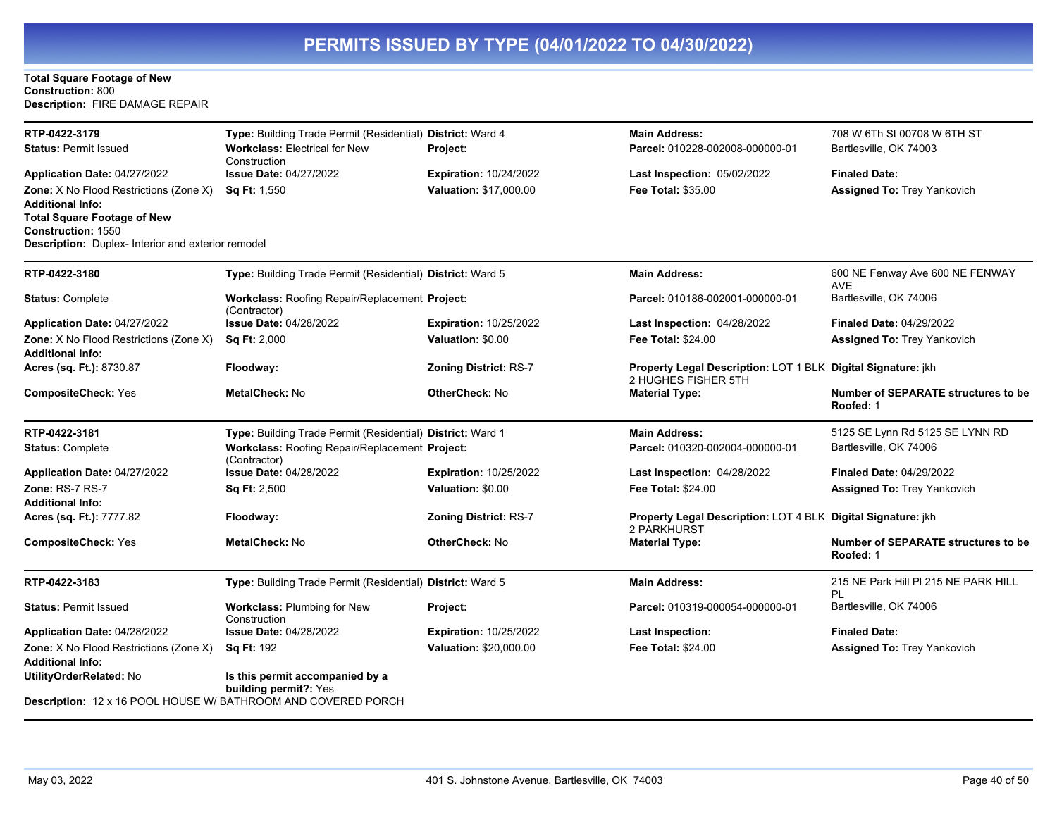# PERMITS ISSUED BY TYPE (04/01/2022 TO 04/30/2022)

**Total Square Footage of New Construction:** 800
**Description:** FIRE DAMAGE REPAIR

---

| | | | | |
|---|---|---|---|---|
| **RTP-0422-3179** | **Type:** Building Trade Permit (Residential) | **District:** Ward 4 | **Main Address:** | 708 W 6Th St 00708 W 6TH ST |
| **Status:** Permit Issued | **Workclass:** Electrical for New Construction | **Project:** | **Parcel:** 010228-002008-000000-01 | Bartlesville, OK 74003 |
| **Application Date:** 04/27/2022 | **Issue Date:** 04/27/2022 | **Expiration:** 10/24/2022 | **Last Inspection:** 05/02/2022 | **Finaled Date:** |
| **Zone:** X No Flood Restrictions (Zone X) | **Sq Ft:** 1,550 | **Valuation:** $17,000.00 | **Fee Total:** $35.00 | **Assigned To:** Trey Yankovich |

**Additional Info:**
**Total Square Footage of New Construction:** 1550
**Description:** Duplex- Interior and exterior remodel

---

| | | | | |
|---|---|---|---|---|
| **RTP-0422-3180** | **Type:** Building Trade Permit (Residential) | **District:** Ward 5 | **Main Address:** | 600 NE Fenway Ave 600 NE FENWAY AVE |
| **Status:** Complete | **Workclass:** Roofing Repair/Replacement (Contractor) | **Project:** | **Parcel:** 010186-002001-000000-01 | Bartlesville, OK 74006 |
| **Application Date:** 04/27/2022 | **Issue Date:** 04/28/2022 | **Expiration:** 10/25/2022 | **Last Inspection:** 04/28/2022 | **Finaled Date:** 04/29/2022 |
| **Zone:** X No Flood Restrictions (Zone X) | **Sq Ft:** 2,000 | **Valuation:** $0.00 | **Fee Total:** $24.00 | **Assigned To:** Trey Yankovich |

**Additional Info:**

| | | | | |
|---|---|---|---|---|
| **Acres (sq. Ft.):** 8730.87 | **Floodway:** | **Zoning District:** RS-7 | **Property Legal Description:** LOT 1 BLK 2 HUGHES FISHER 5TH | **Digital Signature:** jkh |
| **CompositeCheck:** Yes | **MetalCheck:** No | **OtherCheck:** No | **Material Type:** | **Number of SEPARATE structures to be Roofed:** 1 |

---

| | | | | |
|---|---|---|---|---|
| **RTP-0422-3181** | **Type:** Building Trade Permit (Residential) | **District:** Ward 1 | **Main Address:** | 5125 SE Lynn Rd 5125 SE LYNN RD |
| **Status:** Complete | **Workclass:** Roofing Repair/Replacement (Contractor) | **Project:** | **Parcel:** 010320-002004-000000-01 | Bartlesville, OK 74006 |
| **Application Date:** 04/27/2022 | **Issue Date:** 04/28/2022 | **Expiration:** 10/25/2022 | **Last Inspection:** 04/28/2022 | **Finaled Date:** 04/29/2022 |
| **Zone:** RS-7 RS-7 | **Sq Ft:** 2,500 | **Valuation:** $0.00 | **Fee Total:** $24.00 | **Assigned To:** Trey Yankovich |

**Additional Info:**

| | | | | |
|---|---|---|---|---|
| **Acres (sq. Ft.):** 7777.82 | **Floodway:** | **Zoning District:** RS-7 | **Property Legal Description:** LOT 4 BLK 2 PARKHURST | **Digital Signature:** jkh |
| **CompositeCheck:** Yes | **MetalCheck:** No | **OtherCheck:** No | **Material Type:** | **Number of SEPARATE structures to be Roofed:** 1 |

---

| | | | | |
|---|---|---|---|---|
| **RTP-0422-3183** | **Type:** Building Trade Permit (Residential) | **District:** Ward 5 | **Main Address:** | 215 NE Park Hill Pl 215 NE PARK HILL PL |
| **Status:** Permit Issued | **Workclass:** Plumbing for New Construction | **Project:** | **Parcel:** 010319-000054-000000-01 | Bartlesville, OK 74006 |
| **Application Date:** 04/28/2022 | **Issue Date:** 04/28/2022 | **Expiration:** 10/25/2022 | **Last Inspection:** | **Finaled Date:** |
| **Zone:** X No Flood Restrictions (Zone X) | **Sq Ft:** 192 | **Valuation:** $20,000.00 | **Fee Total:** $24.00 | **Assigned To:** Trey Yankovich |

**Additional Info:**

**UtilityOrderRelated:** No | **Is this permit accompanied by a building permit?:** Yes

**Description:** 12 x 16 POOL HOUSE W/ BATHROOM AND COVERED PORCH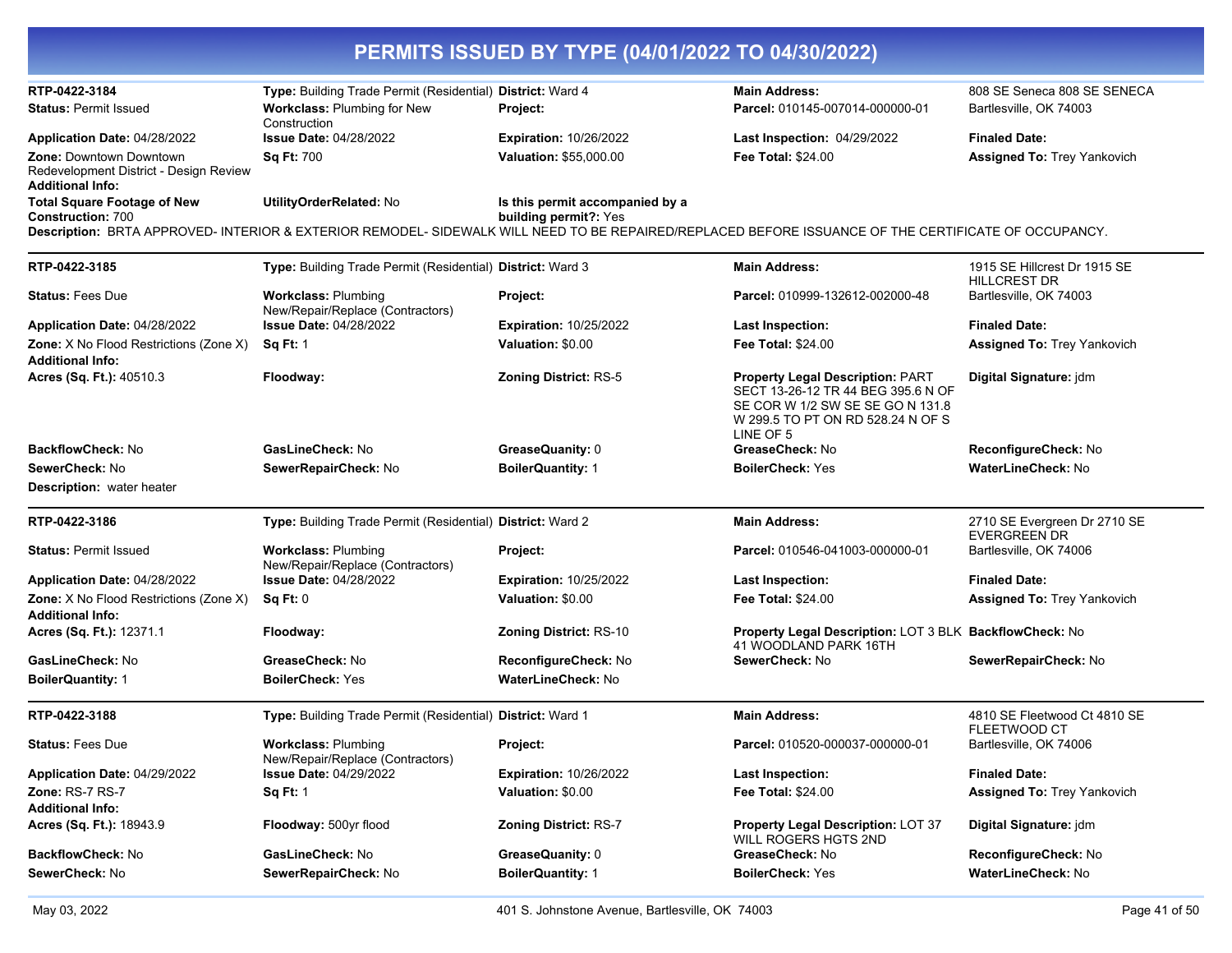# PERMITS ISSUED BY TYPE (04/01/2022 TO 04/30/2022)

**RTP-0422-3184** | **Type:** Building Trade Permit (Residential) | **District:** Ward 4 | **Main Address:** 808 SE Seneca 808 SE SENECA Bartlesville, OK 74003

**Status:** Permit Issued | **Workclass:** Plumbing for New Construction | **Project:** | **Parcel:** 010145-007014-000000-01

**Application Date:** 04/28/2022 | **Issue Date:** 04/28/2022 | **Expiration:** 10/26/2022 | **Last Inspection:** 04/29/2022 | **Finaled Date:**

**Zone:** Downtown Downtown Redevelopment District - Design Review | **Sq Ft:** 700 | **Valuation:** $55,000.00 | **Fee Total:** $24.00 | **Assigned To:** Trey Yankovich

**Additional Info:**

**Total Square Footage of New Construction:** 700 | **UtilityOrderRelated:** No | **Is this permit accompanied by a building permit?:** Yes

**Description:** BRTA APPROVED- INTERIOR & EXTERIOR REMODEL- SIDEWALK WILL NEED TO BE REPAIRED/REPLACED BEFORE ISSUANCE OF THE CERTIFICATE OF OCCUPANCY.

---

**RTP-0422-3185** | **Type:** Building Trade Permit (Residential) | **District:** Ward 3 | **Main Address:** 1915 SE Hillcrest Dr 1915 SE HILLCREST DR Bartlesville, OK 74003

**Status:** Fees Due | **Workclass:** Plumbing New/Repair/Replace (Contractors) | **Project:** | **Parcel:** 010999-132612-002000-48

**Application Date:** 04/28/2022 | **Issue Date:** 04/28/2022 | **Expiration:** 10/25/2022 | **Last Inspection:** | **Finaled Date:**

**Zone:** X No Flood Restrictions (Zone X) | **Sq Ft:** 1 | **Valuation:** $0.00 | **Fee Total:** $24.00 | **Assigned To:** Trey Yankovich

**Additional Info:**

**Acres (Sq. Ft.):** 40510.3 | **Floodway:** | **Zoning District:** RS-5 | **Property Legal Description:** PART SECT 13-26-12 TR 44 BEG 395.6 N OF SE COR W 1/2 SW SE SE GO N 131.8 W 299.5 TO PT ON RD 528.24 N OF S LINE OF 5 | **Digital Signature:** jdm

**BackflowCheck:** No | **GasLineCheck:** No | **GreaseQuanity:** 0 | **GreaseCheck:** No | **ReconfigureCheck:** No

**SewerCheck:** No | **SewerRepairCheck:** No | **BoilerQuantity:** 1 | **BoilerCheck:** Yes | **WaterLineCheck:** No

**Description:** water heater

---

**RTP-0422-3186** | **Type:** Building Trade Permit (Residential) | **District:** Ward 2 | **Main Address:** 2710 SE Evergreen Dr 2710 SE EVERGREEN DR Bartlesville, OK 74006

**Status:** Permit Issued | **Workclass:** Plumbing New/Repair/Replace (Contractors) | **Project:** | **Parcel:** 010546-041003-000000-01

**Application Date:** 04/28/2022 | **Issue Date:** 04/28/2022 | **Expiration:** 10/25/2022 | **Last Inspection:** | **Finaled Date:**

**Zone:** X No Flood Restrictions (Zone X) | **Sq Ft:** 0 | **Valuation:** $0.00 | **Fee Total:** $24.00 | **Assigned To:** Trey Yankovich

**Additional Info:**

**Acres (Sq. Ft.):** 12371.1 | **Floodway:** | **Zoning District:** RS-10 | **Property Legal Description:** LOT 3 BLK 41 WOODLAND PARK 16TH | **BackflowCheck:** No

**GasLineCheck:** No | **GreaseCheck:** No | **ReconfigureCheck:** No | **SewerCheck:** No | **SewerRepairCheck:** No

**BoilerQuantity:** 1 | **BoilerCheck:** Yes | **WaterLineCheck:** No

---

**RTP-0422-3188** | **Type:** Building Trade Permit (Residential) | **District:** Ward 1 | **Main Address:** 4810 SE Fleetwood Ct 4810 SE FLEETWOOD CT Bartlesville, OK 74006

**Status:** Fees Due | **Workclass:** Plumbing New/Repair/Replace (Contractors) | **Project:** | **Parcel:** 010520-000037-000000-01

**Application Date:** 04/29/2022 | **Issue Date:** 04/29/2022 | **Expiration:** 10/26/2022 | **Last Inspection:** | **Finaled Date:**

**Zone:** RS-7 RS-7 | **Sq Ft:** 1 | **Valuation:** $0.00 | **Fee Total:** $24.00 | **Assigned To:** Trey Yankovich

**Additional Info:**

**Acres (Sq. Ft.):** 18943.9 | **Floodway:** 500yr flood | **Zoning District:** RS-7 | **Property Legal Description:** LOT 37 WILL ROGERS HGTS 2ND | **Digital Signature:** jdm

**BackflowCheck:** No | **GasLineCheck:** No | **GreaseQuanity:** 0 | **GreaseCheck:** No | **ReconfigureCheck:** No

**SewerCheck:** No | **SewerRepairCheck:** No | **BoilerQuantity:** 1 | **BoilerCheck:** Yes | **WaterLineCheck:** No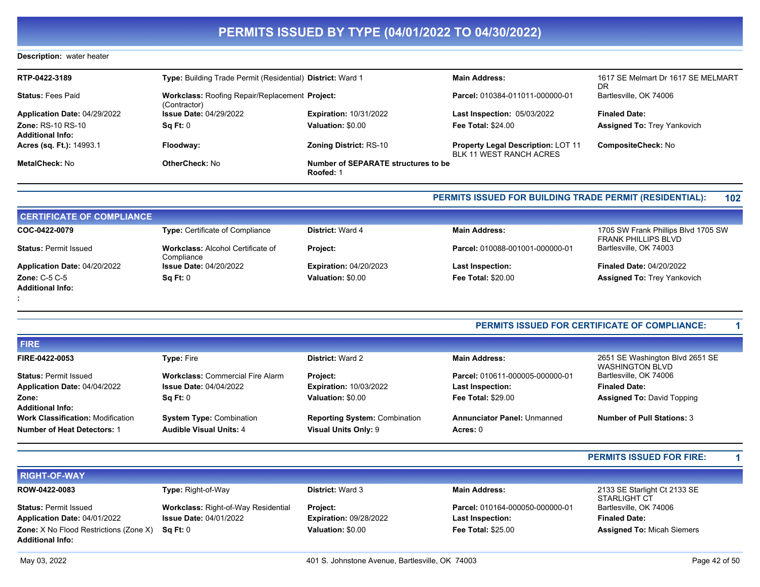# PERMITS ISSUED BY TYPE (04/01/2022 TO 04/30/2022)

**Description:** water heater

| | | | | |
|---|---|---|---|---|
| **RTP-0422-3189** | **Type:** Building Trade Permit (Residential) | **District:** Ward 1 | **Main Address:** | 1617 SE Melmart Dr 1617 SE MELMART DR |
| **Status:** Fees Paid | **Workclass:** Roofing Repair/Replacement (Contractor) | **Project:** | **Parcel:** 010384-011011-000000-01 | Bartlesville, OK 74006 |
| **Application Date:** 04/29/2022 | **Issue Date:** 04/29/2022 | **Expiration:** 10/31/2022 | **Last Inspection:** 05/03/2022 | **Finaled Date:** |
| **Zone:** RS-10 RS-10 | **Sq Ft:** 0 | **Valuation:** $0.00 | **Fee Total:** $24.00 | **Assigned To:** Trey Yankovich |
| **Additional Info:** | | | | |
| **Acres (sq. Ft.):** 14993.1 | **Floodway:** | **Zoning District:** RS-10 | **Property Legal Description:** LOT 11 BLK 11 WEST RANCH ACRES | **CompositeCheck:** No |
| **MetalCheck:** No | **OtherCheck:** No | **Number of SEPARATE structures to be Roofed:** 1 | | |

**PERMITS ISSUED FOR BUILDING TRADE PERMIT (RESIDENTIAL): 102**

## CERTIFICATE OF COMPLIANCE

| | | | | |
|---|---|---|---|---|
| **COC-0422-0079** | **Type:** Certificate of Compliance | **District:** Ward 4 | **Main Address:** | 1705 SW Frank Phillips Blvd 1705 SW FRANK PHILLIPS BLVD |
| **Status:** Permit Issued | **Workclass:** Alcohol Certificate of Compliance | **Project:** | **Parcel:** 010088-001001-000000-01 | Bartlesville, OK 74003 |
| **Application Date:** 04/20/2022 | **Issue Date:** 04/20/2022 | **Expiration:** 04/20/2023 | **Last Inspection:** | **Finaled Date:** 04/20/2022 |
| **Zone:** C-5 C-5 | **Sq Ft:** 0 | **Valuation:** $0.00 | **Fee Total:** $20.00 | **Assigned To:** Trey Yankovich |
| **Additional Info:** | | | | |
| **:** | | | | |

**PERMITS ISSUED FOR CERTIFICATE OF COMPLIANCE: 1**

## FIRE

| | | | | |
|---|---|---|---|---|
| **FIRE-0422-0053** | **Type:** Fire | **District:** Ward 2 | **Main Address:** | 2651 SE Washington Blvd 2651 SE WASHINGTON BLVD |
| **Status:** Permit Issued | **Workclass:** Commercial Fire Alarm | **Project:** | **Parcel:** 010611-000005-000000-01 | Bartlesville, OK 74006 |
| **Application Date:** 04/04/2022 | **Issue Date:** 04/04/2022 | **Expiration:** 10/03/2022 | **Last Inspection:** | **Finaled Date:** |
| **Zone:** | **Sq Ft:** 0 | **Valuation:** $0.00 | **Fee Total:** $29.00 | **Assigned To:** David Topping |
| **Additional Info:** | | | | |
| **Work Classification:** Modification | **System Type:** Combination | **Reporting System:** Combination | **Annunciator Panel:** Unmanned | **Number of Pull Stations:** 3 |
| **Number of Heat Detectors:** 1 | **Audible Visual Units:** 4 | **Visual Units Only:** 9 | **Acres:** 0 | |

**PERMITS ISSUED FOR FIRE: 1**

## RIGHT-OF-WAY

| | | | | |
|---|---|---|---|---|
| **ROW-0422-0083** | **Type:** Right-of-Way | **District:** Ward 3 | **Main Address:** | 2133 SE Starlight Ct 2133 SE STARLIGHT CT |
| **Status:** Permit Issued | **Workclass:** Right-of-Way Residential | **Project:** | **Parcel:** 010164-000050-000000-01 | Bartlesville, OK 74006 |
| **Application Date:** 04/01/2022 | **Issue Date:** 04/01/2022 | **Expiration:** 09/28/2022 | **Last Inspection:** | **Finaled Date:** |
| **Zone:** X No Flood Restrictions (Zone X) | **Sq Ft:** 0 | **Valuation:** $0.00 | **Fee Total:** $25.00 | **Assigned To:** Micah Siemers |
| **Additional Info:** | | | | |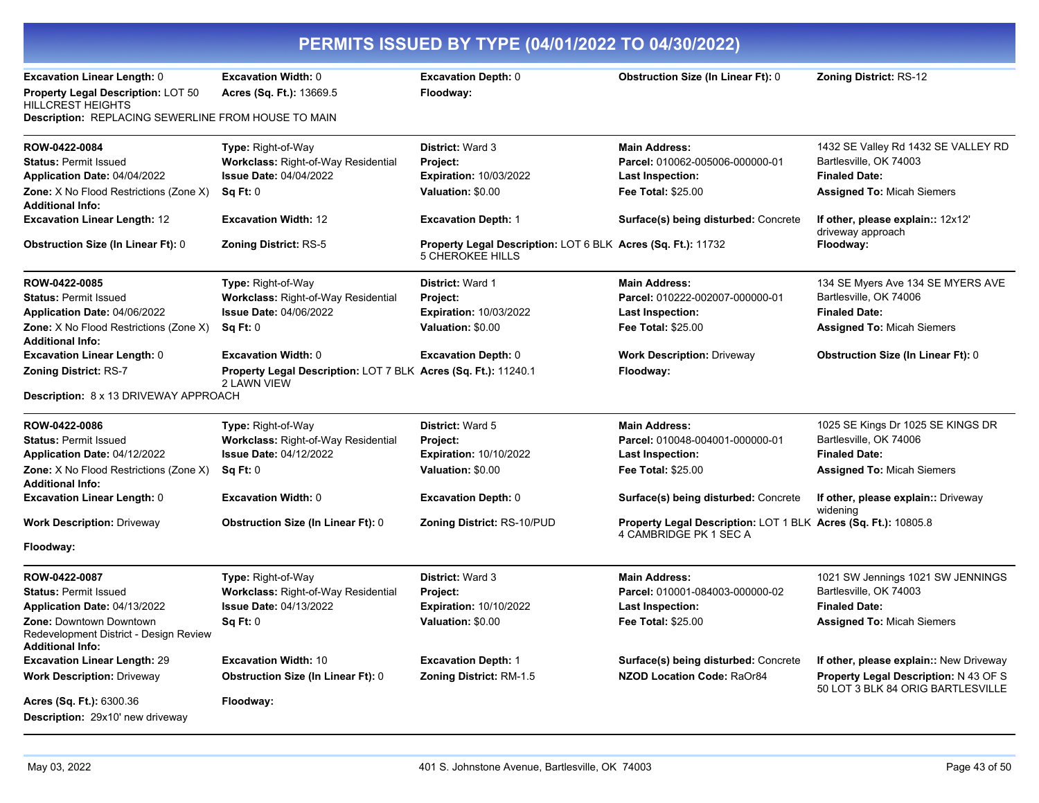# PERMITS ISSUED BY TYPE (04/01/2022 TO 04/30/2022)

**Excavation Linear Length:** 0 | **Excavation Width:** 0 | **Excavation Depth:** 0 | **Obstruction Size (In Linear Ft):** 0 | **Zoning District:** RS-12
**Property Legal Description:** LOT 50 HILLCREST HEIGHTS | **Acres (Sq. Ft.):** 13669.5 | **Floodway:**
**Description:** REPLACING SEWERLINE FROM HOUSE TO MAIN

---

**ROW-0422-0084** | **Type:** Right-of-Way | **District:** Ward 3 | **Main Address:** 1432 SE Valley Rd 1432 SE VALLEY RD Bartlesville, OK 74003
**Status:** Permit Issued | **Workclass:** Right-of-Way Residential | **Project:** | **Parcel:** 010062-005006-000000-01
**Application Date:** 04/04/2022 | **Issue Date:** 04/04/2022 | **Expiration:** 10/03/2022 | **Last Inspection:** | **Finaled Date:**
**Zone:** X No Flood Restrictions (Zone X) | **Sq Ft:** 0 | **Valuation:** $0.00 | **Fee Total:** $25.00 | **Assigned To:** Micah Siemers
**Additional Info:**
**Excavation Linear Length:** 12 | **Excavation Width:** 12 | **Excavation Depth:** 1 | **Surface(s) being disturbed:** Concrete | **If other, please explain::** 12x12' driveway approach
**Obstruction Size (In Linear Ft):** 0 | **Zoning District:** RS-5 | **Property Legal Description:** LOT 6 BLK 5 CHEROKEE HILLS | **Acres (Sq. Ft.):** 11732 | **Floodway:**

---

**ROW-0422-0085** | **Type:** Right-of-Way | **District:** Ward 1 | **Main Address:** 134 SE Myers Ave 134 SE MYERS AVE Bartlesville, OK 74006
**Status:** Permit Issued | **Workclass:** Right-of-Way Residential | **Project:** | **Parcel:** 010222-002007-000000-01
**Application Date:** 04/06/2022 | **Issue Date:** 04/06/2022 | **Expiration:** 10/03/2022 | **Last Inspection:** | **Finaled Date:**
**Zone:** X No Flood Restrictions (Zone X) | **Sq Ft:** 0 | **Valuation:** $0.00 | **Fee Total:** $25.00 | **Assigned To:** Micah Siemers
**Additional Info:**
**Excavation Linear Length:** 0 | **Excavation Width:** 0 | **Excavation Depth:** 0 | **Work Description:** Driveway | **Obstruction Size (In Linear Ft):** 0
**Zoning District:** RS-7 | **Property Legal Description:** LOT 7 BLK 2 LAWN VIEW | **Acres (Sq. Ft.):** 11240.1 | **Floodway:**
**Description:** 8 x 13 DRIVEWAY APPROACH

---

**ROW-0422-0086** | **Type:** Right-of-Way | **District:** Ward 5 | **Main Address:** 1025 SE Kings Dr 1025 SE KINGS DR Bartlesville, OK 74006
**Status:** Permit Issued | **Workclass:** Right-of-Way Residential | **Project:** | **Parcel:** 010048-004001-000000-01
**Application Date:** 04/12/2022 | **Issue Date:** 04/12/2022 | **Expiration:** 10/10/2022 | **Last Inspection:** | **Finaled Date:**
**Zone:** X No Flood Restrictions (Zone X) | **Sq Ft:** 0 | **Valuation:** $0.00 | **Fee Total:** $25.00 | **Assigned To:** Micah Siemers
**Additional Info:**
**Excavation Linear Length:** 0 | **Excavation Width:** 0 | **Excavation Depth:** 0 | **Surface(s) being disturbed:** Concrete | **If other, please explain::** Driveway widening
**Work Description:** Driveway | **Obstruction Size (In Linear Ft):** 0 | **Zoning District:** RS-10/PUD | **Property Legal Description:** LOT 1 BLK 4 CAMBRIDGE PK 1 SEC A | **Acres (Sq. Ft.):** 10805.8
**Floodway:**

---

**ROW-0422-0087** | **Type:** Right-of-Way | **District:** Ward 3 | **Main Address:** 1021 SW Jennings 1021 SW JENNINGS Bartlesville, OK 74003
**Status:** Permit Issued | **Workclass:** Right-of-Way Residential | **Project:** | **Parcel:** 010001-084003-000000-02
**Application Date:** 04/13/2022 | **Issue Date:** 04/13/2022 | **Expiration:** 10/10/2022 | **Last Inspection:** | **Finaled Date:**
**Zone:** Downtown Downtown Redevelopment District - Design Review | **Sq Ft:** 0 | **Valuation:** $0.00 | **Fee Total:** $25.00 | **Assigned To:** Micah Siemers
**Additional Info:**
**Excavation Linear Length:** 29 | **Excavation Width:** 10 | **Excavation Depth:** 1 | **Surface(s) being disturbed:** Concrete | **If other, please explain::** New Driveway
**Work Description:** Driveway | **Obstruction Size (In Linear Ft):** 0 | **Zoning District:** RM-1.5 | **NZOD Location Code:** RaOr84 | **Property Legal Description:** N 43 OF S 50 LOT 3 BLK 84 ORIG BARTLESVILLE
**Acres (Sq. Ft.):** 6300.36 | **Floodway:**
**Description:** 29x10' new driveway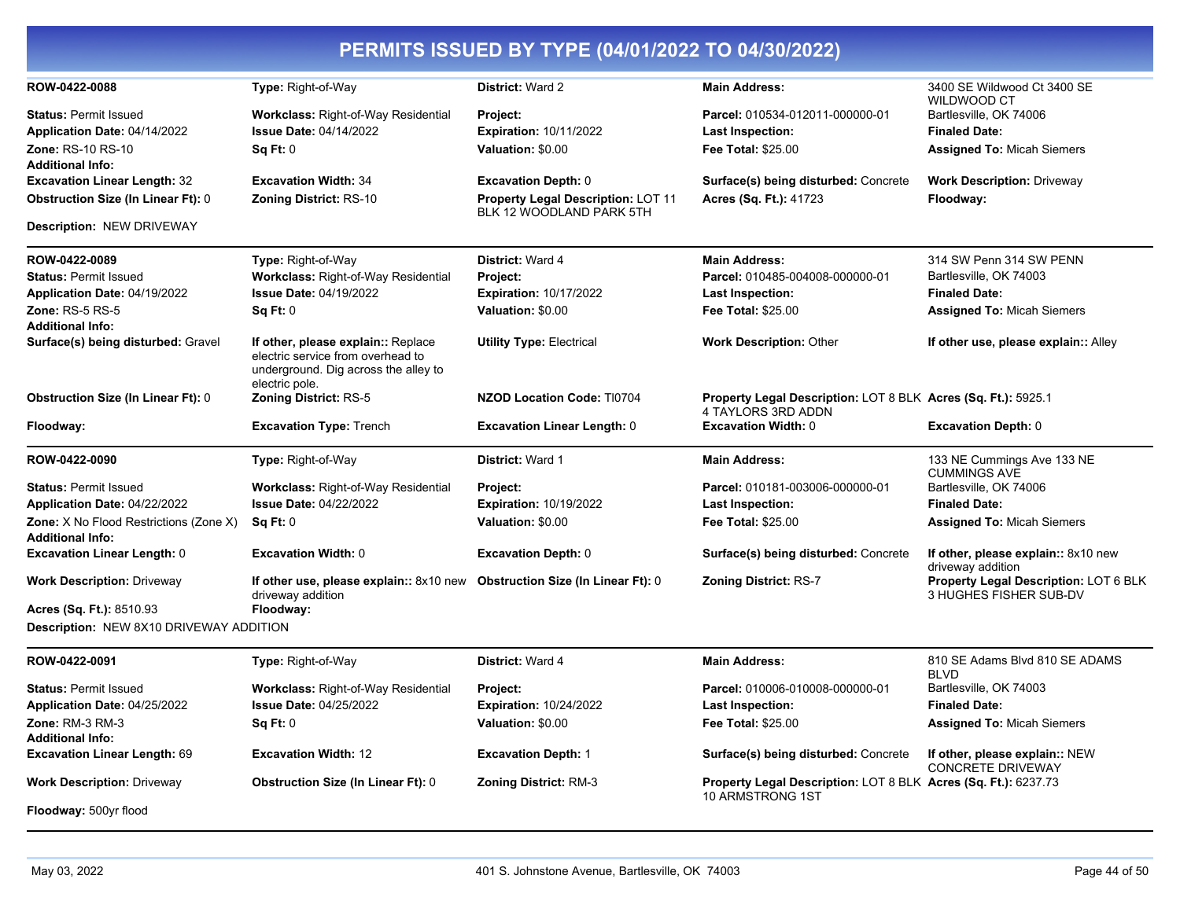# PERMITS ISSUED BY TYPE (04/01/2022 TO 04/30/2022)

| | | | | |
|---|---|---|---|---|
| **ROW-0422-0088** | **Type:** Right-of-Way | **District:** Ward 2 | **Main Address:** | 3400 SE Wildwood Ct 3400 SE WILDWOOD CT |
| **Status:** Permit Issued | **Workclass:** Right-of-Way Residential | **Project:** | **Parcel:** 010534-012011-000000-01 | Bartlesville, OK 74006 |
| **Application Date:** 04/14/2022 | **Issue Date:** 04/14/2022 | **Expiration:** 10/11/2022 | **Last Inspection:** | **Finaled Date:** |
| **Zone:** RS-10 RS-10 | **Sq Ft:** 0 | **Valuation:** $0.00 | **Fee Total:** $25.00 | **Assigned To:** Micah Siemers |
| **Additional Info:** | | | | |
| **Excavation Linear Length:** 32 | **Excavation Width:** 34 | **Excavation Depth:** 0 | **Surface(s) being disturbed:** Concrete | **Work Description:** Driveway |
| **Obstruction Size (In Linear Ft):** 0 | **Zoning District:** RS-10 | **Property Legal Description:** LOT 11 BLK 12 WOODLAND PARK 5TH | **Acres (Sq. Ft.):** 41723 | **Floodway:** |

**Description:** NEW DRIVEWAY

| | | | | |
|---|---|---|---|---|
| **ROW-0422-0089** | **Type:** Right-of-Way | **District:** Ward 4 | **Main Address:** | 314 SW Penn 314 SW PENN |
| **Status:** Permit Issued | **Workclass:** Right-of-Way Residential | **Project:** | **Parcel:** 010485-004008-000000-01 | Bartlesville, OK 74003 |
| **Application Date:** 04/19/2022 | **Issue Date:** 04/19/2022 | **Expiration:** 10/17/2022 | **Last Inspection:** | **Finaled Date:** |
| **Zone:** RS-5 RS-5 | **Sq Ft:** 0 | **Valuation:** $0.00 | **Fee Total:** $25.00 | **Assigned To:** Micah Siemers |
| **Additional Info:** | | | | |
| **Surface(s) being disturbed:** Gravel | **If other, please explain::** Replace electric service from overhead to underground. Dig across the alley to electric pole. | **Utility Type:** Electrical | **Work Description:** Other | **If other use, please explain::** Alley |
| **Obstruction Size (In Linear Ft):** 0 | **Zoning District:** RS-5 | **NZOD Location Code:** TI0704 | **Property Legal Description:** LOT 8 BLK 4 TAYLORS 3RD ADDN | **Acres (Sq. Ft.):** 5925.1 |
| **Floodway:** | **Excavation Type:** Trench | **Excavation Linear Length:** 0 | **Excavation Width:** 0 | **Excavation Depth:** 0 |

| | | | | |
|---|---|---|---|---|
| **ROW-0422-0090** | **Type:** Right-of-Way | **District:** Ward 1 | **Main Address:** | 133 NE Cummings Ave 133 NE CUMMINGS AVE |
| **Status:** Permit Issued | **Workclass:** Right-of-Way Residential | **Project:** | **Parcel:** 010181-003006-000000-01 | Bartlesville, OK 74006 |
| **Application Date:** 04/22/2022 | **Issue Date:** 04/22/2022 | **Expiration:** 10/19/2022 | **Last Inspection:** | **Finaled Date:** |
| **Zone:** X No Flood Restrictions (Zone X) | **Sq Ft:** 0 | **Valuation:** $0.00 | **Fee Total:** $25.00 | **Assigned To:** Micah Siemers |
| **Additional Info:** | | | | |
| **Excavation Linear Length:** 0 | **Excavation Width:** 0 | **Excavation Depth:** 0 | **Surface(s) being disturbed:** Concrete | **If other, please explain::** 8x10 new driveway addition |
| **Work Description:** Driveway | **If other use, please explain::** 8x10 new driveway addition | **Obstruction Size (In Linear Ft):** 0 | **Zoning District:** RS-7 | **Property Legal Description:** LOT 6 BLK 3 HUGHES FISHER SUB-DV |
| **Acres (Sq. Ft.):** 8510.93 | **Floodway:** | | | |

**Description:** NEW 8X10 DRIVEWAY ADDITION

| | | | | |
|---|---|---|---|---|
| **ROW-0422-0091** | **Type:** Right-of-Way | **District:** Ward 4 | **Main Address:** | 810 SE Adams Blvd 810 SE ADAMS BLVD |
| **Status:** Permit Issued | **Workclass:** Right-of-Way Residential | **Project:** | **Parcel:** 010006-010008-000000-01 | Bartlesville, OK 74003 |
| **Application Date:** 04/25/2022 | **Issue Date:** 04/25/2022 | **Expiration:** 10/24/2022 | **Last Inspection:** | **Finaled Date:** |
| **Zone:** RM-3 RM-3 | **Sq Ft:** 0 | **Valuation:** $0.00 | **Fee Total:** $25.00 | **Assigned To:** Micah Siemers |
| **Additional Info:** | | | | |
| **Excavation Linear Length:** 69 | **Excavation Width:** 12 | **Excavation Depth:** 1 | **Surface(s) being disturbed:** Concrete | **If other, please explain::** NEW CONCRETE DRIVEWAY |
| **Work Description:** Driveway | **Obstruction Size (In Linear Ft):** 0 | **Zoning District:** RM-3 | **Property Legal Description:** LOT 8 BLK 10 ARMSTRONG 1ST | **Acres (Sq. Ft.):** 6237.73 |
| **Floodway:** 500yr flood | | | | |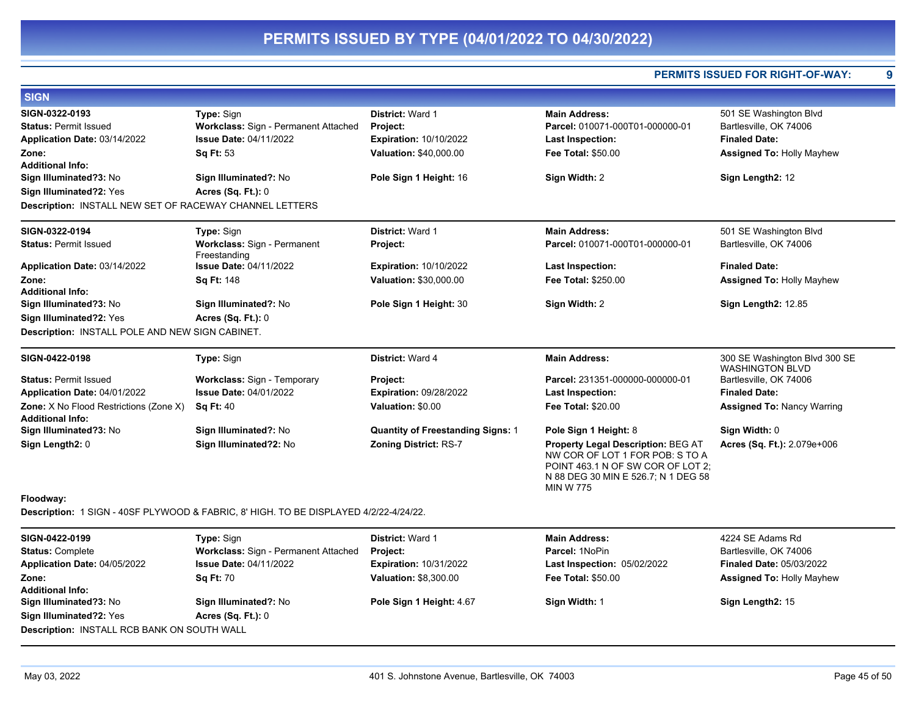# PERMITS ISSUED BY TYPE (04/01/2022 TO 04/30/2022)

**PERMITS ISSUED FOR RIGHT-OF-WAY: 9**

## SIGN

| | | | | |
|---|---|---|---|---|
| **SIGN-0322-0193** | **Type:** Sign | **District:** Ward 1 | **Main Address:** | 501 SE Washington Blvd |
| **Status:** Permit Issued | **Workclass:** Sign - Permanent Attached | **Project:** | **Parcel:** 010071-000T01-000000-01 | Bartlesville, OK 74006 |
| **Application Date:** 03/14/2022 | **Issue Date:** 04/11/2022 | **Expiration:** 10/10/2022 | **Last Inspection:** | **Finaled Date:** |
| **Zone:** | **Sq Ft:** 53 | **Valuation:** $40,000.00 | **Fee Total:** $50.00 | **Assigned To:** Holly Mayhew |
| **Additional Info:** | | | | |
| **Sign Illuminated?3:** No | **Sign Illuminated?:** No | **Pole Sign 1 Height:** 16 | **Sign Width:** 2 | **Sign Length2:** 12 |
| **Sign Illuminated?2:** Yes | **Acres (Sq. Ft.):** 0 | | | |

**Description:** INSTALL NEW SET OF RACEWAY CHANNEL LETTERS

| | | | | |
|---|---|---|---|---|
| **SIGN-0322-0194** | **Type:** Sign | **District:** Ward 1 | **Main Address:** | 501 SE Washington Blvd |
| **Status:** Permit Issued | **Workclass:** Sign - Permanent Freestanding | **Project:** | **Parcel:** 010071-000T01-000000-01 | Bartlesville, OK 74006 |
| **Application Date:** 03/14/2022 | **Issue Date:** 04/11/2022 | **Expiration:** 10/10/2022 | **Last Inspection:** | **Finaled Date:** |
| **Zone:** | **Sq Ft:** 148 | **Valuation:** $30,000.00 | **Fee Total:** $250.00 | **Assigned To:** Holly Mayhew |
| **Additional Info:** | | | | |
| **Sign Illuminated?3:** No | **Sign Illuminated?:** No | **Pole Sign 1 Height:** 30 | **Sign Width:** 2 | **Sign Length2:** 12.85 |
| **Sign Illuminated?2:** Yes | **Acres (Sq. Ft.):** 0 | | | |

**Description:** INSTALL POLE AND NEW SIGN CABINET.

| | | | | |
|---|---|---|---|---|
| **SIGN-0422-0198** | **Type:** Sign | **District:** Ward 4 | **Main Address:** | 300 SE Washington Blvd 300 SE WASHINGTON BLVD |
| **Status:** Permit Issued | **Workclass:** Sign - Temporary | **Project:** | **Parcel:** 231351-000000-000000-01 | Bartlesville, OK 74006 |
| **Application Date:** 04/01/2022 | **Issue Date:** 04/01/2022 | **Expiration:** 09/28/2022 | **Last Inspection:** | **Finaled Date:** |
| **Zone:** X No Flood Restrictions (Zone X) | **Sq Ft:** 40 | **Valuation:** $0.00 | **Fee Total:** $20.00 | **Assigned To:** Nancy Warring |
| **Additional Info:** | | | | |
| **Sign Illuminated?3:** No | **Sign Illuminated?:** No | **Quantity of Freestanding Signs:** 1 | **Pole Sign 1 Height:** 8 | **Sign Width:** 0 |
| **Sign Length2:** 0 | **Sign Illuminated?2:** No | **Zoning District:** RS-7 | **Property Legal Description:** BEG AT NW COR OF LOT 1 FOR POB: S TO A POINT 463.1 N OF SW COR OF LOT 2; N 88 DEG 30 MIN E 526.7; N 1 DEG 58 MIN W 775 | **Acres (Sq. Ft.):** 2.079e+006 |
| **Floodway:** | | | | |

**Description:** 1 SIGN - 40SF PLYWOOD & FABRIC, 8' HIGH. TO BE DISPLAYED 4/2/22-4/24/22.

| | | | | |
|---|---|---|---|---|
| **SIGN-0422-0199** | **Type:** Sign | **District:** Ward 1 | **Main Address:** | 4224 SE Adams Rd |
| **Status:** Complete | **Workclass:** Sign - Permanent Attached | **Project:** | **Parcel:** 1NoPin | Bartlesville, OK 74006 |
| **Application Date:** 04/05/2022 | **Issue Date:** 04/11/2022 | **Expiration:** 10/31/2022 | **Last Inspection:** 05/02/2022 | **Finaled Date:** 05/03/2022 |
| **Zone:** | **Sq Ft:** 70 | **Valuation:** $8,300.00 | **Fee Total:** $50.00 | **Assigned To:** Holly Mayhew |
| **Additional Info:** | | | | |
| **Sign Illuminated?3:** No | **Sign Illuminated?:** No | **Pole Sign 1 Height:** 4.67 | **Sign Width:** 1 | **Sign Length2:** 15 |
| **Sign Illuminated?2:** Yes | **Acres (Sq. Ft.):** 0 | | | |

**Description:** INSTALL RCB BANK ON SOUTH WALL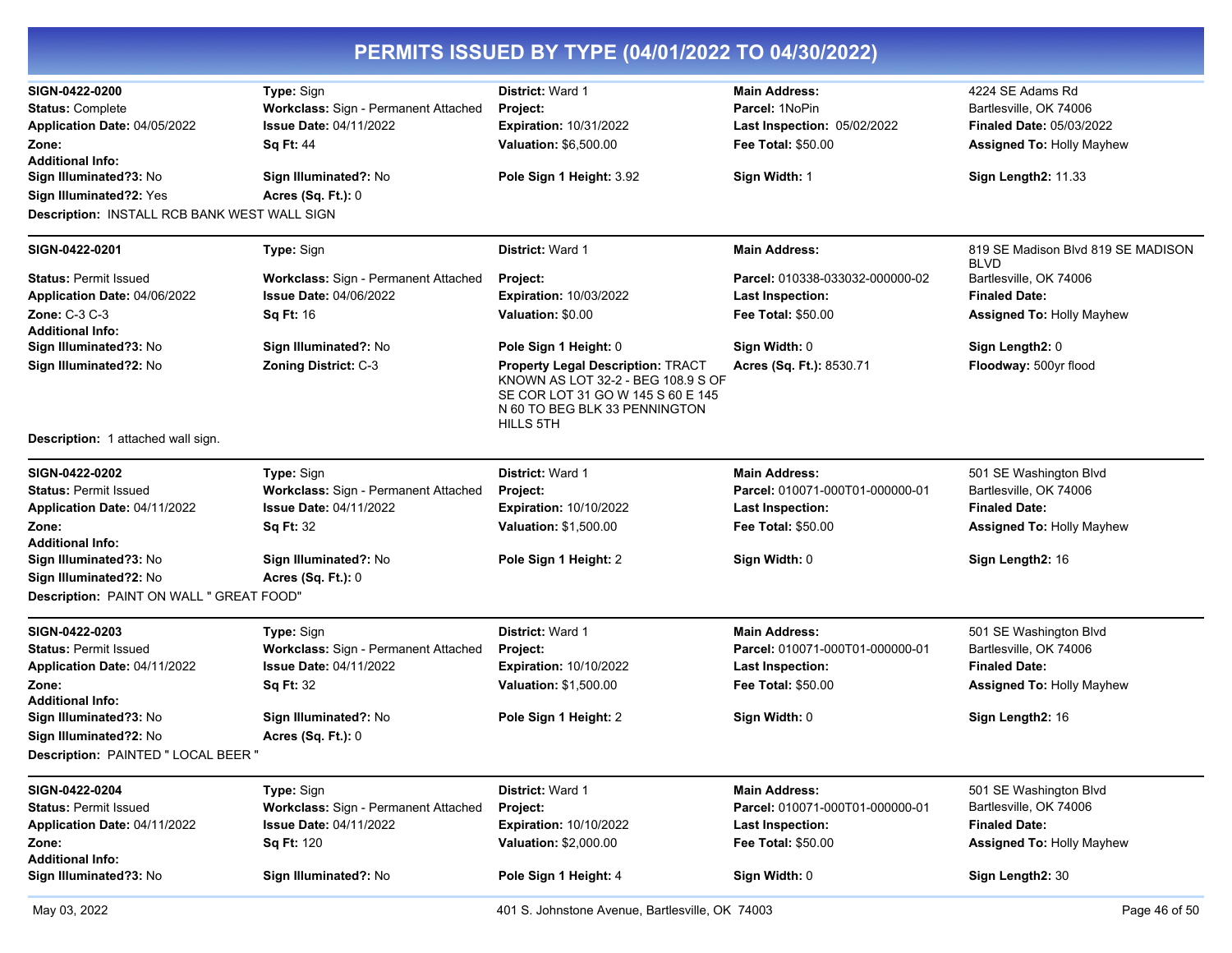# PERMITS ISSUED BY TYPE (04/01/2022 TO 04/30/2022)

**SIGN-0422-0200** | **Type:** Sign | **District:** Ward 1 | **Main Address:** 4224 SE Adams Rd
**Status:** Complete | **Workclass:** Sign - Permanent Attached | **Project:** | **Parcel:** 1NoPin | Bartlesville, OK 74006
**Application Date:** 04/05/2022 | **Issue Date:** 04/11/2022 | **Expiration:** 10/31/2022 | **Last Inspection:** 05/02/2022 | **Finaled Date:** 05/03/2022
**Zone:** | **Sq Ft:** 44 | **Valuation:** $6,500.00 | **Fee Total:** $50.00 | **Assigned To:** Holly Mayhew
**Additional Info:**
**Sign Illuminated?3:** No | **Sign Illuminated?:** No | **Pole Sign 1 Height:** 3.92 | **Sign Width:** 1 | **Sign Length2:** 11.33
**Sign Illuminated?2:** Yes | **Acres (Sq. Ft.):** 0
**Description:** INSTALL RCB BANK WEST WALL SIGN

---

**SIGN-0422-0201** | **Type:** Sign | **District:** Ward 1 | **Main Address:** 819 SE Madison Blvd 819 SE MADISON BLVD
**Status:** Permit Issued | **Workclass:** Sign - Permanent Attached | **Project:** | **Parcel:** 010338-033032-000000-02 | Bartlesville, OK 74006
**Application Date:** 04/06/2022 | **Issue Date:** 04/06/2022 | **Expiration:** 10/03/2022 | **Last Inspection:** | **Finaled Date:**
**Zone:** C-3 C-3 | **Sq Ft:** 16 | **Valuation:** $0.00 | **Fee Total:** $50.00 | **Assigned To:** Holly Mayhew
**Additional Info:**
**Sign Illuminated?3:** No | **Sign Illuminated?:** No | **Pole Sign 1 Height:** 0 | **Sign Width:** 0 | **Sign Length2:** 0
**Sign Illuminated?2:** No | **Zoning District:** C-3 | **Property Legal Description:** TRACT KNOWN AS LOT 32-2 - BEG 108.9 S OF SE COR LOT 31 GO W 145 S 60 E 145 N 60 TO BEG BLK 33 PENNINGTON HILLS 5TH | **Acres (Sq. Ft.):** 8530.71 | **Floodway:** 500yr flood
**Description:** 1 attached wall sign.

---

**SIGN-0422-0202** | **Type:** Sign | **District:** Ward 1 | **Main Address:** 501 SE Washington Blvd
**Status:** Permit Issued | **Workclass:** Sign - Permanent Attached | **Project:** | **Parcel:** 010071-000T01-000000-01 | Bartlesville, OK 74006
**Application Date:** 04/11/2022 | **Issue Date:** 04/11/2022 | **Expiration:** 10/10/2022 | **Last Inspection:** | **Finaled Date:**
**Zone:** | **Sq Ft:** 32 | **Valuation:** $1,500.00 | **Fee Total:** $50.00 | **Assigned To:** Holly Mayhew
**Additional Info:**
**Sign Illuminated?3:** No | **Sign Illuminated?:** No | **Pole Sign 1 Height:** 2 | **Sign Width:** 0 | **Sign Length2:** 16
**Sign Illuminated?2:** No | **Acres (Sq. Ft.):** 0
**Description:** PAINT ON WALL " GREAT FOOD"

---

**SIGN-0422-0203** | **Type:** Sign | **District:** Ward 1 | **Main Address:** 501 SE Washington Blvd
**Status:** Permit Issued | **Workclass:** Sign - Permanent Attached | **Project:** | **Parcel:** 010071-000T01-000000-01 | Bartlesville, OK 74006
**Application Date:** 04/11/2022 | **Issue Date:** 04/11/2022 | **Expiration:** 10/10/2022 | **Last Inspection:** | **Finaled Date:**
**Zone:** | **Sq Ft:** 32 | **Valuation:** $1,500.00 | **Fee Total:** $50.00 | **Assigned To:** Holly Mayhew
**Additional Info:**
**Sign Illuminated?3:** No | **Sign Illuminated?:** No | **Pole Sign 1 Height:** 2 | **Sign Width:** 0 | **Sign Length2:** 16
**Sign Illuminated?2:** No | **Acres (Sq. Ft.):** 0
**Description:** PAINTED " LOCAL BEER "

---

**SIGN-0422-0204** | **Type:** Sign | **District:** Ward 1 | **Main Address:** 501 SE Washington Blvd
**Status:** Permit Issued | **Workclass:** Sign - Permanent Attached | **Project:** | **Parcel:** 010071-000T01-000000-01 | Bartlesville, OK 74006
**Application Date:** 04/11/2022 | **Issue Date:** 04/11/2022 | **Expiration:** 10/10/2022 | **Last Inspection:** | **Finaled Date:**
**Zone:** | **Sq Ft:** 120 | **Valuation:** $2,000.00 | **Fee Total:** $50.00 | **Assigned To:** Holly Mayhew
**Additional Info:**
**Sign Illuminated?3:** No | **Sign Illuminated?:** No | **Pole Sign 1 Height:** 4 | **Sign Width:** 0 | **Sign Length2:** 30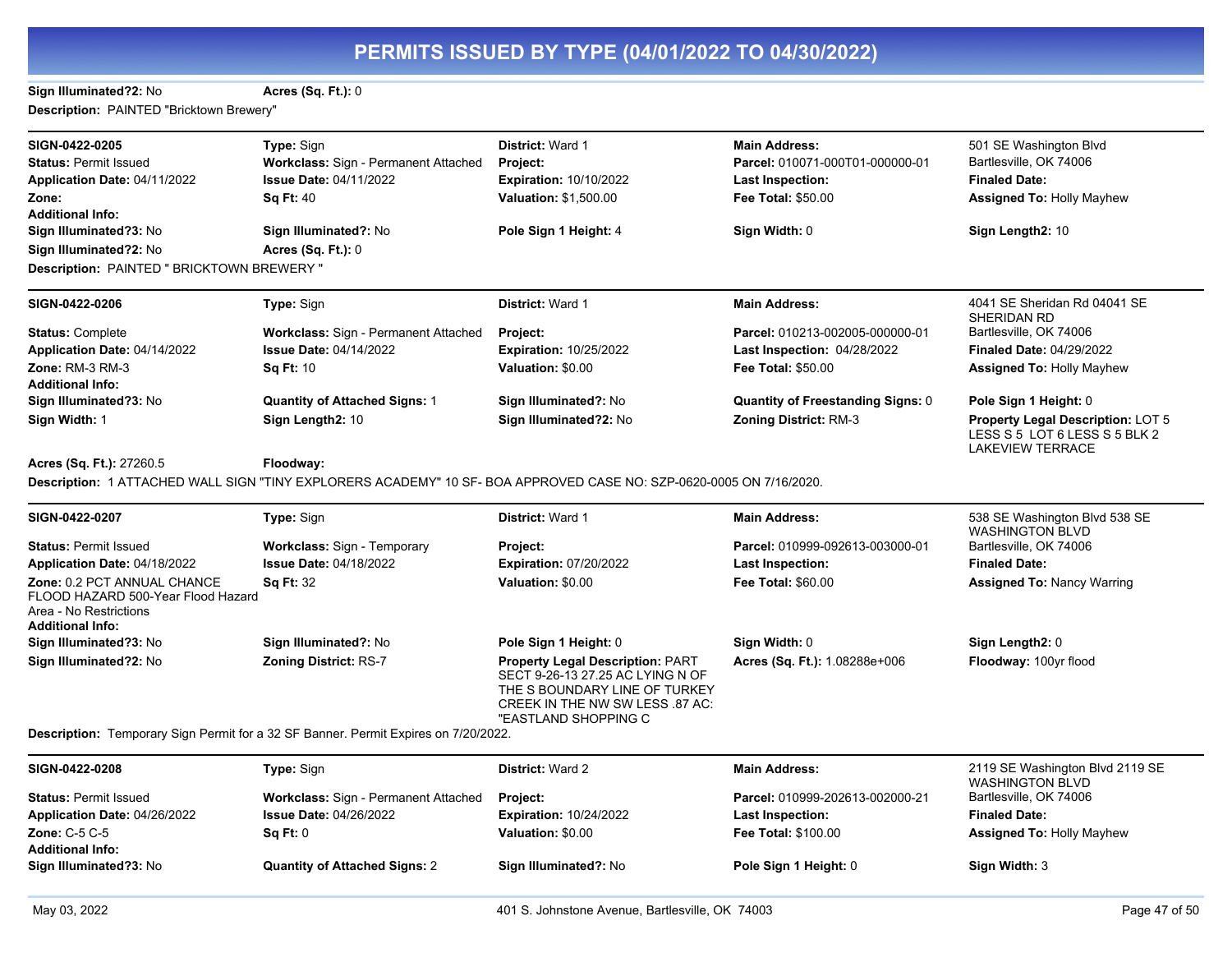# PERMITS ISSUED BY TYPE (04/01/2022 TO 04/30/2022)

**Sign Illuminated?2:** No **Acres (Sq. Ft.):** 0

**Description:** PAINTED "Bricktown Brewery"

---

| | | | | |
|---|---|---|---|---|
| **SIGN-0422-0205** | **Type:** Sign | **District:** Ward 1 | **Main Address:** | 501 SE Washington Blvd |
| **Status:** Permit Issued | **Workclass:** Sign - Permanent Attached | **Project:** | **Parcel:** 010071-000T01-000000-01 | Bartlesville, OK 74006 |
| **Application Date:** 04/11/2022 | **Issue Date:** 04/11/2022 | **Expiration:** 10/10/2022 | **Last Inspection:** | **Finaled Date:** |
| **Zone:** | **Sq Ft:** 40 | **Valuation:** $1,500.00 | **Fee Total:** $50.00 | **Assigned To:** Holly Mayhew |
| **Additional Info:** | | | | |
| **Sign Illuminated?3:** No | **Sign Illuminated?:** No | **Pole Sign 1 Height:** 4 | **Sign Width:** 0 | **Sign Length2:** 10 |
| **Sign Illuminated?2:** No | **Acres (Sq. Ft.):** 0 | | | |

**Description:** PAINTED " BRICKTOWN BREWERY "

---

| | | | | |
|---|---|---|---|---|
| **SIGN-0422-0206** | **Type:** Sign | **District:** Ward 1 | **Main Address:** | 4041 SE Sheridan Rd 04041 SE SHERIDAN RD |
| **Status:** Complete | **Workclass:** Sign - Permanent Attached | **Project:** | **Parcel:** 010213-002005-000000-01 | Bartlesville, OK 74006 |
| **Application Date:** 04/14/2022 | **Issue Date:** 04/14/2022 | **Expiration:** 10/25/2022 | **Last Inspection:** 04/28/2022 | **Finaled Date:** 04/29/2022 |
| **Zone:** RM-3 RM-3 | **Sq Ft:** 10 | **Valuation:** $0.00 | **Fee Total:** $50.00 | **Assigned To:** Holly Mayhew |
| **Additional Info:** | | | | |
| **Sign Illuminated?3:** No | **Quantity of Attached Signs:** 1 | **Sign Illuminated?:** No | **Quantity of Freestanding Signs:** 0 | **Pole Sign 1 Height:** 0 |
| **Sign Width:** 1 | **Sign Length2:** 10 | **Sign Illuminated?2:** No | **Zoning District:** RM-3 | **Property Legal Description:** LOT 5 LESS S 5 LOT 6 LESS S 5 BLK 2 LAKEVIEW TERRACE |
| **Acres (Sq. Ft.):** 27260.5 | **Floodway:** | | | |

**Description:** 1 ATTACHED WALL SIGN "TINY EXPLORERS ACADEMY" 10 SF- BOA APPROVED CASE NO: SZP-0620-0005 ON 7/16/2020.

---

| | | | | |
|---|---|---|---|---|
| **SIGN-0422-0207** | **Type:** Sign | **District:** Ward 1 | **Main Address:** | 538 SE Washington Blvd 538 SE WASHINGTON BLVD |
| **Status:** Permit Issued | **Workclass:** Sign - Temporary | **Project:** | **Parcel:** 010999-092613-003000-01 | Bartlesville, OK 74006 |
| **Application Date:** 04/18/2022 | **Issue Date:** 04/18/2022 | **Expiration:** 07/20/2022 | **Last Inspection:** | **Finaled Date:** |
| **Zone:** 0.2 PCT ANNUAL CHANCE FLOOD HAZARD 500-Year Flood Hazard Area - No Restrictions | **Sq Ft:** 32 | **Valuation:** $0.00 | **Fee Total:** $60.00 | **Assigned To:** Nancy Warring |
| **Additional Info:** | | | | |
| **Sign Illuminated?3:** No | **Sign Illuminated?:** No | **Pole Sign 1 Height:** 0 | **Sign Width:** 0 | **Sign Length2:** 0 |
| **Sign Illuminated?2:** No | **Zoning District:** RS-7 | **Property Legal Description:** PART SECT 9-26-13 27.25 AC LYING N OF THE S BOUNDARY LINE OF TURKEY CREEK IN THE NW SW LESS .87 AC: "EASTLAND SHOPPING C | **Acres (Sq. Ft.):** 1.08288e+006 | **Floodway:** 100yr flood |

**Description:** Temporary Sign Permit for a 32 SF Banner. Permit Expires on 7/20/2022.

---

| | | | | |
|---|---|---|---|---|
| **SIGN-0422-0208** | **Type:** Sign | **District:** Ward 2 | **Main Address:** | 2119 SE Washington Blvd 2119 SE WASHINGTON BLVD |
| **Status:** Permit Issued | **Workclass:** Sign - Permanent Attached | **Project:** | **Parcel:** 010999-202613-002000-21 | Bartlesville, OK 74006 |
| **Application Date:** 04/26/2022 | **Issue Date:** 04/26/2022 | **Expiration:** 10/24/2022 | **Last Inspection:** | **Finaled Date:** |
| **Zone:** C-5 C-5 | **Sq Ft:** 0 | **Valuation:** $0.00 | **Fee Total:** $100.00 | **Assigned To:** Holly Mayhew |
| **Additional Info:** | | | | |
| **Sign Illuminated?3:** No | **Quantity of Attached Signs:** 2 | **Sign Illuminated?:** No | **Pole Sign 1 Height:** 0 | **Sign Width:** 3 |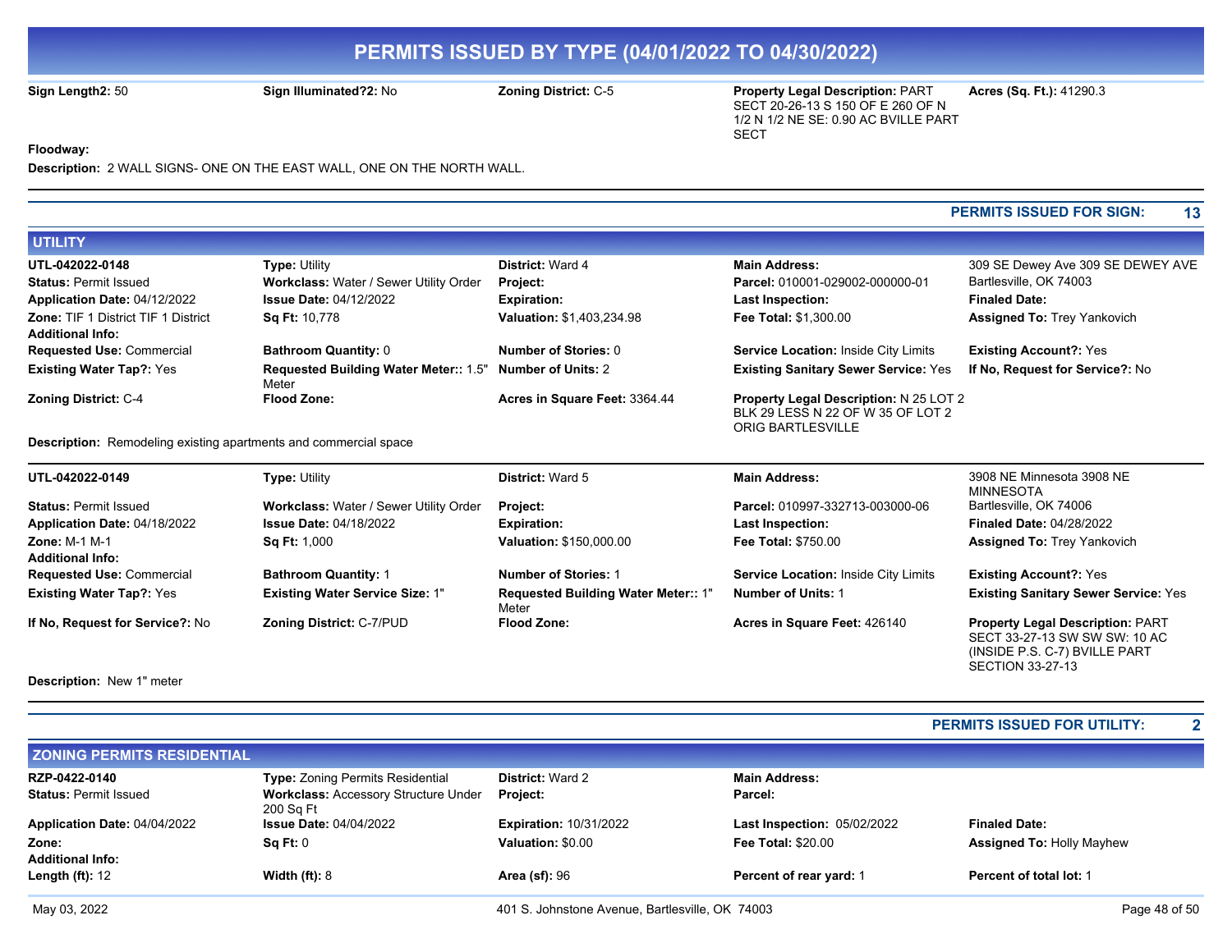# PERMITS ISSUED BY TYPE (04/01/2022 TO 04/30/2022)

**Sign Length2:** 50 | **Sign Illuminated?2:** No | **Zoning District:** C-5 | **Property Legal Description:** PART SECT 20-26-13 S 150 OF E 260 OF N 1/2 N 1/2 NE SE: 0.90 AC BVILLE PART SECT | **Acres (Sq. Ft.):** 41290.3

**Floodway:**

**Description:** 2 WALL SIGNS- ONE ON THE EAST WALL, ONE ON THE NORTH WALL.

**PERMITS ISSUED FOR SIGN: 13**

## UTILITY

**UTL-042022-0148**
**Type:** Utility
**District:** Ward 4
**Main Address:** 309 SE Dewey Ave 309 SE DEWEY AVE Bartlesville, OK 74003
**Status:** Permit Issued
**Workclass:** Water / Sewer Utility Order
**Project:**
**Parcel:** 010001-029002-000000-01
**Application Date:** 04/12/2022
**Issue Date:** 04/12/2022
**Expiration:**
**Last Inspection:**
**Finaled Date:**
**Zone:** TIF 1 District TIF 1 District
**Sq Ft:** 10,778
**Valuation:** $1,403,234.98
**Fee Total:** $1,300.00
**Assigned To:** Trey Yankovich
**Additional Info:**
**Requested Use:** Commercial
**Bathroom Quantity:** 0
**Number of Stories:** 0
**Service Location:** Inside City Limits
**Existing Account?:** Yes
**Existing Water Tap?:** Yes
**Requested Building Water Meter::** 1.5" Meter
**Number of Units:** 2
**Existing Sanitary Sewer Service:** Yes
**If No, Request for Service?:** No
**Zoning District:** C-4
**Flood Zone:**
**Acres in Square Feet:** 3364.44
**Property Legal Description:** N 25 LOT 2 BLK 29 LESS N 22 OF W 35 OF LOT 2 ORIG BARTLESVILLE

**Description:** Remodeling existing apartments and commercial space

---

**UTL-042022-0149**
**Type:** Utility
**District:** Ward 5
**Main Address:** 3908 NE Minnesota 3908 NE MINNESOTA Bartlesville, OK 74006
**Status:** Permit Issued
**Workclass:** Water / Sewer Utility Order
**Project:**
**Parcel:** 010997-332713-003000-06
**Application Date:** 04/18/2022
**Issue Date:** 04/18/2022
**Expiration:**
**Last Inspection:**
**Finaled Date:** 04/28/2022
**Zone:** M-1 M-1
**Sq Ft:** 1,000
**Valuation:** $150,000.00
**Fee Total:** $750.00
**Assigned To:** Trey Yankovich
**Additional Info:**
**Requested Use:** Commercial
**Bathroom Quantity:** 1
**Number of Stories:** 1
**Service Location:** Inside City Limits
**Existing Account?:** Yes
**Existing Water Tap?:** Yes
**Existing Water Service Size:** 1"
**Requested Building Water Meter::** 1" Meter
**Number of Units:** 1
**Existing Sanitary Sewer Service:** Yes
**If No, Request for Service?:** No
**Zoning District:** C-7/PUD
**Flood Zone:**
**Acres in Square Feet:** 426140
**Property Legal Description:** PART SECT 33-27-13 SW SW SW: 10 AC (INSIDE P.S. C-7) BVILLE PART SECTION 33-27-13

**Description:** New 1" meter

**PERMITS ISSUED FOR UTILITY: 2**

## ZONING PERMITS RESIDENTIAL

**RZP-0422-0140**
**Type:** Zoning Permits Residential
**District:** Ward 2
**Main Address:**
**Status:** Permit Issued
**Workclass:** Accessory Structure Under 200 Sq Ft
**Project:**
**Parcel:**
**Application Date:** 04/04/2022
**Issue Date:** 04/04/2022
**Expiration:** 10/31/2022
**Last Inspection:** 05/02/2022
**Finaled Date:**
**Zone:**
**Sq Ft:** 0
**Valuation:** $0.00
**Fee Total:** $20.00
**Assigned To:** Holly Mayhew
**Additional Info:**
**Length (ft):** 12
**Width (ft):** 8
**Area (sf):** 96
**Percent of rear yard:** 1
**Percent of total lot:** 1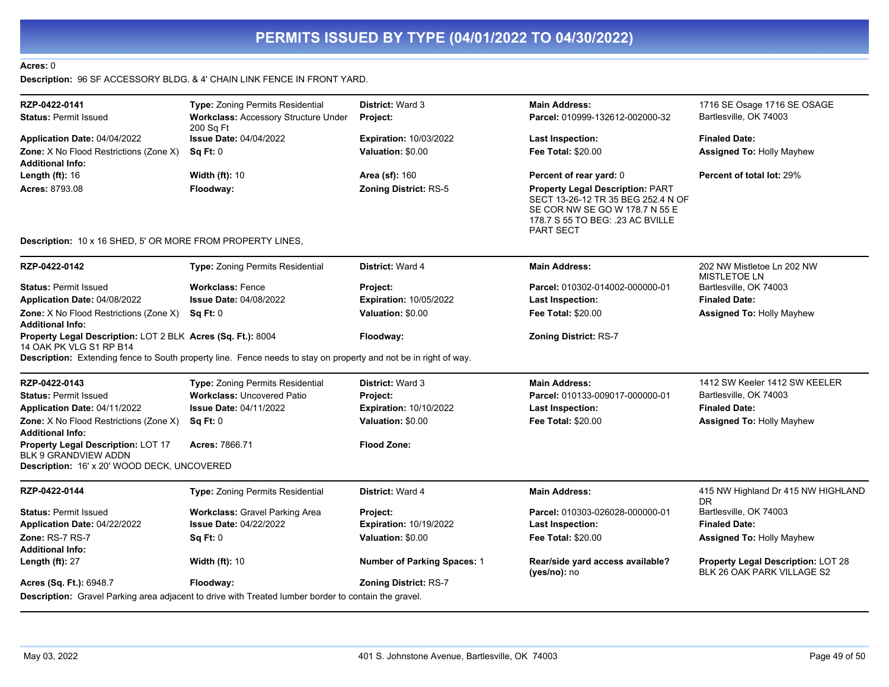# PERMITS ISSUED BY TYPE (04/01/2022 TO 04/30/2022)

**Acres:** 0

**Description:** 96 SF ACCESSORY BLDG. & 4' CHAIN LINK FENCE IN FRONT YARD.

---

| | | | | |
|---|---|---|---|---|
| **RZP-0422-0141** | **Type:** Zoning Permits Residential | **District:** Ward 3 | **Main Address:** | 1716 SE Osage 1716 SE OSAGE |
| **Status:** Permit Issued | **Workclass:** Accessory Structure Under 200 Sq Ft | **Project:** | **Parcel:** 010999-132612-002000-32 | Bartlesville, OK 74003 |
| **Application Date:** 04/04/2022 | **Issue Date:** 04/04/2022 | **Expiration:** 10/03/2022 | **Last Inspection:** | **Finaled Date:** |
| **Zone:** X No Flood Restrictions (Zone X) | **Sq Ft:** 0 | **Valuation:** $0.00 | **Fee Total:** $20.00 | **Assigned To:** Holly Mayhew |
| **Additional Info:** | | | | |
| **Length (ft):** 16 | **Width (ft):** 10 | **Area (sf):** 160 | **Percent of rear yard:** 0 | **Percent of total lot:** 29% |
| **Acres:** 8793.08 | **Floodway:** | **Zoning District:** RS-5 | **Property Legal Description:** PART SECT 13-26-12 TR 35 BEG 252.4 N OF SE COR NW SE GO W 178.7 N 55 E 178.7 S 55 TO BEG: .23 AC BVILLE PART SECT | |

**Description:** 10 x 16 SHED, 5' OR MORE FROM PROPERTY LINES,

---

| | | | | |
|---|---|---|---|---|
| **RZP-0422-0142** | **Type:** Zoning Permits Residential | **District:** Ward 4 | **Main Address:** | 202 NW Mistletoe Ln 202 NW MISTLETOE LN |
| **Status:** Permit Issued | **Workclass:** Fence | **Project:** | **Parcel:** 010302-014002-000000-01 | Bartlesville, OK 74003 |
| **Application Date:** 04/08/2022 | **Issue Date:** 04/08/2022 | **Expiration:** 10/05/2022 | **Last Inspection:** | **Finaled Date:** |
| **Zone:** X No Flood Restrictions (Zone X) | **Sq Ft:** 0 | **Valuation:** $0.00 | **Fee Total:** $20.00 | **Assigned To:** Holly Mayhew |
| **Additional Info:** | | | | |
| **Property Legal Description:** LOT 2 BLK 14 OAK PK VLG S1 RP B14 | **Acres (Sq. Ft.):** 8004 | **Floodway:** | **Zoning District:** RS-7 | |

**Description:** Extending fence to South property line. Fence needs to stay on property and not be in right of way.

---

| | | | | |
|---|---|---|---|---|
| **RZP-0422-0143** | **Type:** Zoning Permits Residential | **District:** Ward 3 | **Main Address:** | 1412 SW Keeler 1412 SW KEELER |
| **Status:** Permit Issued | **Workclass:** Uncovered Patio | **Project:** | **Parcel:** 010133-009017-000000-01 | Bartlesville, OK 74003 |
| **Application Date:** 04/11/2022 | **Issue Date:** 04/11/2022 | **Expiration:** 10/10/2022 | **Last Inspection:** | **Finaled Date:** |
| **Zone:** X No Flood Restrictions (Zone X) | **Sq Ft:** 0 | **Valuation:** $0.00 | **Fee Total:** $20.00 | **Assigned To:** Holly Mayhew |
| **Additional Info:** | | | | |
| **Property Legal Description:** LOT 17 BLK 9 GRANDVIEW ADDN | **Acres:** 7866.71 | **Flood Zone:** | | |

**Description:** 16' x 20' WOOD DECK, UNCOVERED

---

| | | | | |
|---|---|---|---|---|
| **RZP-0422-0144** | **Type:** Zoning Permits Residential | **District:** Ward 4 | **Main Address:** | 415 NW Highland Dr 415 NW HIGHLAND DR |
| **Status:** Permit Issued | **Workclass:** Gravel Parking Area | **Project:** | **Parcel:** 010303-026028-000000-01 | Bartlesville, OK 74003 |
| **Application Date:** 04/22/2022 | **Issue Date:** 04/22/2022 | **Expiration:** 10/19/2022 | **Last Inspection:** | **Finaled Date:** |
| **Zone:** RS-7 RS-7 | **Sq Ft:** 0 | **Valuation:** $0.00 | **Fee Total:** $20.00 | **Assigned To:** Holly Mayhew |
| **Additional Info:** | | | | |
| **Length (ft):** 27 | **Width (ft):** 10 | **Number of Parking Spaces:** 1 | **Rear/side yard access available? (yes/no):** no | **Property Legal Description:** LOT 28 BLK 26 OAK PARK VILLAGE S2 |
| **Acres (Sq. Ft.):** 6948.7 | **Floodway:** | **Zoning District:** RS-7 | | |

**Description:** Gravel Parking area adjacent to drive with Treated lumber border to contain the gravel.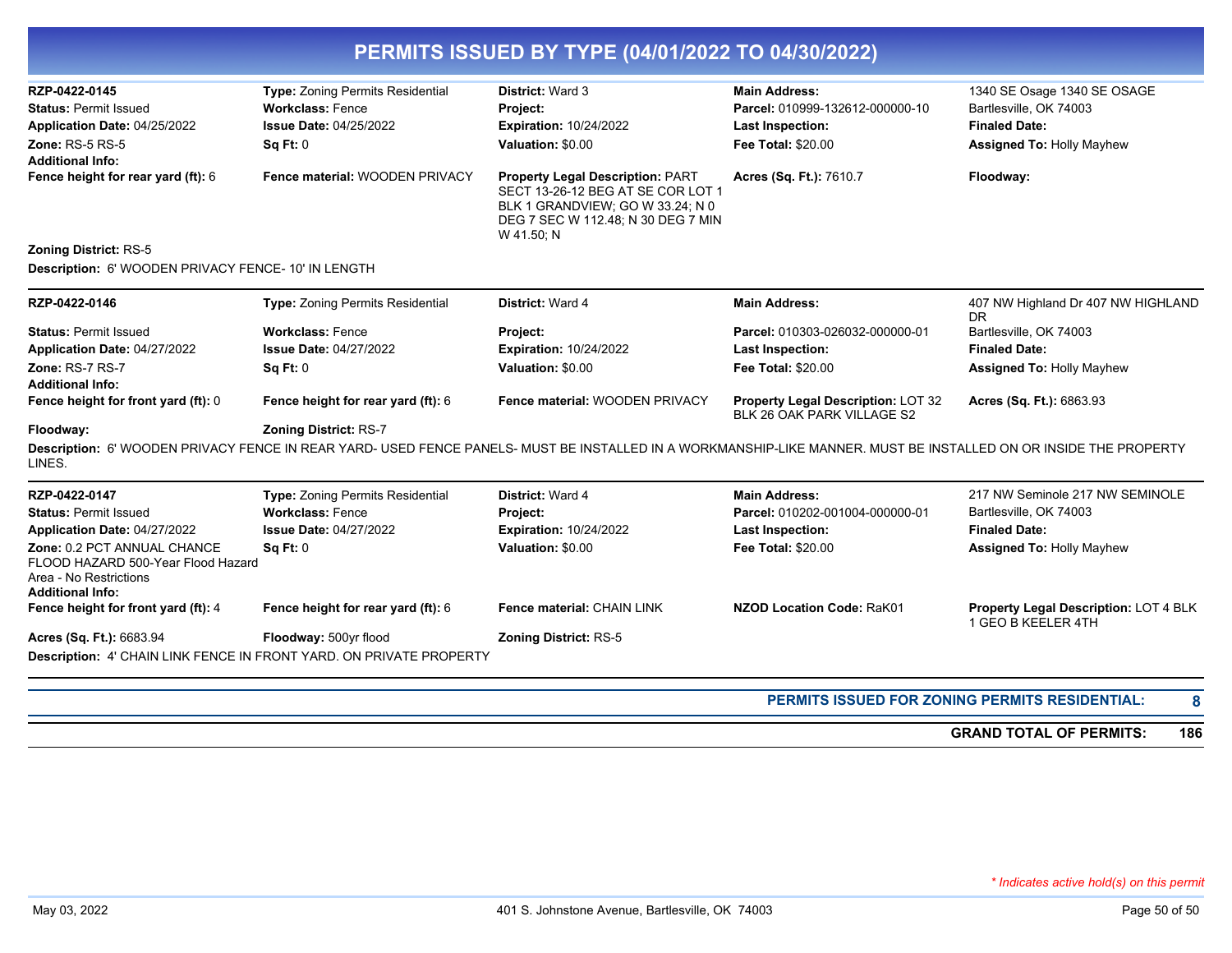# PERMITS ISSUED BY TYPE (04/01/2022 TO 04/30/2022)

| | | | | |
|---|---|---|---|---|
| **RZP-0422-0145** | **Type:** Zoning Permits Residential | **District:** Ward 3 | **Main Address:** | 1340 SE Osage 1340 SE OSAGE |
| **Status:** Permit Issued | **Workclass:** Fence | **Project:** | **Parcel:** 010999-132612-000000-10 | Bartlesville, OK 74003 |
| **Application Date:** 04/25/2022 | **Issue Date:** 04/25/2022 | **Expiration:** 10/24/2022 | **Last Inspection:** | **Finaled Date:** |
| **Zone:** RS-5 RS-5 | **Sq Ft:** 0 | **Valuation:** $0.00 | **Fee Total:** $20.00 | **Assigned To:** Holly Mayhew |
| **Additional Info:** | | | | |
| **Fence height for rear yard (ft):** 6 | **Fence material:** WOODEN PRIVACY | **Property Legal Description:** PART SECT 13-26-12 BEG AT SE COR LOT 1 BLK 1 GRANDVIEW; GO W 33.24; N 0 DEG 7 SEC W 112.48; N 30 DEG 7 MIN W 41.50; N | **Acres (Sq. Ft.):** 7610.7 | **Floodway:** |
| **Zoning District:** RS-5 | | | | |

**Description:** 6' WOODEN PRIVACY FENCE- 10' IN LENGTH

| | | | | |
|---|---|---|---|---|
| **RZP-0422-0146** | **Type:** Zoning Permits Residential | **District:** Ward 4 | **Main Address:** | 407 NW Highland Dr 407 NW HIGHLAND DR |
| **Status:** Permit Issued | **Workclass:** Fence | **Project:** | **Parcel:** 010303-026032-000000-01 | Bartlesville, OK 74003 |
| **Application Date:** 04/27/2022 | **Issue Date:** 04/27/2022 | **Expiration:** 10/24/2022 | **Last Inspection:** | **Finaled Date:** |
| **Zone:** RS-7 RS-7 | **Sq Ft:** 0 | **Valuation:** $0.00 | **Fee Total:** $20.00 | **Assigned To:** Holly Mayhew |
| **Additional Info:** | | | | |
| **Fence height for front yard (ft):** 0 | **Fence height for rear yard (ft):** 6 | **Fence material:** WOODEN PRIVACY | **Property Legal Description:** LOT 32 BLK 26 OAK PARK VILLAGE S2 | **Acres (Sq. Ft.):** 6863.93 |
| **Floodway:** | **Zoning District:** RS-7 | | | |

**Description:** 6' WOODEN PRIVACY FENCE IN REAR YARD- USED FENCE PANELS- MUST BE INSTALLED IN A WORKMANSHIP-LIKE MANNER. MUST BE INSTALLED ON OR INSIDE THE PROPERTY LINES.

| | | | | |
|---|---|---|---|---|
| **RZP-0422-0147** | **Type:** Zoning Permits Residential | **District:** Ward 4 | **Main Address:** | 217 NW Seminole 217 NW SEMINOLE |
| **Status:** Permit Issued | **Workclass:** Fence | **Project:** | **Parcel:** 010202-001004-000000-01 | Bartlesville, OK 74003 |
| **Application Date:** 04/27/2022 | **Issue Date:** 04/27/2022 | **Expiration:** 10/24/2022 | **Last Inspection:** | **Finaled Date:** |
| **Zone:** 0.2 PCT ANNUAL CHANCE FLOOD HAZARD 500-Year Flood Hazard Area - No Restrictions | **Sq Ft:** 0 | **Valuation:** $0.00 | **Fee Total:** $20.00 | **Assigned To:** Holly Mayhew |
| **Additional Info:** | | | | |
| **Fence height for front yard (ft):** 4 | **Fence height for rear yard (ft):** 6 | **Fence material:** CHAIN LINK | **NZOD Location Code:** RaK01 | **Property Legal Description:** LOT 4 BLK 1 GEO B KEELER 4TH |
| **Acres (Sq. Ft.):** 6683.94 | **Floodway:** 500yr flood | **Zoning District:** RS-5 | | |

**Description:** 4' CHAIN LINK FENCE IN FRONT YARD. ON PRIVATE PROPERTY

**PERMITS ISSUED FOR ZONING PERMITS RESIDENTIAL: 8**

**GRAND TOTAL OF PERMITS: 186**

*\* Indicates active hold(s) on this permit*